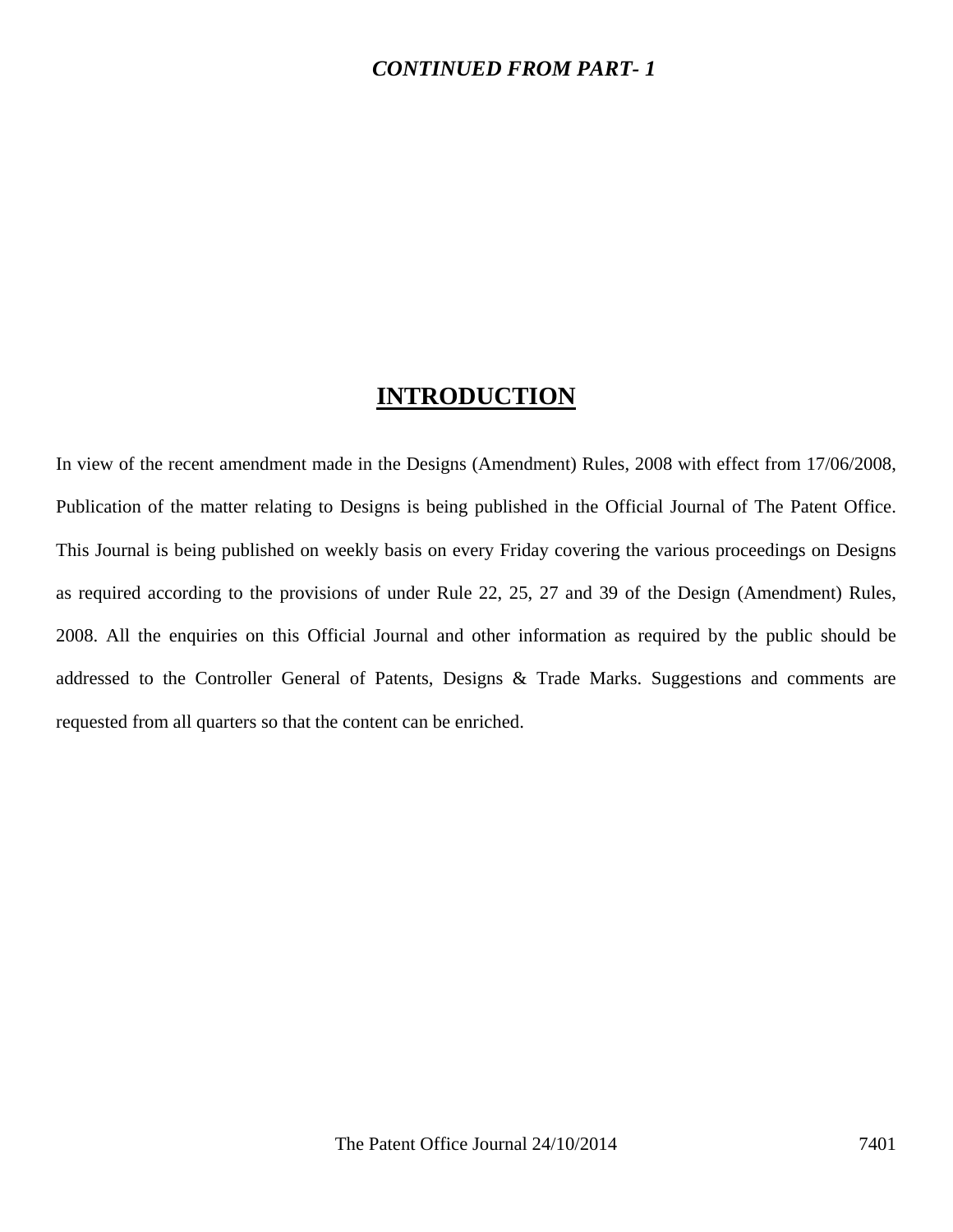***CONTINUED FROM PART- 1***

# INTRODUCTION

In view of the recent amendment made in the Designs (Amendment) Rules, 2008 with effect from 17/06/2008, Publication of the matter relating to Designs is being published in the Official Journal of The Patent Office. This Journal is being published on weekly basis on every Friday covering the various proceedings on Designs as required according to the provisions of under Rule 22, 25, 27 and 39 of the Design (Amendment) Rules, 2008. All the enquiries on this Official Journal and other information as required by the public should be addressed to the Controller General of Patents, Designs & Trade Marks. Suggestions and comments are requested from all quarters so that the content can be enriched.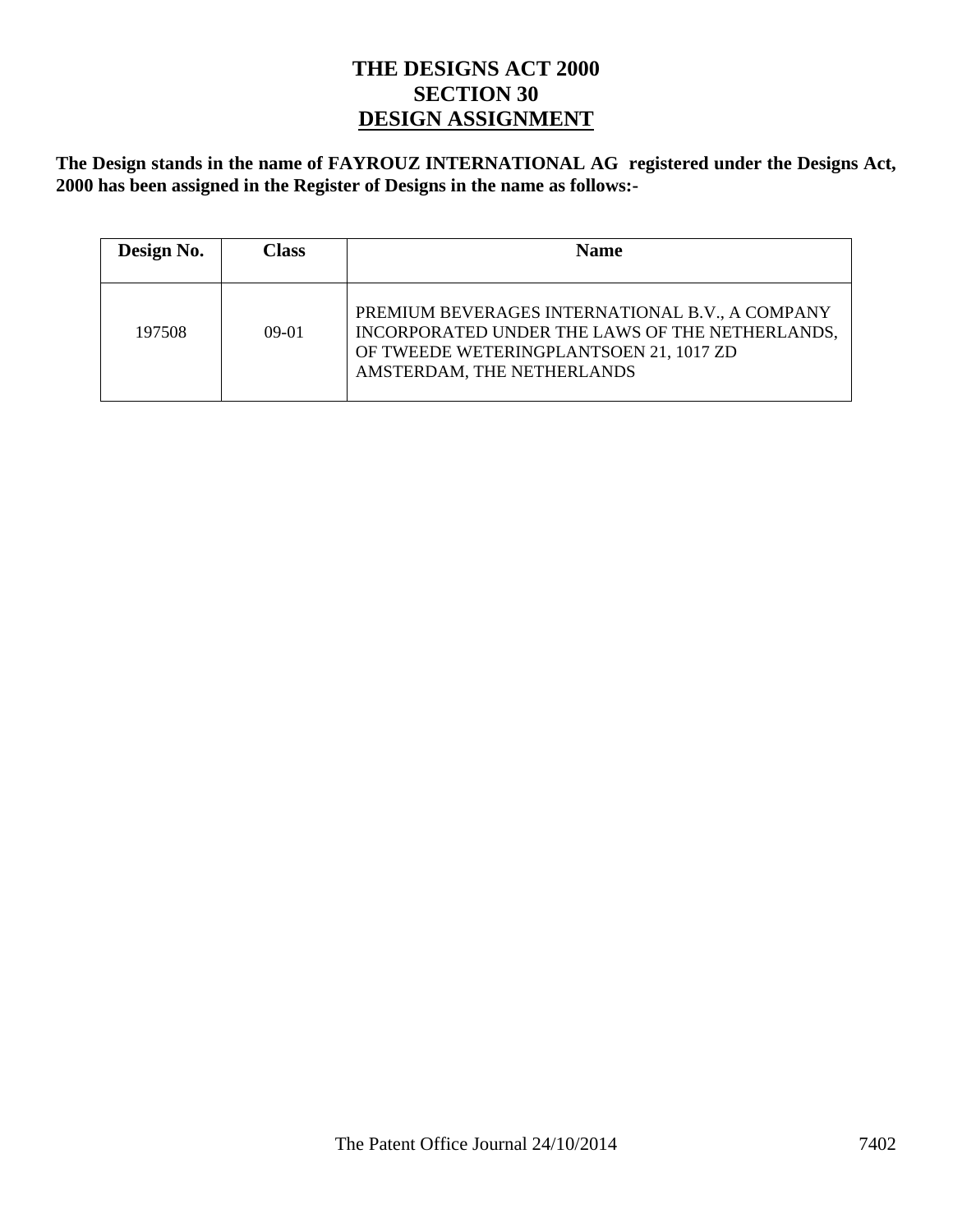# THE DESIGNS ACT 2000
## SECTION 30
## DESIGN ASSIGNMENT

**The Design stands in the name of FAYROUZ INTERNATIONAL AG registered under the Designs Act, 2000 has been assigned in the Register of Designs in the name as follows:-**

| Design No. | Class | Name |
|---|---|---|
| 197508 | 09-01 | PREMIUM BEVERAGES INTERNATIONAL B.V., A COMPANY INCORPORATED UNDER THE LAWS OF THE NETHERLANDS, OF TWEEDE WETERINGPLANTSOEN 21, 1017 ZD AMSTERDAM, THE NETHERLANDS |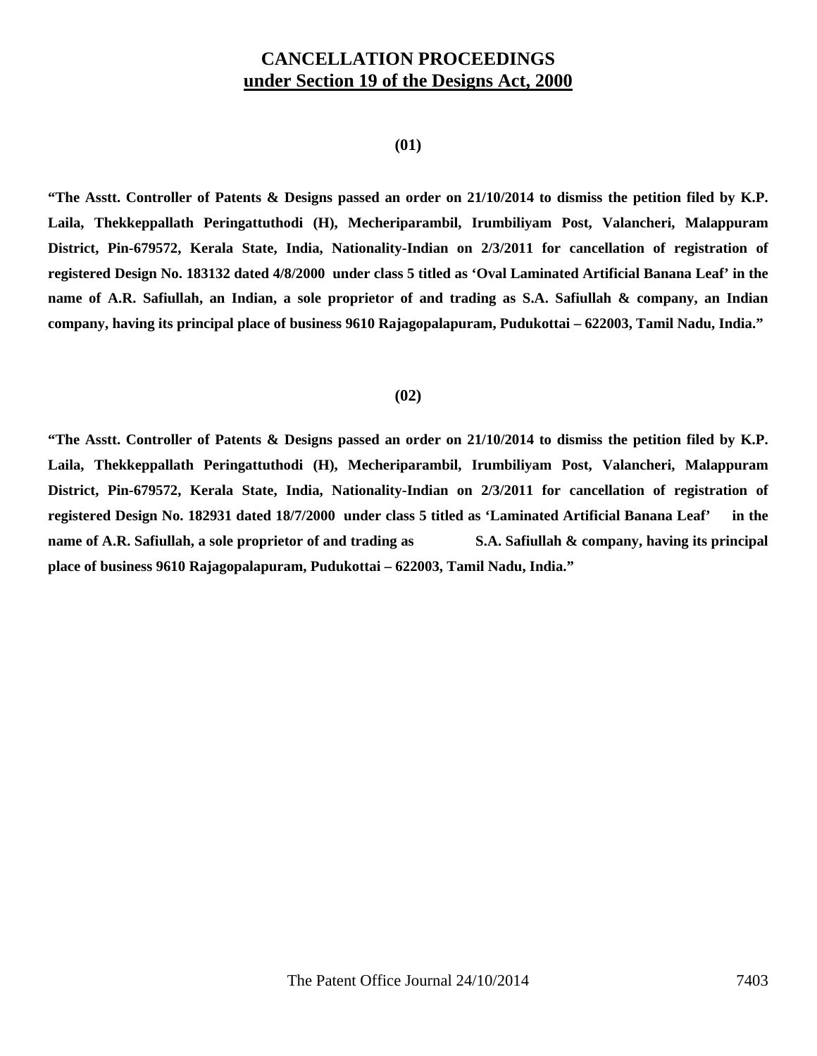# CANCELLATION PROCEEDINGS
## under Section 19 of the Designs Act, 2000

**(01)**

**"The Asstt. Controller of Patents & Designs passed an order on 21/10/2014 to dismiss the petition filed by K.P. Laila, Thekkeppallath Peringattuthodi (H), Mecheriparambil, Irumbiliyam Post, Valancheri, Malappuram District, Pin-679572, Kerala State, India, Nationality-Indian on 2/3/2011 for cancellation of registration of registered Design No. 183132 dated 4/8/2000 under class 5 titled as 'Oval Laminated Artificial Banana Leaf' in the name of A.R. Safiullah, an Indian, a sole proprietor of and trading as S.A. Safiullah & company, an Indian company, having its principal place of business 9610 Rajagopalapuram, Pudukottai – 622003, Tamil Nadu, India."**

**(02)**

**"The Asstt. Controller of Patents & Designs passed an order on 21/10/2014 to dismiss the petition filed by K.P. Laila, Thekkeppallath Peringattuthodi (H), Mecheriparambil, Irumbiliyam Post, Valancheri, Malappuram District, Pin-679572, Kerala State, India, Nationality-Indian on 2/3/2011 for cancellation of registration of registered Design No. 182931 dated 18/7/2000 under class 5 titled as 'Laminated Artificial Banana Leaf' in the name of A.R. Safiullah, a sole proprietor of and trading as S.A. Safiullah & company, having its principal place of business 9610 Rajagopalapuram, Pudukottai – 622003, Tamil Nadu, India."**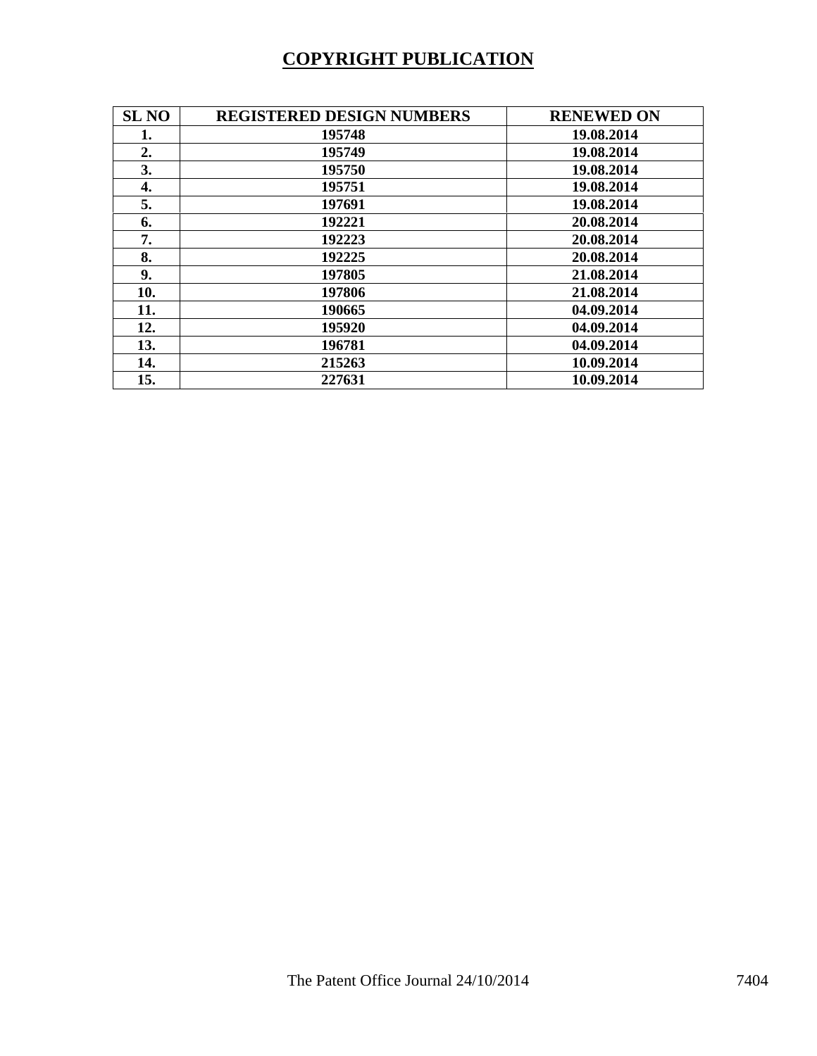## COPYRIGHT PUBLICATION

| SL NO | REGISTERED DESIGN NUMBERS | RENEWED ON |
|---|---|---|
| 1. | 195748 | 19.08.2014 |
| 2. | 195749 | 19.08.2014 |
| 3. | 195750 | 19.08.2014 |
| 4. | 195751 | 19.08.2014 |
| 5. | 197691 | 19.08.2014 |
| 6. | 192221 | 20.08.2014 |
| 7. | 192223 | 20.08.2014 |
| 8. | 192225 | 20.08.2014 |
| 9. | 197805 | 21.08.2014 |
| 10. | 197806 | 21.08.2014 |
| 11. | 190665 | 04.09.2014 |
| 12. | 195920 | 04.09.2014 |
| 13. | 196781 | 04.09.2014 |
| 14. | 215263 | 10.09.2014 |
| 15. | 227631 | 10.09.2014 |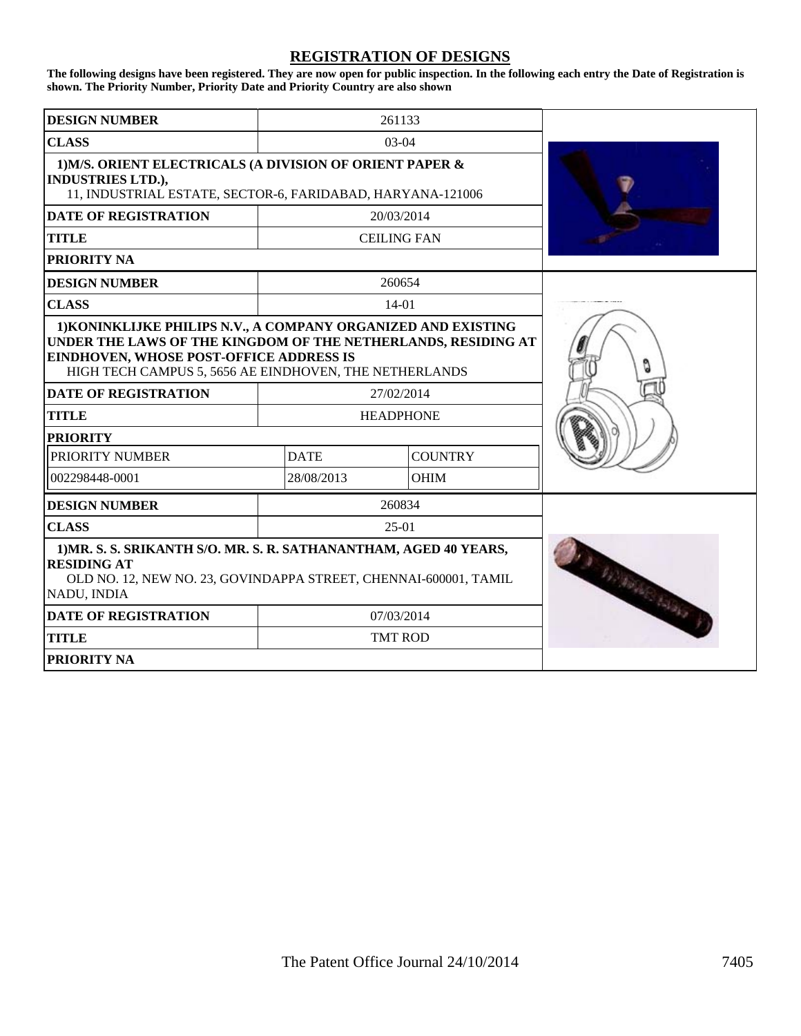## REGISTRATION OF DESIGNS

**The following designs have been registered. They are now open for public inspection. In the following each entry the Date of Registration is shown. The Priority Number, Priority Date and Priority Country are also shown**

| **DESIGN NUMBER** | 261133 |
|---|---|
| **CLASS** | 03-04 |
| **1)M/S. ORIENT ELECTRICALS (A DIVISION OF ORIENT PAPER & INDUSTRIES LTD.),** 11, INDUSTRIAL ESTATE, SECTOR-6, FARIDABAD, HARYANA-121006 | |
| **DATE OF REGISTRATION** | 20/03/2014 |
| **TITLE** | CEILING FAN |
| **PRIORITY NA** | |

| **DESIGN NUMBER** | 260654 | |
|---|---|---|
| **CLASS** | 14-01 | |
| **1)KONINKLIJKE PHILIPS N.V., A COMPANY ORGANIZED AND EXISTING UNDER THE LAWS OF THE KINGDOM OF THE NETHERLANDS, RESIDING AT EINDHOVEN, WHOSE POST-OFFICE ADDRESS IS** HIGH TECH CAMPUS 5, 5656 AE EINDHOVEN, THE NETHERLANDS | | |
| **DATE OF REGISTRATION** | 27/02/2014 | |
| **TITLE** | HEADPHONE | |
| **PRIORITY** | | |
| PRIORITY NUMBER | DATE | COUNTRY |
| 002298448-0001 | 28/08/2013 | OHIM |

| **DESIGN NUMBER** | 260834 |
|---|---|
| **CLASS** | 25-01 |
| **1)MR. S. S. SRIKANTH S/O. MR. S. R. SATHANANTHAM, AGED 40 YEARS, RESIDING AT** OLD NO. 12, NEW NO. 23, GOVINDAPPA STREET, CHENNAI-600001, TAMIL NADU, INDIA | |
| **DATE OF REGISTRATION** | 07/03/2014 |
| **TITLE** | TMT ROD |
| **PRIORITY NA** | |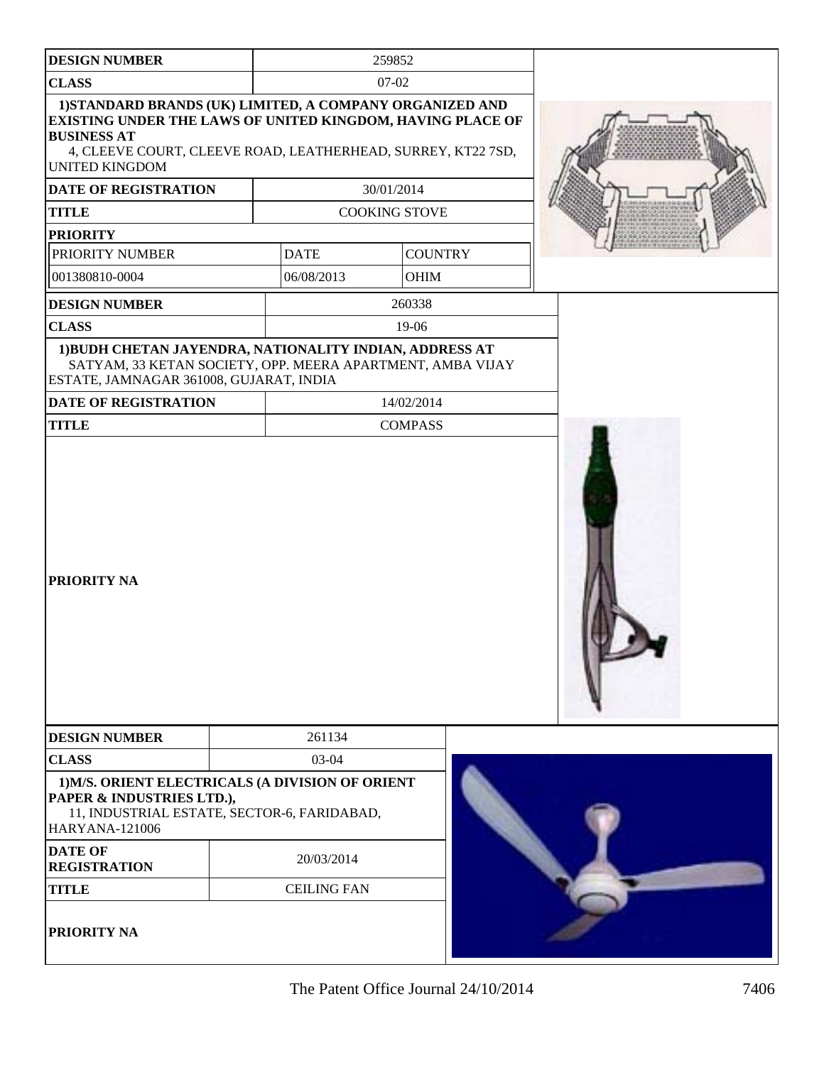| DESIGN NUMBER | 259852 | |
|---|---|---|
| CLASS | 07-02 | |
| 1)STANDARD BRANDS (UK) LIMITED, A COMPANY ORGANIZED AND EXISTING UNDER THE LAWS OF UNITED KINGDOM, HAVING PLACE OF BUSINESS AT 4, CLEEVE COURT, CLEEVE ROAD, LEATHERHEAD, SURREY, KT22 7SD, UNITED KINGDOM | | |
| DATE OF REGISTRATION | 30/01/2014 | |
| TITLE | COOKING STOVE | |
| PRIORITY | | |
| PRIORITY NUMBER | DATE | COUNTRY |
| 001380810-0004 | 06/08/2013 | OHIM |

| DESIGN NUMBER | 260338 |
|---|---|
| CLASS | 19-06 |
| 1)BUDH CHETAN JAYENDRA, NATIONALITY INDIAN, ADDRESS AT SATYAM, 33 KETAN SOCIETY, OPP. MEERA APARTMENT, AMBA VIJAY ESTATE, JAMNAGAR 361008, GUJARAT, INDIA | |
| DATE OF REGISTRATION | 14/02/2014 |
| TITLE | COMPASS |
| PRIORITY NA | |

| DESIGN NUMBER | 261134 |
|---|---|
| CLASS | 03-04 |
| 1)M/S. ORIENT ELECTRICALS (A DIVISION OF ORIENT PAPER & INDUSTRIES LTD.), 11, INDUSTRIAL ESTATE, SECTOR-6, FARIDABAD, HARYANA-121006 | |
| DATE OF REGISTRATION | 20/03/2014 |
| TITLE | CEILING FAN |
| PRIORITY NA | |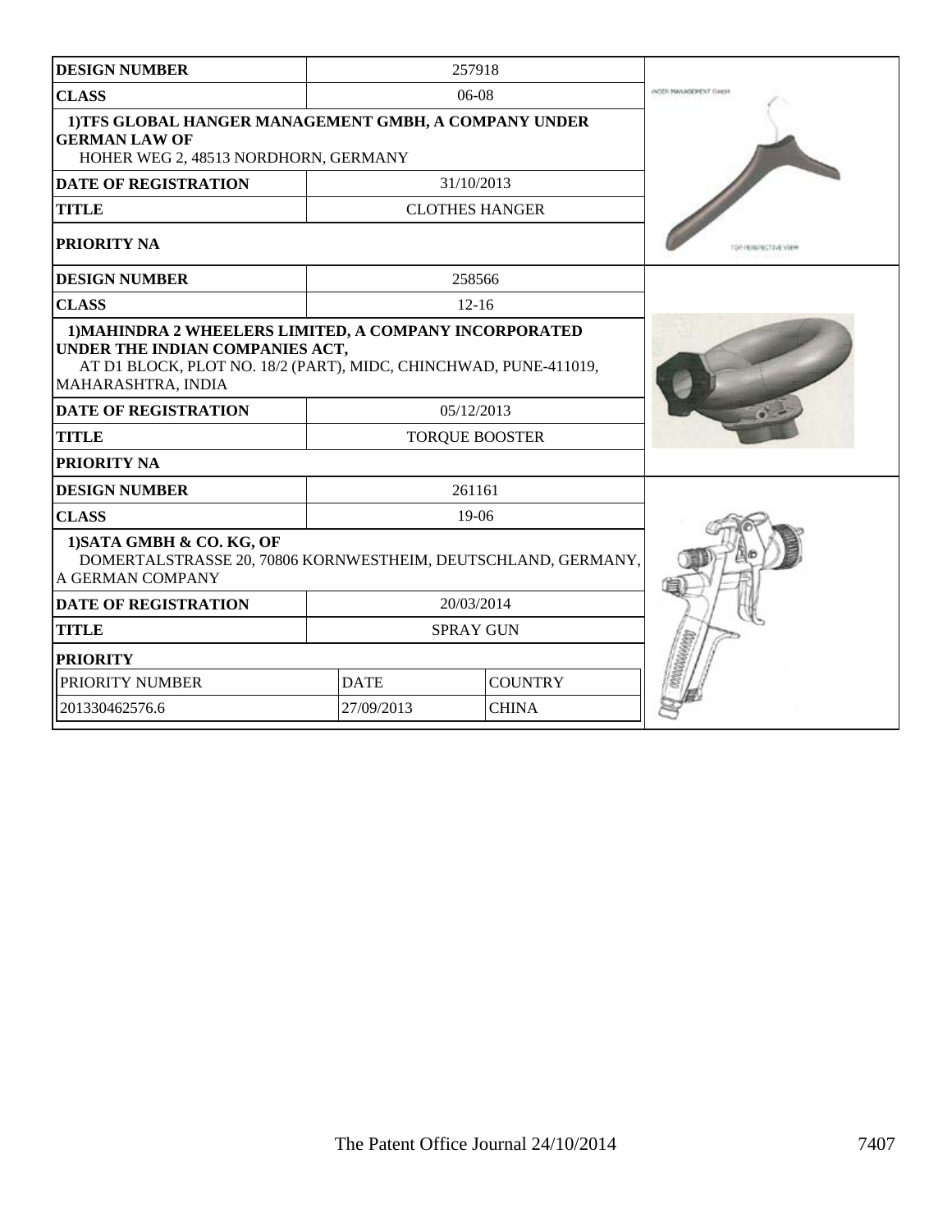| DESIGN NUMBER | 257918 | |
|---|---|---|
| CLASS | 06-08 | |
| **1)TFS GLOBAL HANGER MANAGEMENT GMBH, A COMPANY UNDER GERMAN LAW OF** HOHER WEG 2, 48513 NORDHORN, GERMANY | | |
| DATE OF REGISTRATION | 31/10/2013 | |
| TITLE | CLOTHES HANGER | |
| PRIORITY NA | | |

| DESIGN NUMBER | 258566 |
|---|---|
| CLASS | 12-16 |
| **1)MAHINDRA 2 WHEELERS LIMITED, A COMPANY INCORPORATED UNDER THE INDIAN COMPANIES ACT,** AT D1 BLOCK, PLOT NO. 18/2 (PART), MIDC, CHINCHWAD, PUNE-411019, MAHARASHTRA, INDIA | |
| DATE OF REGISTRATION | 05/12/2013 |
| TITLE | TORQUE BOOSTER |
| PRIORITY NA | |

| DESIGN NUMBER | 261161 | |
|---|---|---|
| CLASS | 19-06 | |
| **1)SATA GMBH & CO. KG, OF** DOMERTALSTRASSE 20, 70806 KORNWESTHEIM, DEUTSCHLAND, GERMANY, A GERMAN COMPANY | | |
| DATE OF REGISTRATION | 20/03/2014 | |
| TITLE | SPRAY GUN | |
| **PRIORITY** | | |
| PRIORITY NUMBER | DATE | COUNTRY |
| 201330462576.6 | 27/09/2013 | CHINA |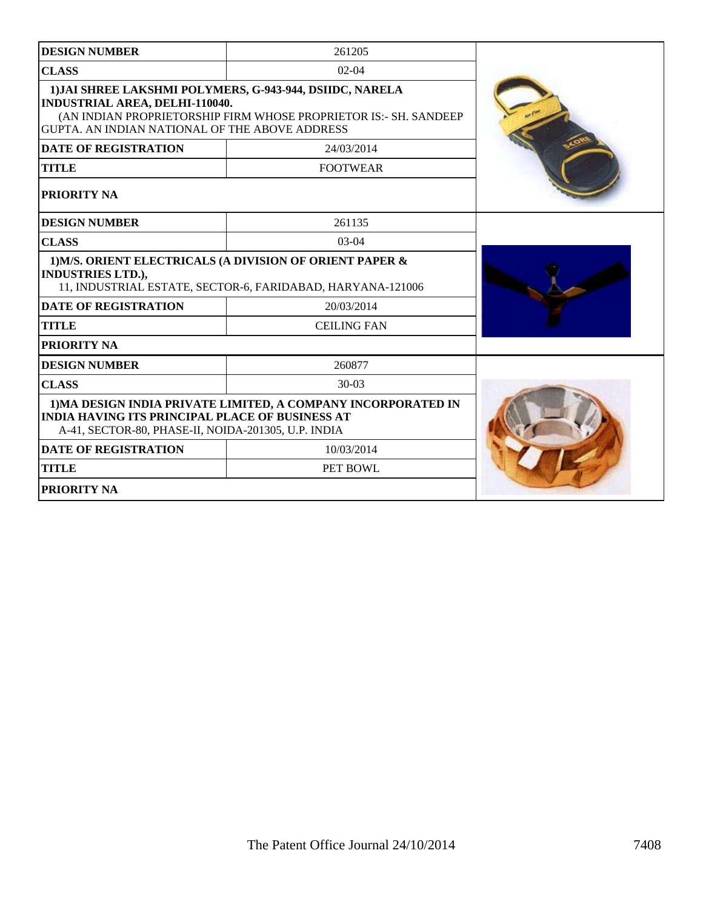| DESIGN NUMBER | 261205 |
|---|---|
| CLASS | 02-04 |
| 1)JAI SHREE LAKSHMI POLYMERS, G-943-944, DSIIDC, NARELA INDUSTRIAL AREA, DELHI-110040. (AN INDIAN PROPRIETORSHIP FIRM WHOSE PROPRIETOR IS:- SH. SANDEEP GUPTA. AN INDIAN NATIONAL OF THE ABOVE ADDRESS | |
| DATE OF REGISTRATION | 24/03/2014 |
| TITLE | FOOTWEAR |
| PRIORITY NA | |

| DESIGN NUMBER | 261135 |
|---|---|
| CLASS | 03-04 |
| 1)M/S. ORIENT ELECTRICALS (A DIVISION OF ORIENT PAPER & INDUSTRIES LTD.), 11, INDUSTRIAL ESTATE, SECTOR-6, FARIDABAD, HARYANA-121006 | |
| DATE OF REGISTRATION | 20/03/2014 |
| TITLE | CEILING FAN |
| PRIORITY NA | |

| DESIGN NUMBER | 260877 |
|---|---|
| CLASS | 30-03 |
| 1)MA DESIGN INDIA PRIVATE LIMITED, A COMPANY INCORPORATED IN INDIA HAVING ITS PRINCIPAL PLACE OF BUSINESS AT A-41, SECTOR-80, PHASE-II, NOIDA-201305, U.P. INDIA | |
| DATE OF REGISTRATION | 10/03/2014 |
| TITLE | PET BOWL |
| PRIORITY NA | |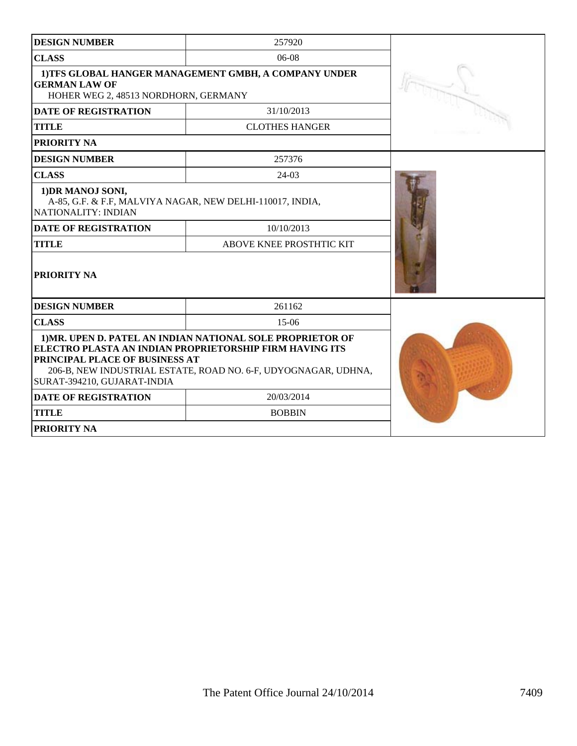| DESIGN NUMBER | 257920 |
| --- | --- |
| CLASS | 06-08 |
| 1)TFS GLOBAL HANGER MANAGEMENT GMBH, A COMPANY UNDER GERMAN LAW OF<br>HOHER WEG 2, 48513 NORDHORN, GERMANY | |
| DATE OF REGISTRATION | 31/10/2013 |
| TITLE | CLOTHES HANGER |
| PRIORITY NA | |

| DESIGN NUMBER | 257376 |
| --- | --- |
| CLASS | 24-03 |
| 1)DR MANOJ SONI,<br>A-85, G.F. & F.F, MALVIYA NAGAR, NEW DELHI-110017, INDIA, NATIONALITY: INDIAN | |
| DATE OF REGISTRATION | 10/10/2013 |
| TITLE | ABOVE KNEE PROSTHTIC KIT |
| PRIORITY NA | |

| DESIGN NUMBER | 261162 |
| --- | --- |
| CLASS | 15-06 |
| 1)MR. UPEN D. PATEL AN INDIAN NATIONAL SOLE PROPRIETOR OF ELECTRO PLASTA AN INDIAN PROPRIETORSHIP FIRM HAVING ITS PRINCIPAL PLACE OF BUSINESS AT<br>206-B, NEW INDUSTRIAL ESTATE, ROAD NO. 6-F, UDYOGNAGAR, UDHNA, SURAT-394210, GUJARAT-INDIA | |
| DATE OF REGISTRATION | 20/03/2014 |
| TITLE | BOBBIN |
| PRIORITY NA | |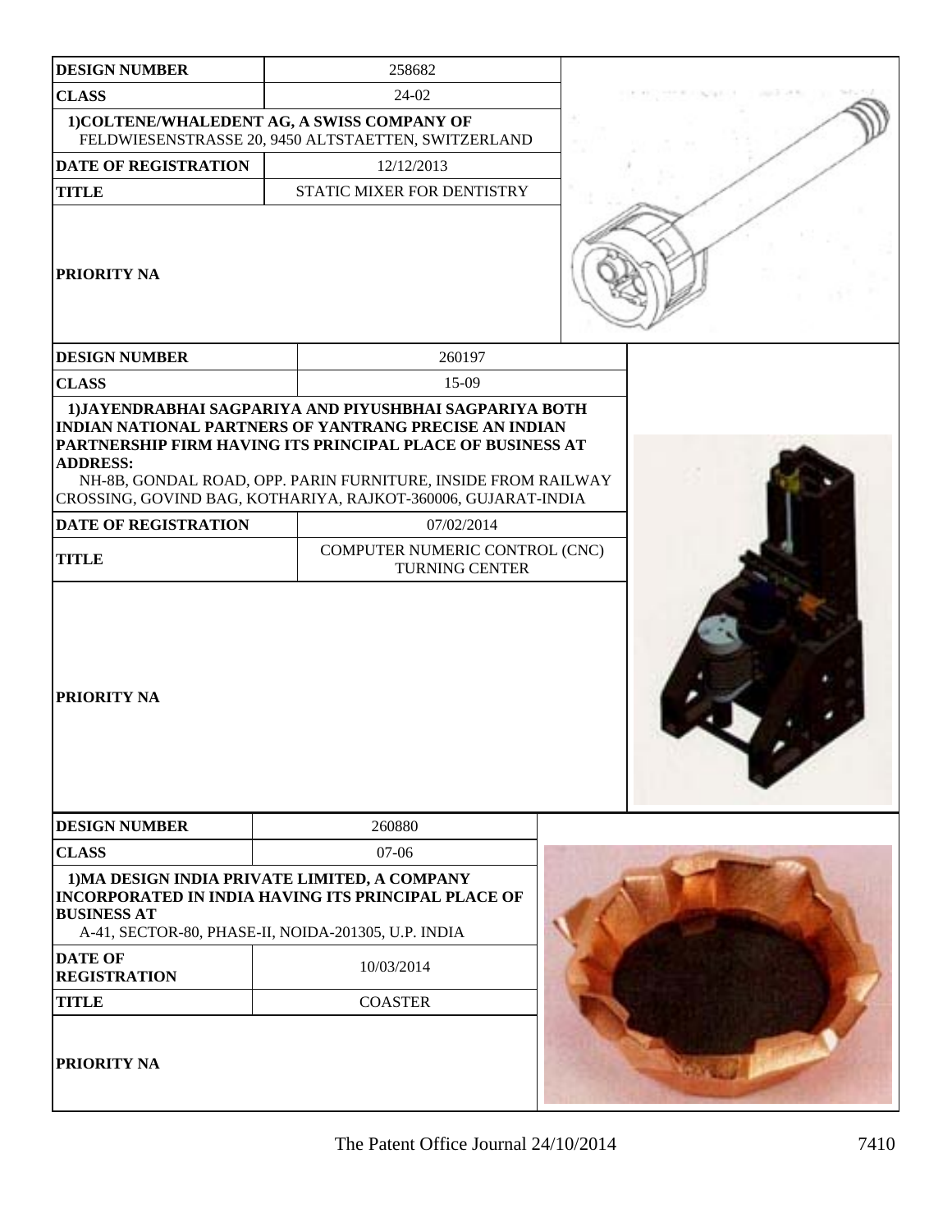| DESIGN NUMBER | 258682 |
| --- | --- |
| CLASS | 24-02 |
| 1)COLTENE/WHALEDENT AG, A SWISS COMPANY OF FELDWIESENSTRASSE 20, 9450 ALTSTAETTEN, SWITZERLAND | |
| DATE OF REGISTRATION | 12/12/2013 |
| TITLE | STATIC MIXER FOR DENTISTRY |
| PRIORITY NA | |

| DESIGN NUMBER | 260197 |
| --- | --- |
| CLASS | 15-09 |
| 1)JAYENDRABHAI SAGPARIYA AND PIYUSHBHAI SAGPARIYA BOTH INDIAN NATIONAL PARTNERS OF YANTRANG PRECISE AN INDIAN PARTNERSHIP FIRM HAVING ITS PRINCIPAL PLACE OF BUSINESS AT ADDRESS: NH-8B, GONDAL ROAD, OPP. PARIN FURNITURE, INSIDE FROM RAILWAY CROSSING, GOVIND BAG, KOTHARIYA, RAJKOT-360006, GUJARAT-INDIA | |
| DATE OF REGISTRATION | 07/02/2014 |
| TITLE | COMPUTER NUMERIC CONTROL (CNC) TURNING CENTER |
| PRIORITY NA | |

| DESIGN NUMBER | 260880 |
| --- | --- |
| CLASS | 07-06 |
| 1)MA DESIGN INDIA PRIVATE LIMITED, A COMPANY INCORPORATED IN INDIA HAVING ITS PRINCIPAL PLACE OF BUSINESS AT A-41, SECTOR-80, PHASE-II, NOIDA-201305, U.P. INDIA | |
| DATE OF REGISTRATION | 10/03/2014 |
| TITLE | COASTER |
| PRIORITY NA | |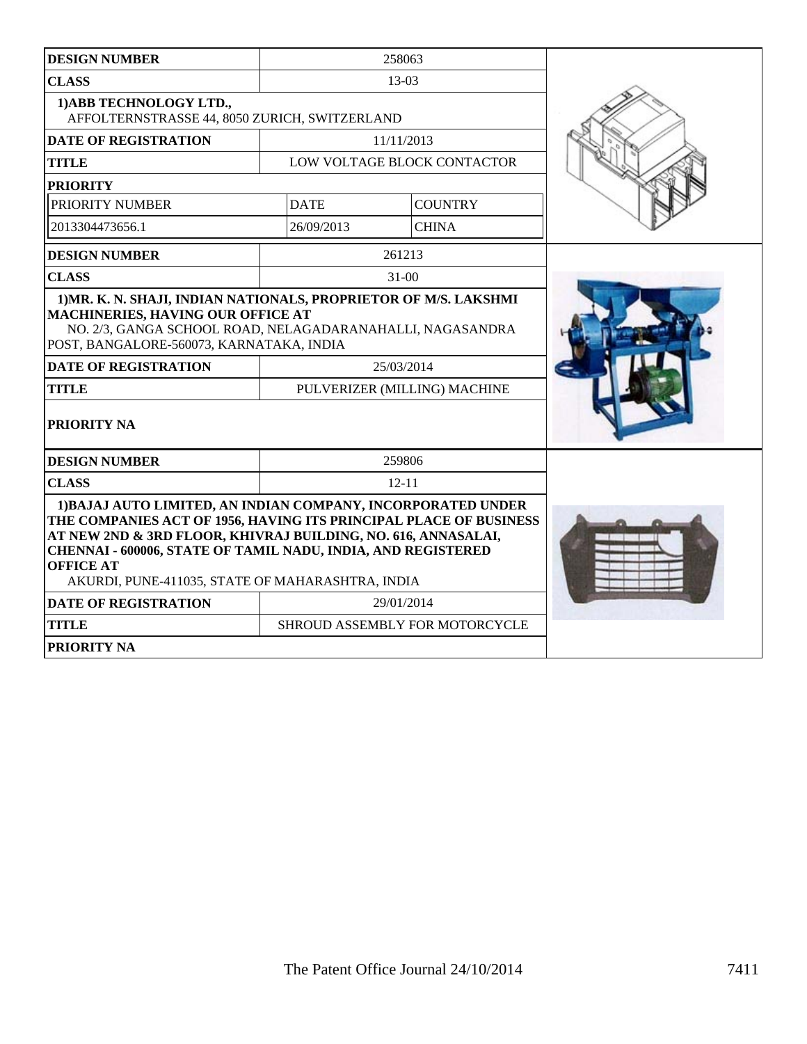| DESIGN NUMBER | 258063 | |
|---|---|---|
| CLASS | 13-03 | |
| **1)ABB TECHNOLOGY LTD.,** AFFOLTERNSTRASSE 44, 8050 ZURICH, SWITZERLAND | | |
| DATE OF REGISTRATION | 11/11/2013 | |
| TITLE | LOW VOLTAGE BLOCK CONTACTOR | |
| PRIORITY | | |
| PRIORITY NUMBER | DATE | COUNTRY |
| 2013304473656.1 | 26/09/2013 | CHINA |

| DESIGN NUMBER | 261213 |
|---|---|
| CLASS | 31-00 |
| **1)MR. K. N. SHAJI, INDIAN NATIONALS, PROPRIETOR OF M/S. LAKSHMI MACHINERIES, HAVING OUR OFFICE AT** NO. 2/3, GANGA SCHOOL ROAD, NELAGADARANAHALLI, NAGASANDRA POST, BANGALORE-560073, KARNATAKA, INDIA | |
| DATE OF REGISTRATION | 25/03/2014 |
| TITLE | PULVERIZER (MILLING) MACHINE |
| PRIORITY NA | |

| DESIGN NUMBER | 259806 |
|---|---|
| CLASS | 12-11 |
| **1)BAJAJ AUTO LIMITED, AN INDIAN COMPANY, INCORPORATED UNDER THE COMPANIES ACT OF 1956, HAVING ITS PRINCIPAL PLACE OF BUSINESS AT NEW 2ND & 3RD FLOOR, KHIVRAJ BUILDING, NO. 616, ANNASALAI, CHENNAI - 600006, STATE OF TAMIL NADU, INDIA, AND REGISTERED OFFICE AT** AKURDI, PUNE-411035, STATE OF MAHARASHTRA, INDIA | |
| DATE OF REGISTRATION | 29/01/2014 |
| TITLE | SHROUD ASSEMBLY FOR MOTORCYCLE |
| PRIORITY NA | |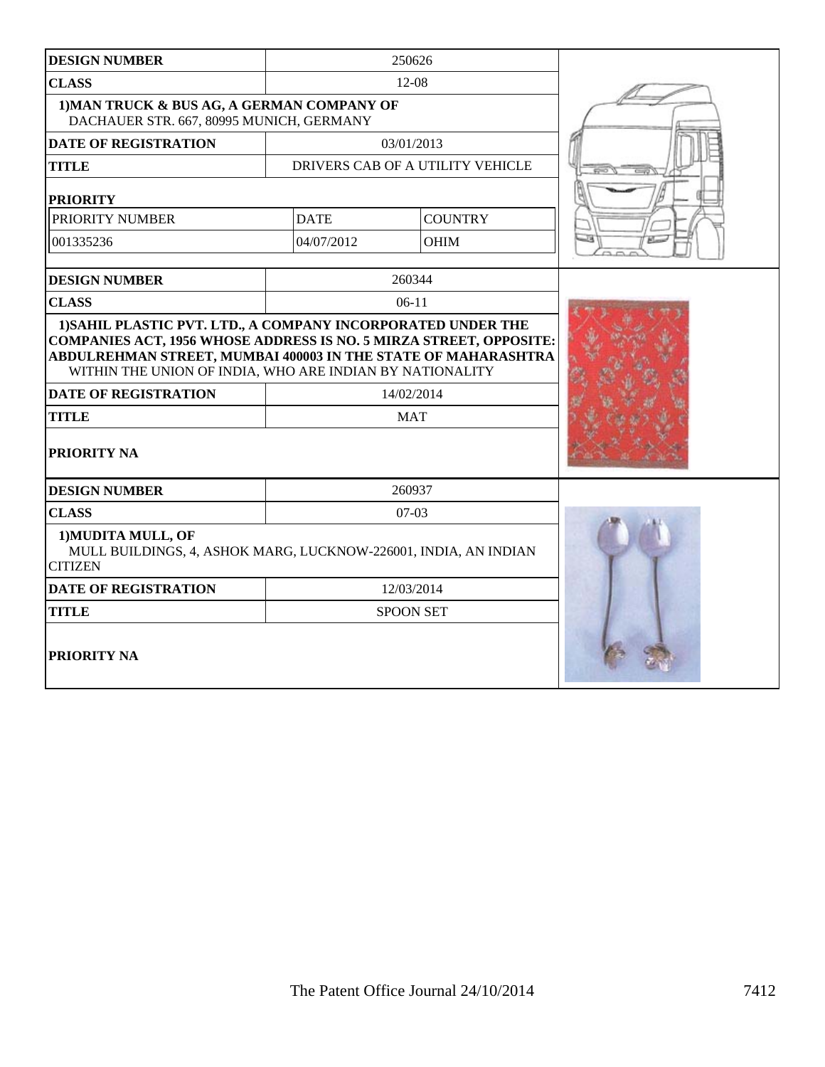| DESIGN NUMBER | 250626 | |
|---|---|---|
| CLASS | 12-08 | |
| 1)MAN TRUCK & BUS AG, A GERMAN COMPANY OF DACHAUER STR. 667, 80995 MUNICH, GERMANY | | |
| DATE OF REGISTRATION | 03/01/2013 | |
| TITLE | DRIVERS CAB OF A UTILITY VEHICLE | |
| PRIORITY | | |
| PRIORITY NUMBER | DATE | COUNTRY |
| 001335236 | 04/07/2012 | OHIM |

| DESIGN NUMBER | 260344 |
|---|---|
| CLASS | 06-11 |
| 1)SAHIL PLASTIC PVT. LTD., A COMPANY INCORPORATED UNDER THE COMPANIES ACT, 1956 WHOSE ADDRESS IS NO. 5 MIRZA STREET, OPPOSITE: ABDULREHMAN STREET, MUMBAI 400003 IN THE STATE OF MAHARASHTRA WITHIN THE UNION OF INDIA, WHO ARE INDIAN BY NATIONALITY | |
| DATE OF REGISTRATION | 14/02/2014 |
| TITLE | MAT |
| PRIORITY NA | |

| DESIGN NUMBER | 260937 |
|---|---|
| CLASS | 07-03 |
| 1)MUDITA MULL, OF MULL BUILDINGS, 4, ASHOK MARG, LUCKNOW-226001, INDIA, AN INDIAN CITIZEN | |
| DATE OF REGISTRATION | 12/03/2014 |
| TITLE | SPOON SET |
| PRIORITY NA | |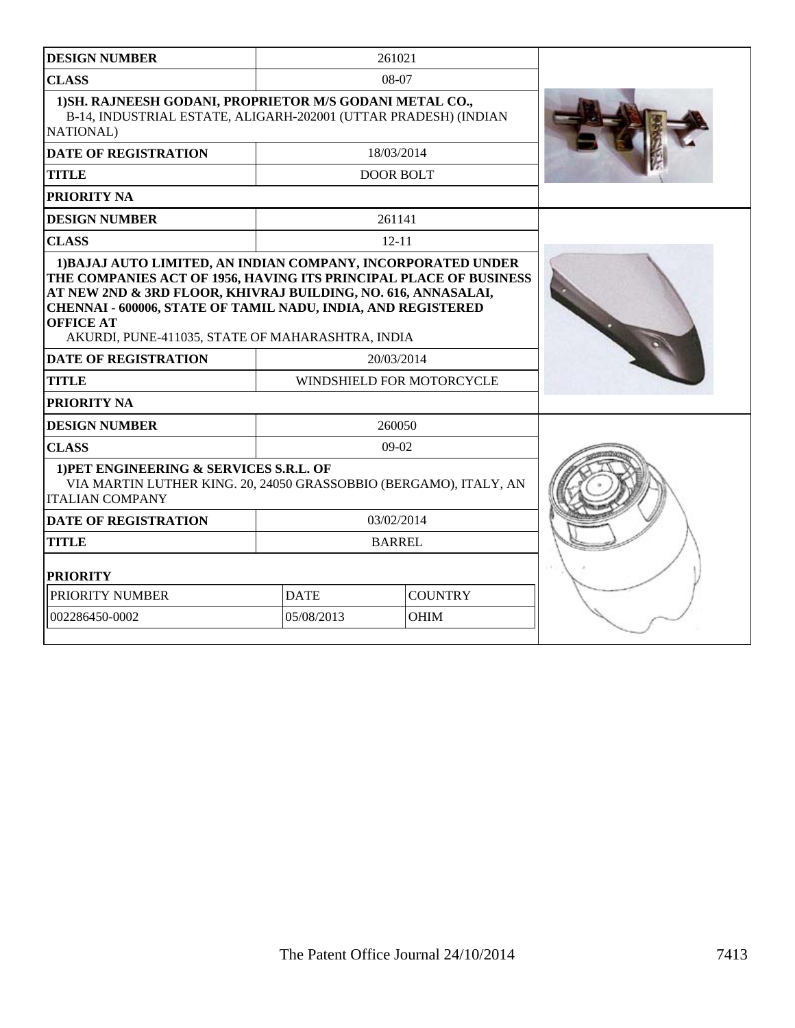| DESIGN NUMBER | 261021 |
|---|---|
| CLASS | 08-07 |
| 1)SH. RAJNEESH GODANI, PROPRIETOR M/S GODANI METAL CO., B-14, INDUSTRIAL ESTATE, ALIGARH-202001 (UTTAR PRADESH) (INDIAN NATIONAL) | |
| DATE OF REGISTRATION | 18/03/2014 |
| TITLE | DOOR BOLT |
| PRIORITY NA | |

| DESIGN NUMBER | 261141 |
|---|---|
| CLASS | 12-11 |
| 1)BAJAJ AUTO LIMITED, AN INDIAN COMPANY, INCORPORATED UNDER THE COMPANIES ACT OF 1956, HAVING ITS PRINCIPAL PLACE OF BUSINESS AT NEW 2ND & 3RD FLOOR, KHIVRAJ BUILDING, NO. 616, ANNASALAI, CHENNAI - 600006, STATE OF TAMIL NADU, INDIA, AND REGISTERED OFFICE AT AKURDI, PUNE-411035, STATE OF MAHARASHTRA, INDIA | |
| DATE OF REGISTRATION | 20/03/2014 |
| TITLE | WINDSHIELD FOR MOTORCYCLE |
| PRIORITY NA | |

| DESIGN NUMBER | 260050 | |
|---|---|---|
| CLASS | 09-02 | |
| 1)PET ENGINEERING & SERVICES S.R.L. OF VIA MARTIN LUTHER KING. 20, 24050 GRASSOBBIO (BERGAMO), ITALY, AN ITALIAN COMPANY | | |
| DATE OF REGISTRATION | 03/02/2014 | |
| TITLE | BARREL | |
| **PRIORITY** | | |
| PRIORITY NUMBER | DATE | COUNTRY |
| 002286450-0002 | 05/08/2013 | OHIM |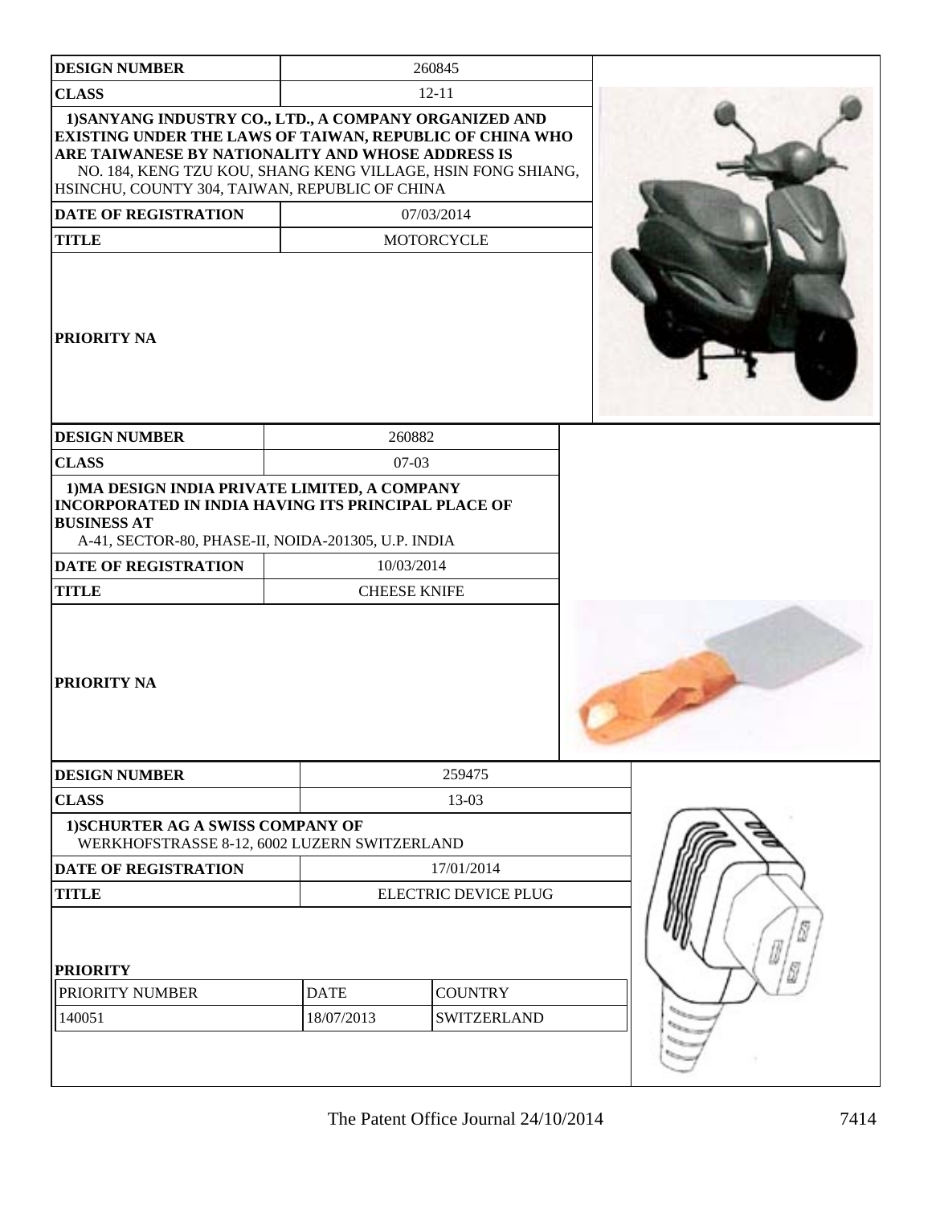| DESIGN NUMBER | 260845 |
|---|---|
| CLASS | 12-11 |
| 1)SANYANG INDUSTRY CO., LTD., A COMPANY ORGANIZED AND EXISTING UNDER THE LAWS OF TAIWAN, REPUBLIC OF CHINA WHO ARE TAIWANESE BY NATIONALITY AND WHOSE ADDRESS IS NO. 184, KENG TZU KOU, SHANG KENG VILLAGE, HSIN FONG SHIANG, HSINCHU, COUNTY 304, TAIWAN, REPUBLIC OF CHINA | |
| DATE OF REGISTRATION | 07/03/2014 |
| TITLE | MOTORCYCLE |
| PRIORITY NA | |

| DESIGN NUMBER | 260882 |
|---|---|
| CLASS | 07-03 |
| 1)MA DESIGN INDIA PRIVATE LIMITED, A COMPANY INCORPORATED IN INDIA HAVING ITS PRINCIPAL PLACE OF BUSINESS AT A-41, SECTOR-80, PHASE-II, NOIDA-201305, U.P. INDIA | |
| DATE OF REGISTRATION | 10/03/2014 |
| TITLE | CHEESE KNIFE |
| PRIORITY NA | |

| DESIGN NUMBER | 259475 | |
|---|---|---|
| CLASS | 13-03 | |
| 1)SCHURTER AG A SWISS COMPANY OF WERKHOFSTRASSE 8-12, 6002 LUZERN SWITZERLAND | | |
| DATE OF REGISTRATION | 17/01/2014 | |
| TITLE | ELECTRIC DEVICE PLUG | |
| PRIORITY | | |
| PRIORITY NUMBER | DATE | COUNTRY |
| 140051 | 18/07/2013 | SWITZERLAND |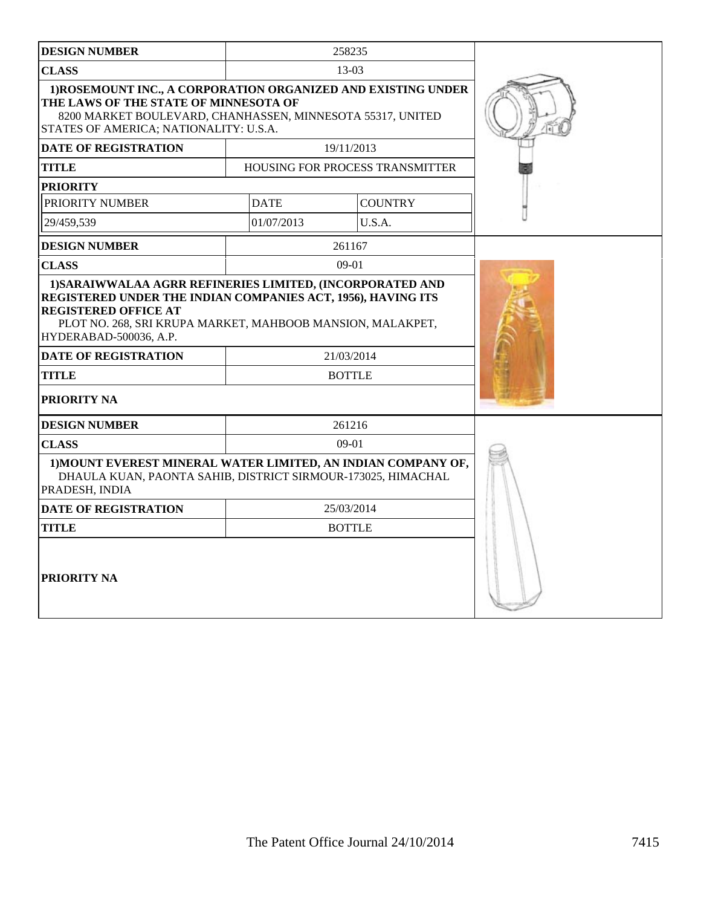| DESIGN NUMBER | 258235 | |
|---|---|---|
| CLASS | 13-03 | |
| 1)ROSEMOUNT INC., A CORPORATION ORGANIZED AND EXISTING UNDER THE LAWS OF THE STATE OF MINNESOTA OF 8200 MARKET BOULEVARD, CHANHASSEN, MINNESOTA 55317, UNITED STATES OF AMERICA; NATIONALITY: U.S.A. | | |
| DATE OF REGISTRATION | 19/11/2013 | |
| TITLE | HOUSING FOR PROCESS TRANSMITTER | |
| PRIORITY | | |
| PRIORITY NUMBER | DATE | COUNTRY |
| 29/459,539 | 01/07/2013 | U.S.A. |

| DESIGN NUMBER | 261167 |
|---|---|
| CLASS | 09-01 |
| 1)SARAIWWALAA AGRR REFINERIES LIMITED, (INCORPORATED AND REGISTERED UNDER THE INDIAN COMPANIES ACT, 1956), HAVING ITS REGISTERED OFFICE AT PLOT NO. 268, SRI KRUPA MARKET, MAHBOOB MANSION, MALAKPET, HYDERABAD-500036, A.P. | |
| DATE OF REGISTRATION | 21/03/2014 |
| TITLE | BOTTLE |
| PRIORITY NA | |

| DESIGN NUMBER | 261216 |
|---|---|
| CLASS | 09-01 |
| 1)MOUNT EVEREST MINERAL WATER LIMITED, AN INDIAN COMPANY OF, DHAULA KUAN, PAONTA SAHIB, DISTRICT SIRMOUR-173025, HIMACHAL PRADESH, INDIA | |
| DATE OF REGISTRATION | 25/03/2014 |
| TITLE | BOTTLE |
| PRIORITY NA | |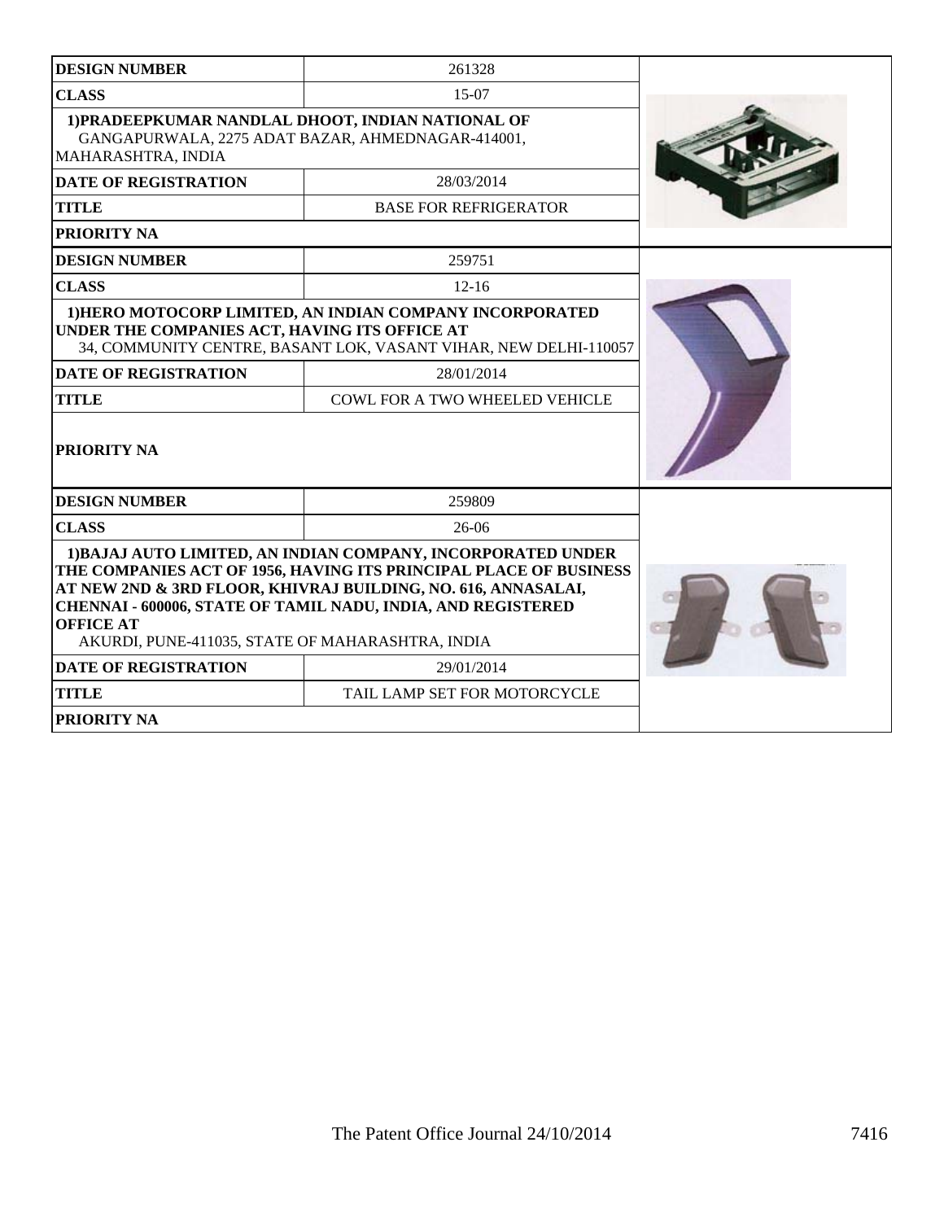| DESIGN NUMBER | 261328 |
|---|---|
| CLASS | 15-07 |
| 1)PRADEEPKUMAR NANDLAL DHOOT, INDIAN NATIONAL OF GANGAPURWALA, 2275 ADAT BAZAR, AHMEDNAGAR-414001, MAHARASHTRA, INDIA | |
| DATE OF REGISTRATION | 28/03/2014 |
| TITLE | BASE FOR REFRIGERATOR |
| PRIORITY NA | |

| DESIGN NUMBER | 259751 |
|---|---|
| CLASS | 12-16 |
| 1)HERO MOTOCORP LIMITED, AN INDIAN COMPANY INCORPORATED UNDER THE COMPANIES ACT, HAVING ITS OFFICE AT 34, COMMUNITY CENTRE, BASANT LOK, VASANT VIHAR, NEW DELHI-110057 | |
| DATE OF REGISTRATION | 28/01/2014 |
| TITLE | COWL FOR A TWO WHEELED VEHICLE |
| PRIORITY NA | |

| DESIGN NUMBER | 259809 |
|---|---|
| CLASS | 26-06 |
| 1)BAJAJ AUTO LIMITED, AN INDIAN COMPANY, INCORPORATED UNDER THE COMPANIES ACT OF 1956, HAVING ITS PRINCIPAL PLACE OF BUSINESS AT NEW 2ND & 3RD FLOOR, KHIVRAJ BUILDING, NO. 616, ANNASALAI, CHENNAI - 600006, STATE OF TAMIL NADU, INDIA, AND REGISTERED OFFICE AT AKURDI, PUNE-411035, STATE OF MAHARASHTRA, INDIA | |
| DATE OF REGISTRATION | 29/01/2014 |
| TITLE | TAIL LAMP SET FOR MOTORCYCLE |
| PRIORITY NA | |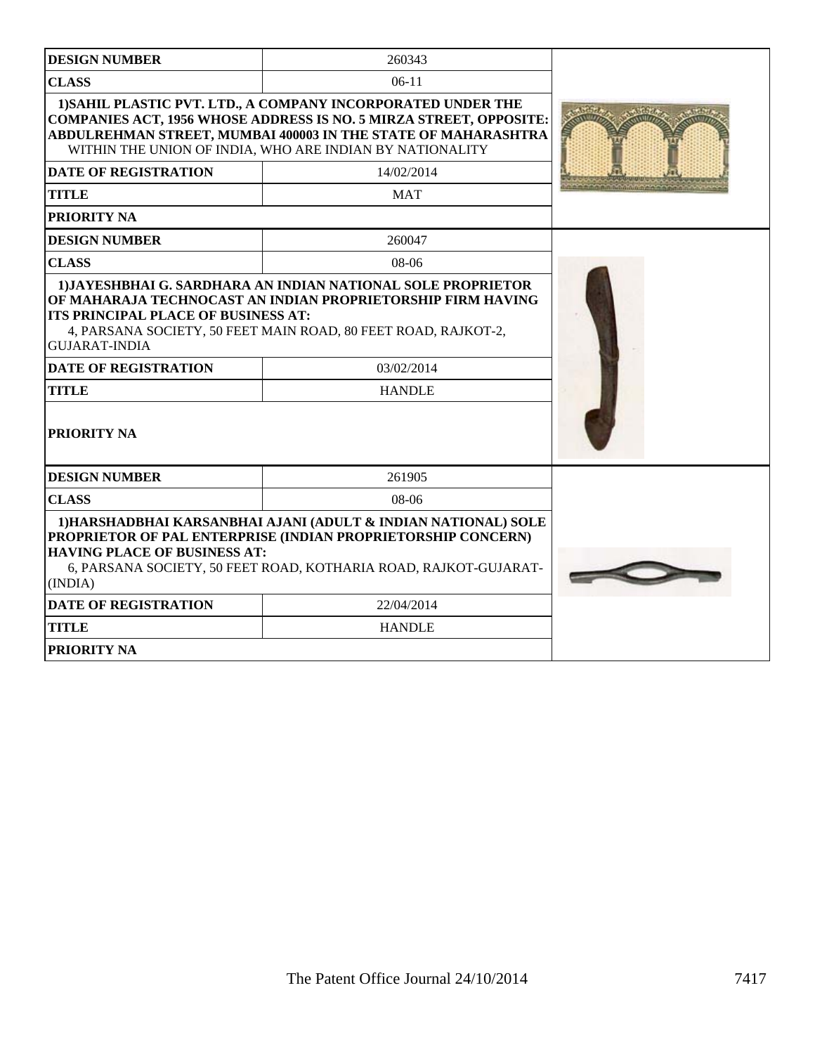| DESIGN NUMBER | 260343 |
|---|---|
| CLASS | 06-11 |
| 1)SAHIL PLASTIC PVT. LTD., A COMPANY INCORPORATED UNDER THE COMPANIES ACT, 1956 WHOSE ADDRESS IS NO. 5 MIRZA STREET, OPPOSITE: ABDULREHMAN STREET, MUMBAI 400003 IN THE STATE OF MAHARASHTRA WITHIN THE UNION OF INDIA, WHO ARE INDIAN BY NATIONALITY | |
| DATE OF REGISTRATION | 14/02/2014 |
| TITLE | MAT |
| PRIORITY NA | |

| DESIGN NUMBER | 260047 |
|---|---|
| CLASS | 08-06 |
| 1)JAYESHBHAI G. SARDHARA AN INDIAN NATIONAL SOLE PROPRIETOR OF MAHARAJA TECHNOCAST AN INDIAN PROPRIETORSHIP FIRM HAVING ITS PRINCIPAL PLACE OF BUSINESS AT: 4, PARSANA SOCIETY, 50 FEET MAIN ROAD, 80 FEET ROAD, RAJKOT-2, GUJARAT-INDIA | |
| DATE OF REGISTRATION | 03/02/2014 |
| TITLE | HANDLE |
| PRIORITY NA | |

| DESIGN NUMBER | 261905 |
|---|---|
| CLASS | 08-06 |
| 1)HARSHADBHAI KARSANBHAI AJANI (ADULT & INDIAN NATIONAL) SOLE PROPRIETOR OF PAL ENTERPRISE (INDIAN PROPRIETORSHIP CONCERN) HAVING PLACE OF BUSINESS AT: 6, PARSANA SOCIETY, 50 FEET ROAD, KOTHARIA ROAD, RAJKOT-GUJARAT-(INDIA) | |
| DATE OF REGISTRATION | 22/04/2014 |
| TITLE | HANDLE |
| PRIORITY NA | |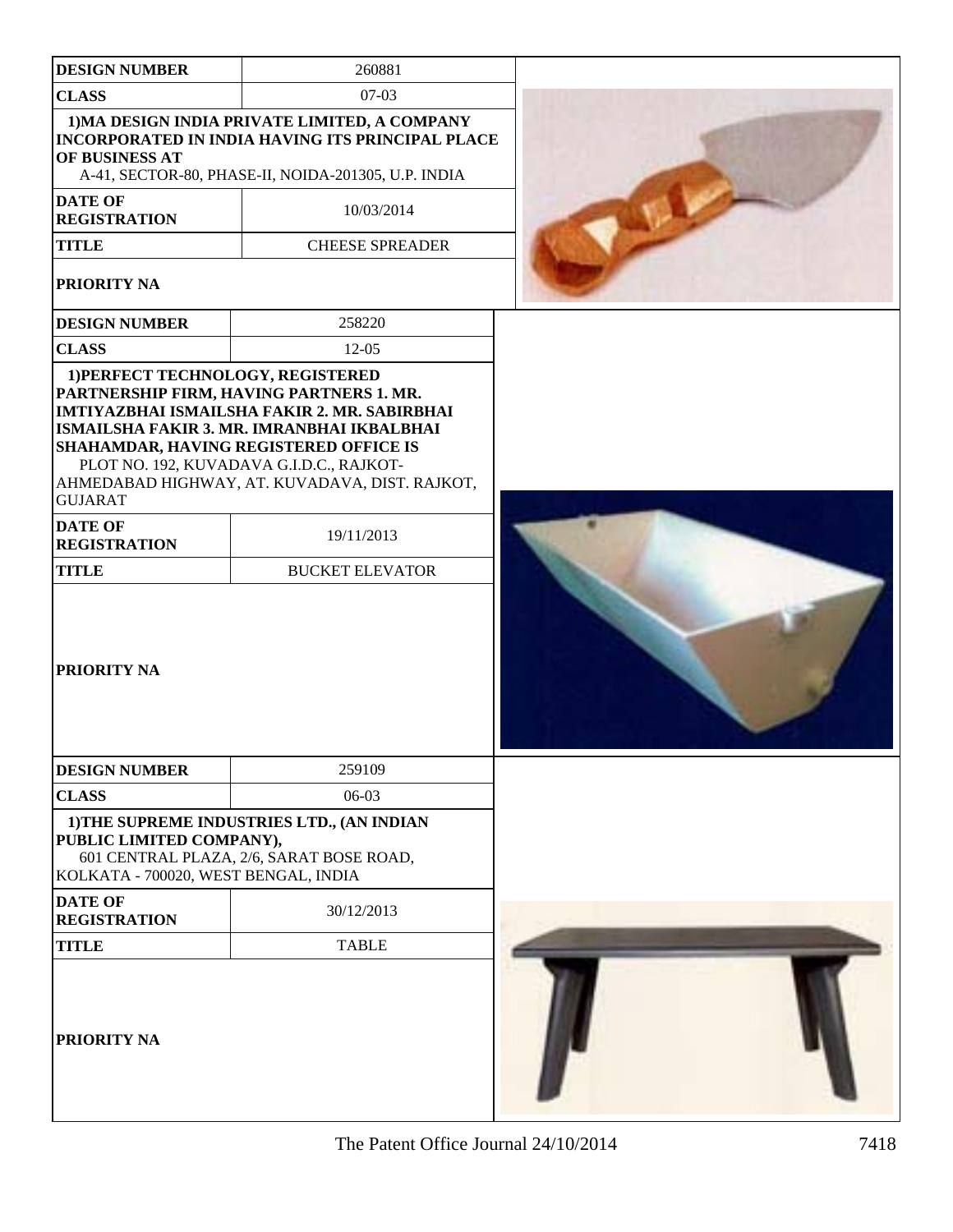| DESIGN NUMBER | 260881 |
| --- | --- |
| CLASS | 07-03 |
| 1)MA DESIGN INDIA PRIVATE LIMITED, A COMPANY INCORPORATED IN INDIA HAVING ITS PRINCIPAL PLACE OF BUSINESS AT A-41, SECTOR-80, PHASE-II, NOIDA-201305, U.P. INDIA | |
| DATE OF REGISTRATION | 10/03/2014 |
| TITLE | CHEESE SPREADER |
| PRIORITY NA | |

| DESIGN NUMBER | 258220 |
| --- | --- |
| CLASS | 12-05 |
| 1)PERFECT TECHNOLOGY, REGISTERED PARTNERSHIP FIRM, HAVING PARTNERS 1. MR. IMTIYAZBHAI ISMAILSHA FAKIR 2. MR. SABIRBHAI ISMAILSHA FAKIR 3. MR. IMRANBHAI IKBALBHAI SHAHAMDAR, HAVING REGISTERED OFFICE IS PLOT NO. 192, KUVADAVA G.I.D.C., RAJKOT-AHMEDABAD HIGHWAY, AT. KUVADAVA, DIST. RAJKOT, GUJARAT | |
| DATE OF REGISTRATION | 19/11/2013 |
| TITLE | BUCKET ELEVATOR |
| PRIORITY NA | |

| DESIGN NUMBER | 259109 |
| --- | --- |
| CLASS | 06-03 |
| 1)THE SUPREME INDUSTRIES LTD., (AN INDIAN PUBLIC LIMITED COMPANY), 601 CENTRAL PLAZA, 2/6, SARAT BOSE ROAD, KOLKATA - 700020, WEST BENGAL, INDIA | |
| DATE OF REGISTRATION | 30/12/2013 |
| TITLE | TABLE |
| PRIORITY NA | |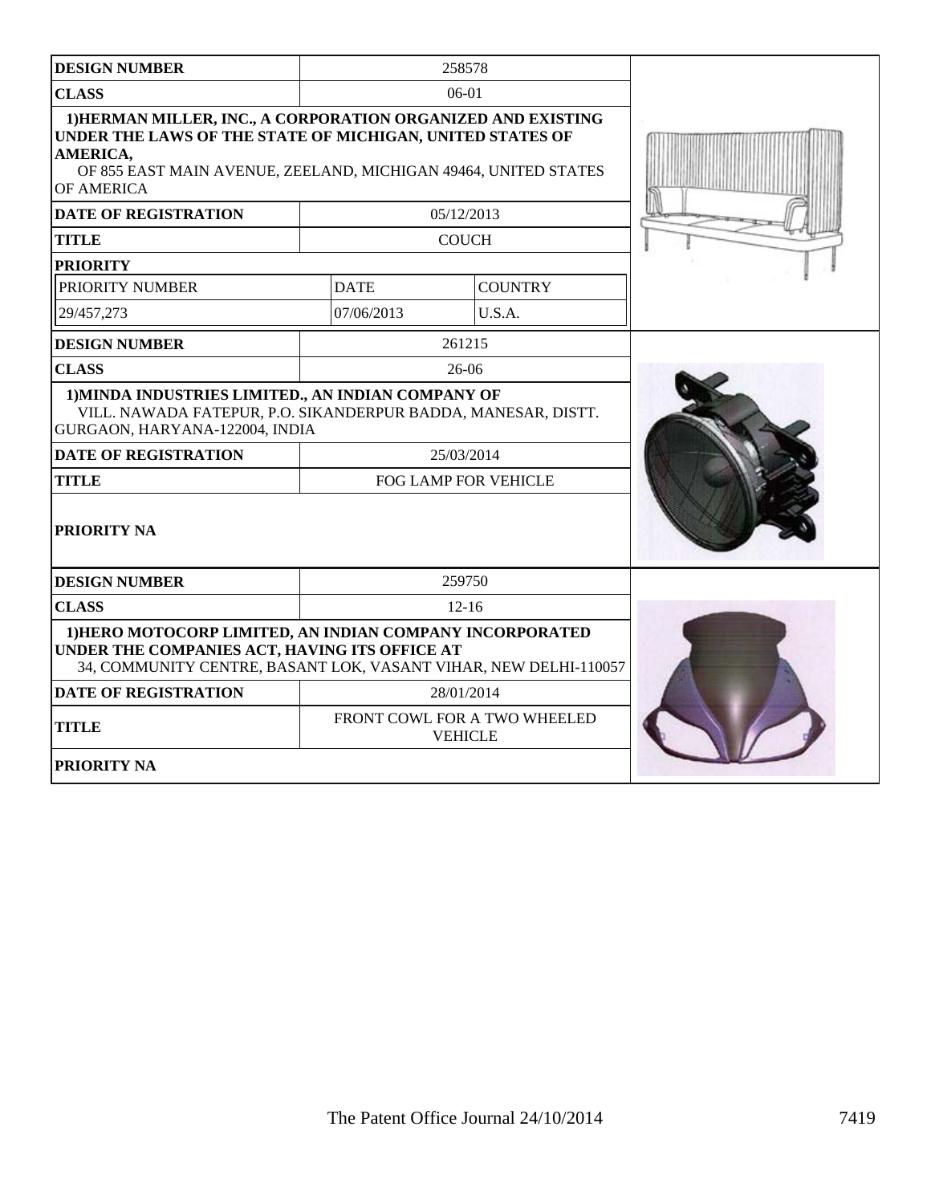| DESIGN NUMBER | 258578 | |
|---|---|---|
| CLASS | 06-01 | |
| 1)HERMAN MILLER, INC., A CORPORATION ORGANIZED AND EXISTING UNDER THE LAWS OF THE STATE OF MICHIGAN, UNITED STATES OF AMERICA, OF 855 EAST MAIN AVENUE, ZEELAND, MICHIGAN 49464, UNITED STATES OF AMERICA | | |
| DATE OF REGISTRATION | 05/12/2013 | |
| TITLE | COUCH | |
| PRIORITY | | |
| PRIORITY NUMBER | DATE | COUNTRY |
| 29/457,273 | 07/06/2013 | U.S.A. |

| DESIGN NUMBER | 261215 |
|---|---|
| CLASS | 26-06 |
| 1)MINDA INDUSTRIES LIMITED., AN INDIAN COMPANY OF VILL. NAWADA FATEPUR, P.O. SIKANDERPUR BADDA, MANESAR, DISTT. GURGAON, HARYANA-122004, INDIA | |
| DATE OF REGISTRATION | 25/03/2014 |
| TITLE | FOG LAMP FOR VEHICLE |
| PRIORITY NA | |

| DESIGN NUMBER | 259750 |
|---|---|
| CLASS | 12-16 |
| 1)HERO MOTOCORP LIMITED, AN INDIAN COMPANY INCORPORATED UNDER THE COMPANIES ACT, HAVING ITS OFFICE AT 34, COMMUNITY CENTRE, BASANT LOK, VASANT VIHAR, NEW DELHI-110057 | |
| DATE OF REGISTRATION | 28/01/2014 |
| TITLE | FRONT COWL FOR A TWO WHEELED VEHICLE |
| PRIORITY NA | |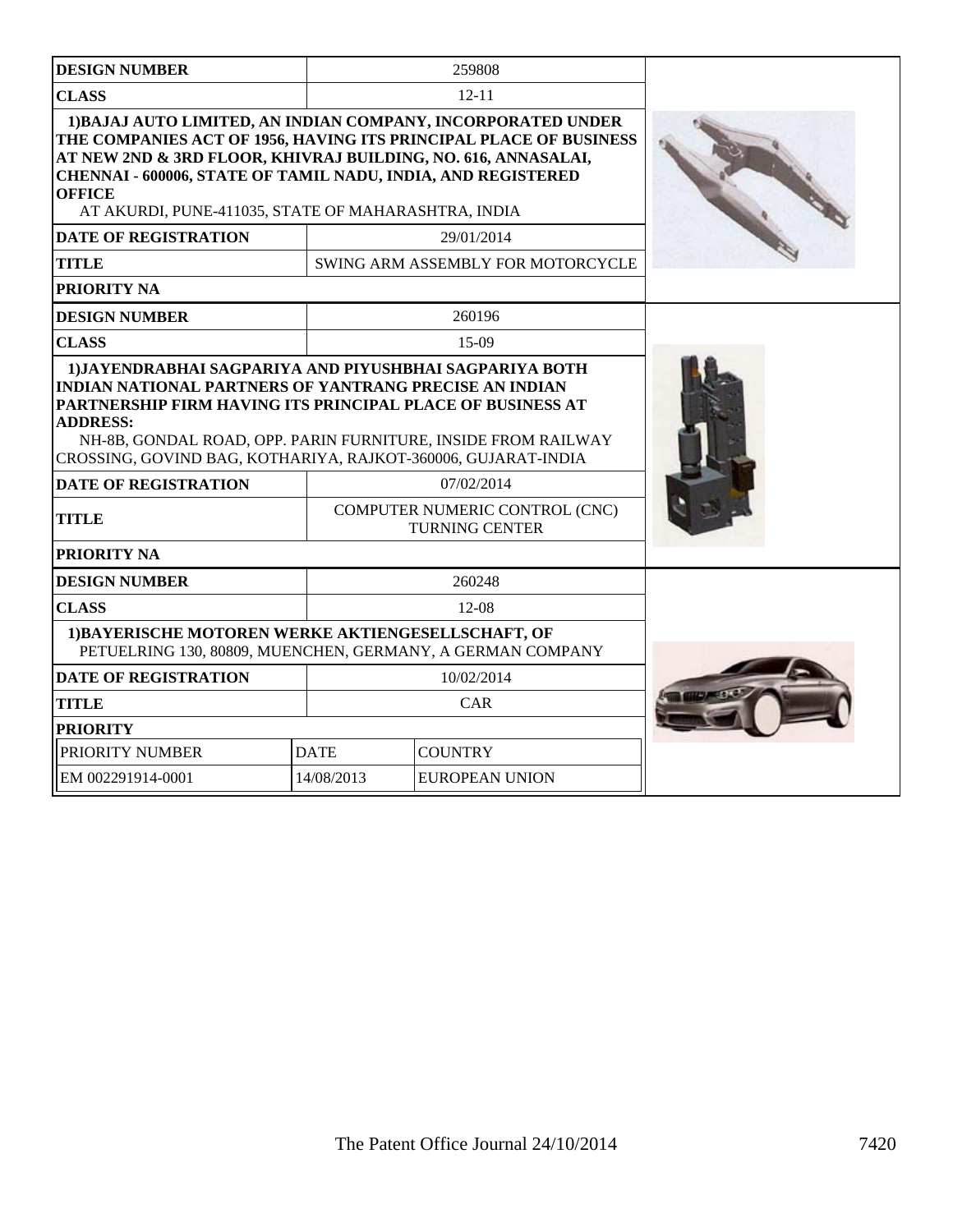| DESIGN NUMBER | 259808 | |
|---|---|---|
| CLASS | 12-11 | |
| **1)BAJAJ AUTO LIMITED, AN INDIAN COMPANY, INCORPORATED UNDER THE COMPANIES ACT OF 1956, HAVING ITS PRINCIPAL PLACE OF BUSINESS AT NEW 2ND & 3RD FLOOR, KHIVRAJ BUILDING, NO. 616, ANNASALAI, CHENNAI - 600006, STATE OF TAMIL NADU, INDIA, AND REGISTERED OFFICE** AT AKURDI, PUNE-411035, STATE OF MAHARASHTRA, INDIA | | |
| DATE OF REGISTRATION | 29/01/2014 | |
| TITLE | SWING ARM ASSEMBLY FOR MOTORCYCLE | |
| PRIORITY NA | | |

| DESIGN NUMBER | 260196 | |
|---|---|---|
| CLASS | 15-09 | |
| **1)JAYENDRABHAI SAGPARIYA AND PIYUSHBHAI SAGPARIYA BOTH INDIAN NATIONAL PARTNERS OF YANTRANG PRECISE AN INDIAN PARTNERSHIP FIRM HAVING ITS PRINCIPAL PLACE OF BUSINESS AT ADDRESS:** NH-8B, GONDAL ROAD, OPP. PARIN FURNITURE, INSIDE FROM RAILWAY CROSSING, GOVIND BAG, KOTHARIYA, RAJKOT-360006, GUJARAT-INDIA | | |
| DATE OF REGISTRATION | 07/02/2014 | |
| TITLE | COMPUTER NUMERIC CONTROL (CNC) TURNING CENTER | |
| PRIORITY NA | | |

| DESIGN NUMBER | 260248 | |
|---|---|---|
| CLASS | 12-08 | |
| **1)BAYERISCHE MOTOREN WERKE AKTIENGESELLSCHAFT, OF** PETUELRING 130, 80809, MUENCHEN, GERMANY, A GERMAN COMPANY | | |
| DATE OF REGISTRATION | 10/02/2014 | |
| TITLE | CAR | |
| PRIORITY | | |
| PRIORITY NUMBER | DATE | COUNTRY |
| EM 002291914-0001 | 14/08/2013 | EUROPEAN UNION |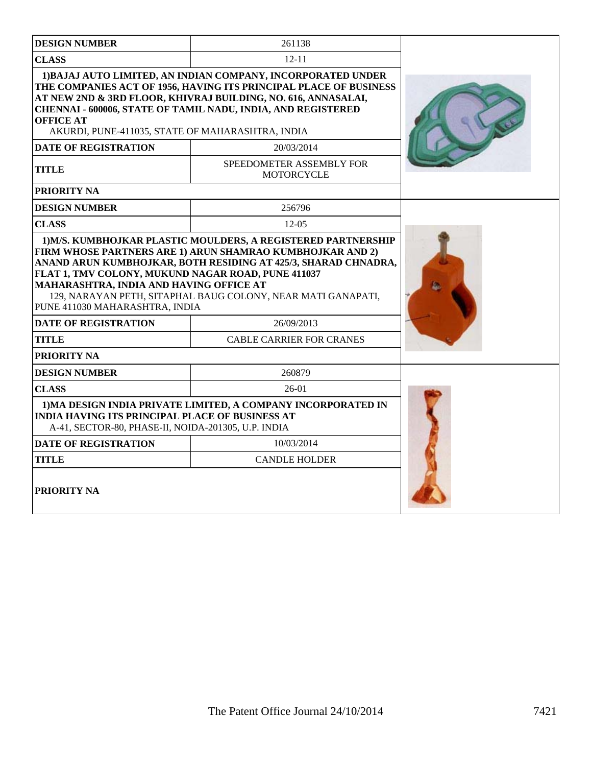| DESIGN NUMBER | 261138 |
| --- | --- |
| CLASS | 12-11 |
| 1)BAJAJ AUTO LIMITED, AN INDIAN COMPANY, INCORPORATED UNDER THE COMPANIES ACT OF 1956, HAVING ITS PRINCIPAL PLACE OF BUSINESS AT NEW 2ND & 3RD FLOOR, KHIVRAJ BUILDING, NO. 616, ANNASALAI, CHENNAI - 600006, STATE OF TAMIL NADU, INDIA, AND REGISTERED OFFICE AT AKURDI, PUNE-411035, STATE OF MAHARASHTRA, INDIA | |
| DATE OF REGISTRATION | 20/03/2014 |
| TITLE | SPEEDOMETER ASSEMBLY FOR MOTORCYCLE |
| PRIORITY NA | |

| DESIGN NUMBER | 256796 |
| --- | --- |
| CLASS | 12-05 |
| 1)M/S. KUMBHOJKAR PLASTIC MOULDERS, A REGISTERED PARTNERSHIP FIRM WHOSE PARTNERS ARE 1) ARUN SHAMRAO KUMBHOJKAR AND 2) ANAND ARUN KUMBHOJKAR, BOTH RESIDING AT 425/3, SHARAD CHNADRA, FLAT 1, TMV COLONY, MUKUND NAGAR ROAD, PUNE 411037 MAHARASHTRA, INDIA AND HAVING OFFICE AT 129, NARAYAN PETH, SITAPHAL BAUG COLONY, NEAR MATI GANAPATI, PUNE 411030 MAHARASHTRA, INDIA | |
| DATE OF REGISTRATION | 26/09/2013 |
| TITLE | CABLE CARRIER FOR CRANES |
| PRIORITY NA | |

| DESIGN NUMBER | 260879 |
| --- | --- |
| CLASS | 26-01 |
| 1)MA DESIGN INDIA PRIVATE LIMITED, A COMPANY INCORPORATED IN INDIA HAVING ITS PRINCIPAL PLACE OF BUSINESS AT A-41, SECTOR-80, PHASE-II, NOIDA-201305, U.P. INDIA | |
| DATE OF REGISTRATION | 10/03/2014 |
| TITLE | CANDLE HOLDER |
| PRIORITY NA | |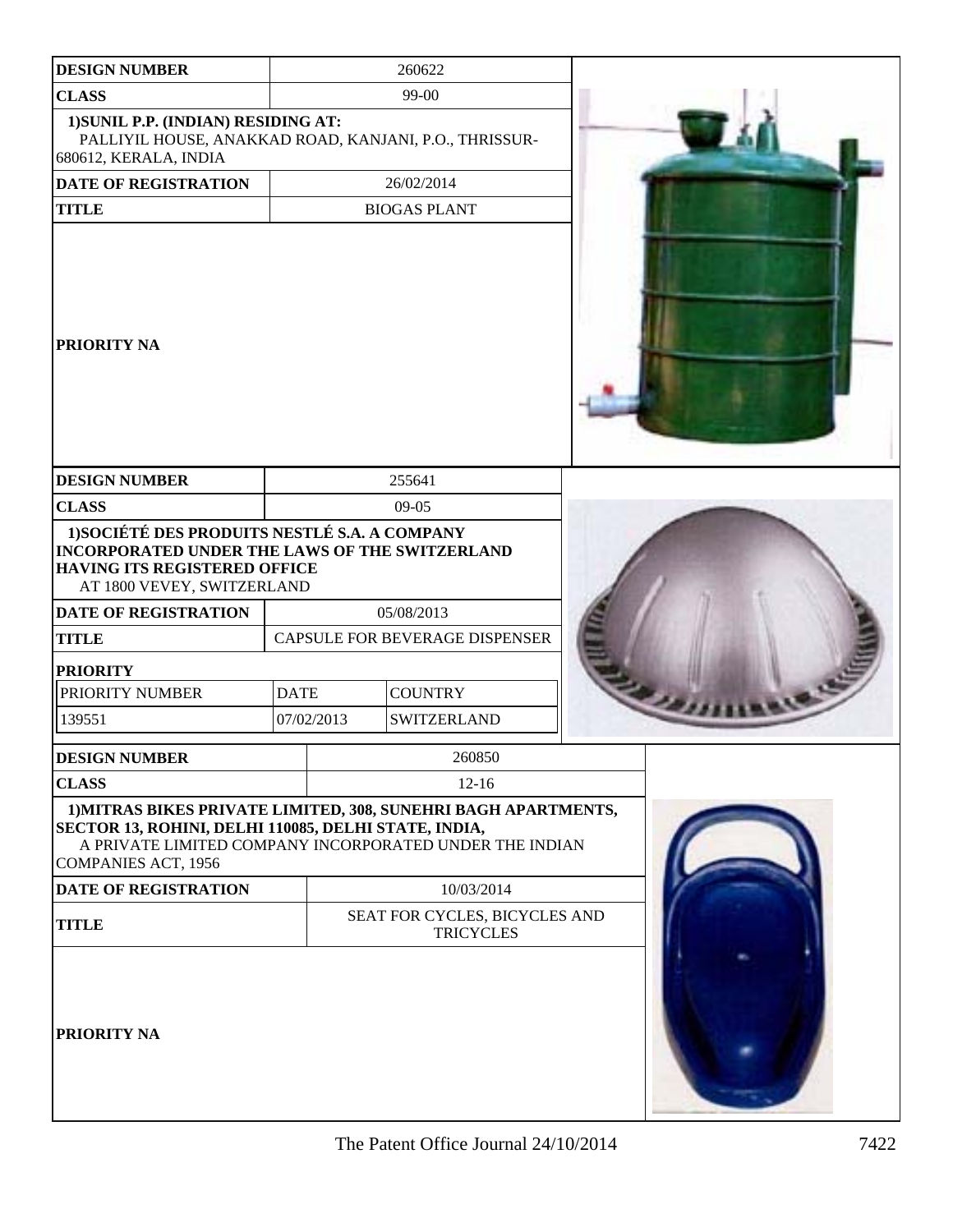| DESIGN NUMBER | 260622 |
|---|---|
| CLASS | 99-00 |
| 1)SUNIL P.P. (INDIAN) RESIDING AT: PALLIYIL HOUSE, ANAKKAD ROAD, KANJANI, P.O., THRISSUR-680612, KERALA, INDIA | |
| DATE OF REGISTRATION | 26/02/2014 |
| TITLE | BIOGAS PLANT |
| PRIORITY NA | |

| DESIGN NUMBER | 255641 | |
|---|---|---|
| CLASS | 09-05 | |
| 1)SOCIÉTÉ DES PRODUITS NESTLÉ S.A. A COMPANY INCORPORATED UNDER THE LAWS OF THE SWITZERLAND HAVING ITS REGISTERED OFFICE AT 1800 VEVEY, SWITZERLAND | | |
| DATE OF REGISTRATION | 05/08/2013 | |
| TITLE | CAPSULE FOR BEVERAGE DISPENSER | |
| PRIORITY | | |
| PRIORITY NUMBER | DATE | COUNTRY |
| 139551 | 07/02/2013 | SWITZERLAND |

| DESIGN NUMBER | 260850 |
|---|---|
| CLASS | 12-16 |
| 1)MITRAS BIKES PRIVATE LIMITED, 308, SUNEHRI BAGH APARTMENTS, SECTOR 13, ROHINI, DELHI 110085, DELHI STATE, INDIA, A PRIVATE LIMITED COMPANY INCORPORATED UNDER THE INDIAN COMPANIES ACT, 1956 | |
| DATE OF REGISTRATION | 10/03/2014 |
| TITLE | SEAT FOR CYCLES, BICYCLES AND TRICYCLES |
| PRIORITY NA | |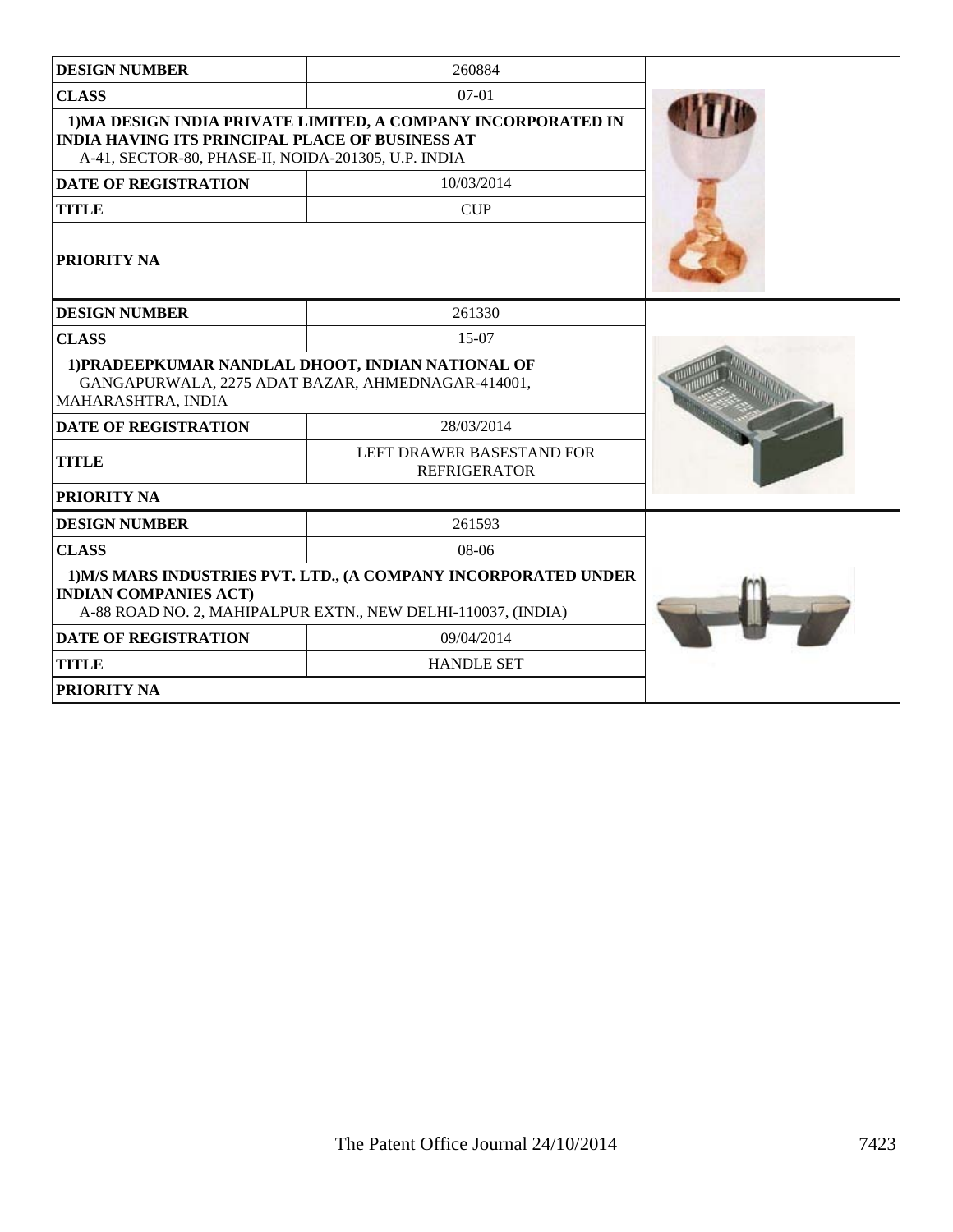| DESIGN NUMBER | 260884 |
|---|---|
| CLASS | 07-01 |
| 1)MA DESIGN INDIA PRIVATE LIMITED, A COMPANY INCORPORATED IN INDIA HAVING ITS PRINCIPAL PLACE OF BUSINESS AT A-41, SECTOR-80, PHASE-II, NOIDA-201305, U.P. INDIA | |
| DATE OF REGISTRATION | 10/03/2014 |
| TITLE | CUP |
| PRIORITY NA | |

| DESIGN NUMBER | 261330 |
|---|---|
| CLASS | 15-07 |
| 1)PRADEEPKUMAR NANDLAL DHOOT, INDIAN NATIONAL OF GANGAPURWALA, 2275 ADAT BAZAR, AHMEDNAGAR-414001, MAHARASHTRA, INDIA | |
| DATE OF REGISTRATION | 28/03/2014 |
| TITLE | LEFT DRAWER BASESTAND FOR REFRIGERATOR |
| PRIORITY NA | |

| DESIGN NUMBER | 261593 |
|---|---|
| CLASS | 08-06 |
| 1)M/S MARS INDUSTRIES PVT. LTD., (A COMPANY INCORPORATED UNDER INDIAN COMPANIES ACT) A-88 ROAD NO. 2, MAHIPALPUR EXTN., NEW DELHI-110037, (INDIA) | |
| DATE OF REGISTRATION | 09/04/2014 |
| TITLE | HANDLE SET |
| PRIORITY NA | |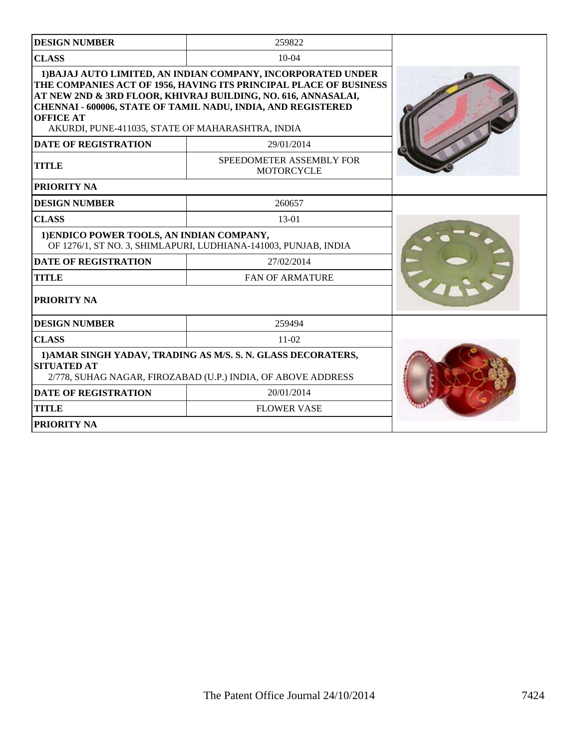| DESIGN NUMBER | 259822 |
|---|---|
| CLASS | 10-04 |
| **1)BAJAJ AUTO LIMITED, AN INDIAN COMPANY, INCORPORATED UNDER THE COMPANIES ACT OF 1956, HAVING ITS PRINCIPAL PLACE OF BUSINESS AT NEW 2ND & 3RD FLOOR, KHIVRAJ BUILDING, NO. 616, ANNASALAI, CHENNAI - 600006, STATE OF TAMIL NADU, INDIA, AND REGISTERED OFFICE AT** AKURDI, PUNE-411035, STATE OF MAHARASHTRA, INDIA | |
| DATE OF REGISTRATION | 29/01/2014 |
| TITLE | SPEEDOMETER ASSEMBLY FOR MOTORCYCLE |
| PRIORITY NA | |

| DESIGN NUMBER | 260657 |
|---|---|
| CLASS | 13-01 |
| **1)ENDICO POWER TOOLS, AN INDIAN COMPANY,** OF 1276/1, ST NO. 3, SHIMLAPURI, LUDHIANA-141003, PUNJAB, INDIA | |
| DATE OF REGISTRATION | 27/02/2014 |
| TITLE | FAN OF ARMATURE |
| PRIORITY NA | |

| DESIGN NUMBER | 259494 |
|---|---|
| CLASS | 11-02 |
| **1)AMAR SINGH YADAV, TRADING AS M/S. S. N. GLASS DECORATERS, SITUATED AT** 2/778, SUHAG NAGAR, FIROZABAD (U.P.) INDIA, OF ABOVE ADDRESS | |
| DATE OF REGISTRATION | 20/01/2014 |
| TITLE | FLOWER VASE |
| PRIORITY NA | |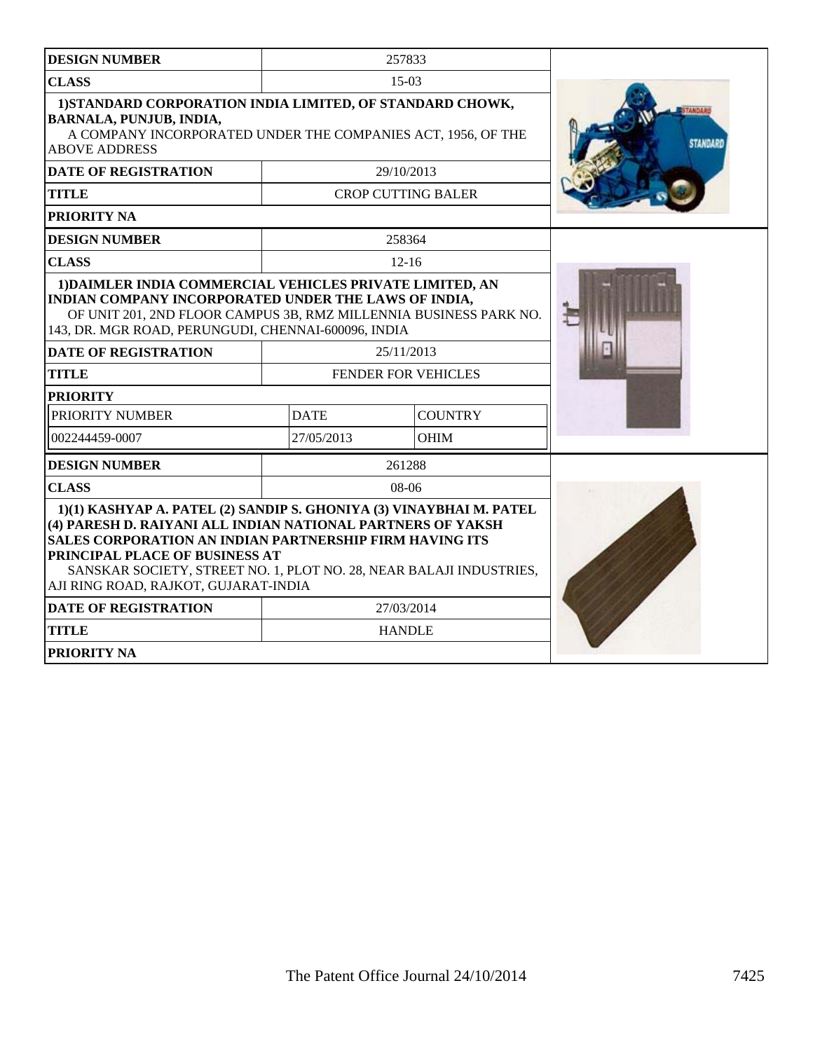| DESIGN NUMBER | 257833 | |
|---|---|---|
| CLASS | 15-03 | |
| **1)STANDARD CORPORATION INDIA LIMITED, OF STANDARD CHOWK, BARNALA, PUNJUB, INDIA,** A COMPANY INCORPORATED UNDER THE COMPANIES ACT, 1956, OF THE ABOVE ADDRESS | | |
| DATE OF REGISTRATION | 29/10/2013 | |
| TITLE | CROP CUTTING BALER | |
| PRIORITY NA | | |

| DESIGN NUMBER | 258364 | |
|---|---|---|
| CLASS | 12-16 | |
| **1)DAIMLER INDIA COMMERCIAL VEHICLES PRIVATE LIMITED, AN INDIAN COMPANY INCORPORATED UNDER THE LAWS OF INDIA,** OF UNIT 201, 2ND FLOOR CAMPUS 3B, RMZ MILLENNIA BUSINESS PARK NO. 143, DR. MGR ROAD, PERUNGUDI, CHENNAI-600096, INDIA | | |
| DATE OF REGISTRATION | 25/11/2013 | |
| TITLE | FENDER FOR VEHICLES | |
| PRIORITY | | |
| PRIORITY NUMBER | DATE | COUNTRY |
| 002244459-0007 | 27/05/2013 | OHIM |

| DESIGN NUMBER | 261288 | |
|---|---|---|
| CLASS | 08-06 | |
| **1)(1) KASHYAP A. PATEL (2) SANDIP S. GHONIYA (3) VINAYBHAI M. PATEL (4) PARESH D. RAIYANI ALL INDIAN NATIONAL PARTNERS OF YAKSH SALES CORPORATION AN INDIAN PARTNERSHIP FIRM HAVING ITS PRINCIPAL PLACE OF BUSINESS AT** SANSKAR SOCIETY, STREET NO. 1, PLOT NO. 28, NEAR BALAJI INDUSTRIES, AJI RING ROAD, RAJKOT, GUJARAT-INDIA | | |
| DATE OF REGISTRATION | 27/03/2014 | |
| TITLE | HANDLE | |
| PRIORITY NA | | |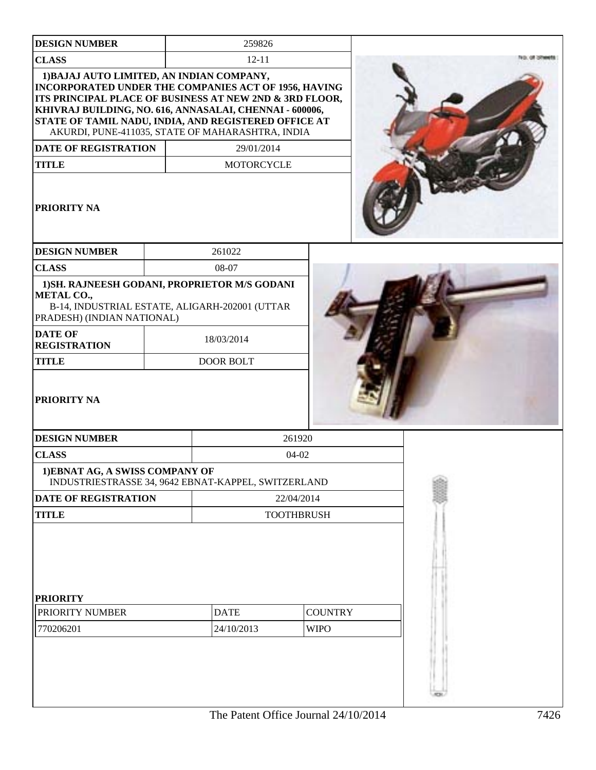| DESIGN NUMBER | 259826 |
| --- | --- |
| CLASS | 12-11 |
| 1)BAJAJ AUTO LIMITED, AN INDIAN COMPANY, INCORPORATED UNDER THE COMPANIES ACT OF 1956, HAVING ITS PRINCIPAL PLACE OF BUSINESS AT NEW 2ND & 3RD FLOOR, KHIVRAJ BUILDING, NO. 616, ANNASALAI, CHENNAI - 600006, STATE OF TAMIL NADU, INDIA, AND REGISTERED OFFICE AT AKURDI, PUNE-411035, STATE OF MAHARASHTRA, INDIA | |
| DATE OF REGISTRATION | 29/01/2014 |
| TITLE | MOTORCYCLE |
| PRIORITY NA | |

| DESIGN NUMBER | 261022 |
| --- | --- |
| CLASS | 08-07 |
| 1)SH. RAJNEESH GODANI, PROPRIETOR M/S GODANI METAL CO., B-14, INDUSTRIAL ESTATE, ALIGARH-202001 (UTTAR PRADESH) (INDIAN NATIONAL) | |
| DATE OF REGISTRATION | 18/03/2014 |
| TITLE | DOOR BOLT |
| PRIORITY NA | |

| DESIGN NUMBER | 261920 |
| --- | --- |
| CLASS | 04-02 |
| 1)EBNAT AG, A SWISS COMPANY OF INDUSTRIESTRASSE 34, 9642 EBNAT-KAPPEL, SWITZERLAND | |
| DATE OF REGISTRATION | 22/04/2014 |
| TITLE | TOOTHBRUSH |

**PRIORITY**

| PRIORITY NUMBER | DATE | COUNTRY |
| --- | --- | --- |
| 770206201 | 24/10/2013 | WIPO |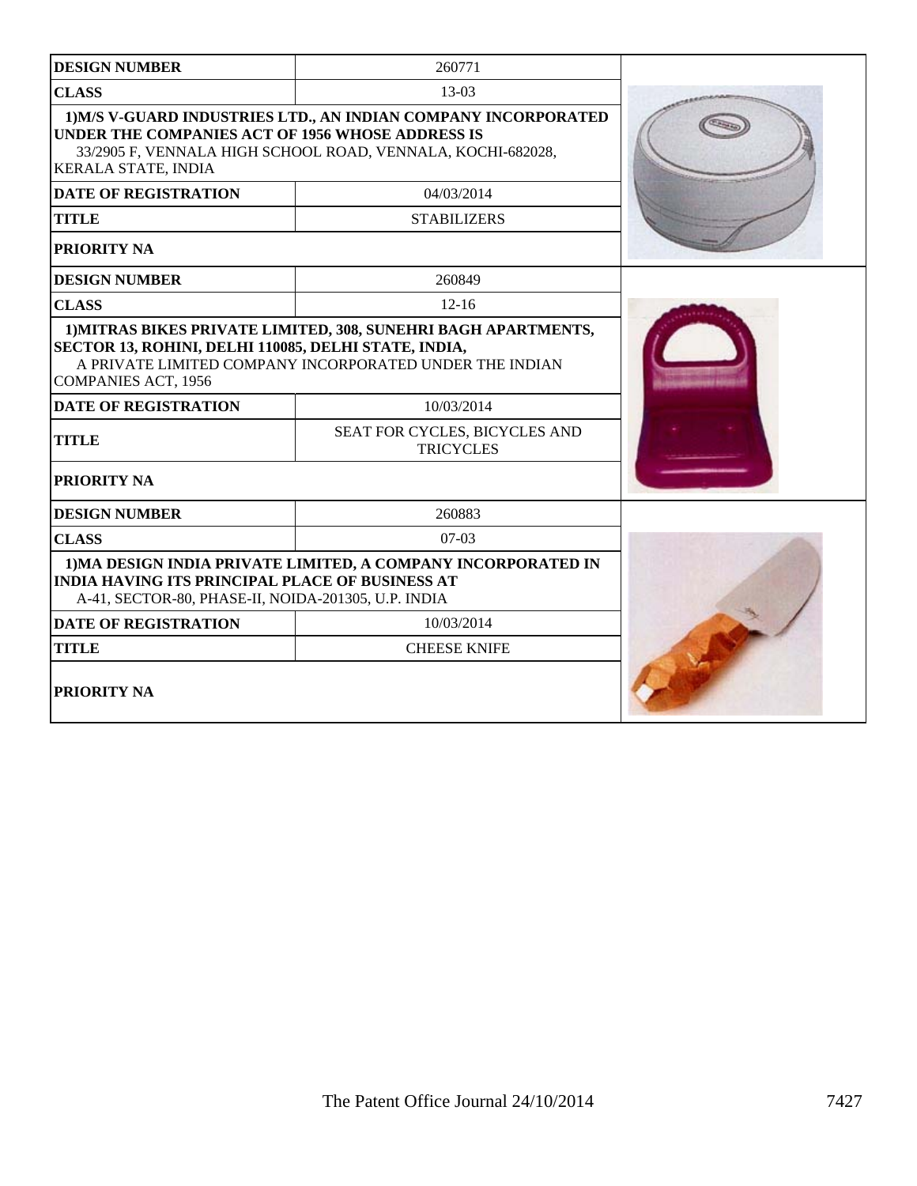| DESIGN NUMBER | 260771 |
| --- | --- |
| CLASS | 13-03 |
| 1)M/S V-GUARD INDUSTRIES LTD., AN INDIAN COMPANY INCORPORATED UNDER THE COMPANIES ACT OF 1956 WHOSE ADDRESS IS 33/2905 F, VENNALA HIGH SCHOOL ROAD, VENNALA, KOCHI-682028, KERALA STATE, INDIA | |
| DATE OF REGISTRATION | 04/03/2014 |
| TITLE | STABILIZERS |
| PRIORITY NA | |

| DESIGN NUMBER | 260849 |
| --- | --- |
| CLASS | 12-16 |
| 1)MITRAS BIKES PRIVATE LIMITED, 308, SUNEHRI BAGH APARTMENTS, SECTOR 13, ROHINI, DELHI 110085, DELHI STATE, INDIA, A PRIVATE LIMITED COMPANY INCORPORATED UNDER THE INDIAN COMPANIES ACT, 1956 | |
| DATE OF REGISTRATION | 10/03/2014 |
| TITLE | SEAT FOR CYCLES, BICYCLES AND TRICYCLES |
| PRIORITY NA | |

| DESIGN NUMBER | 260883 |
| --- | --- |
| CLASS | 07-03 |
| 1)MA DESIGN INDIA PRIVATE LIMITED, A COMPANY INCORPORATED IN INDIA HAVING ITS PRINCIPAL PLACE OF BUSINESS AT A-41, SECTOR-80, PHASE-II, NOIDA-201305, U.P. INDIA | |
| DATE OF REGISTRATION | 10/03/2014 |
| TITLE | CHEESE KNIFE |
| PRIORITY NA | |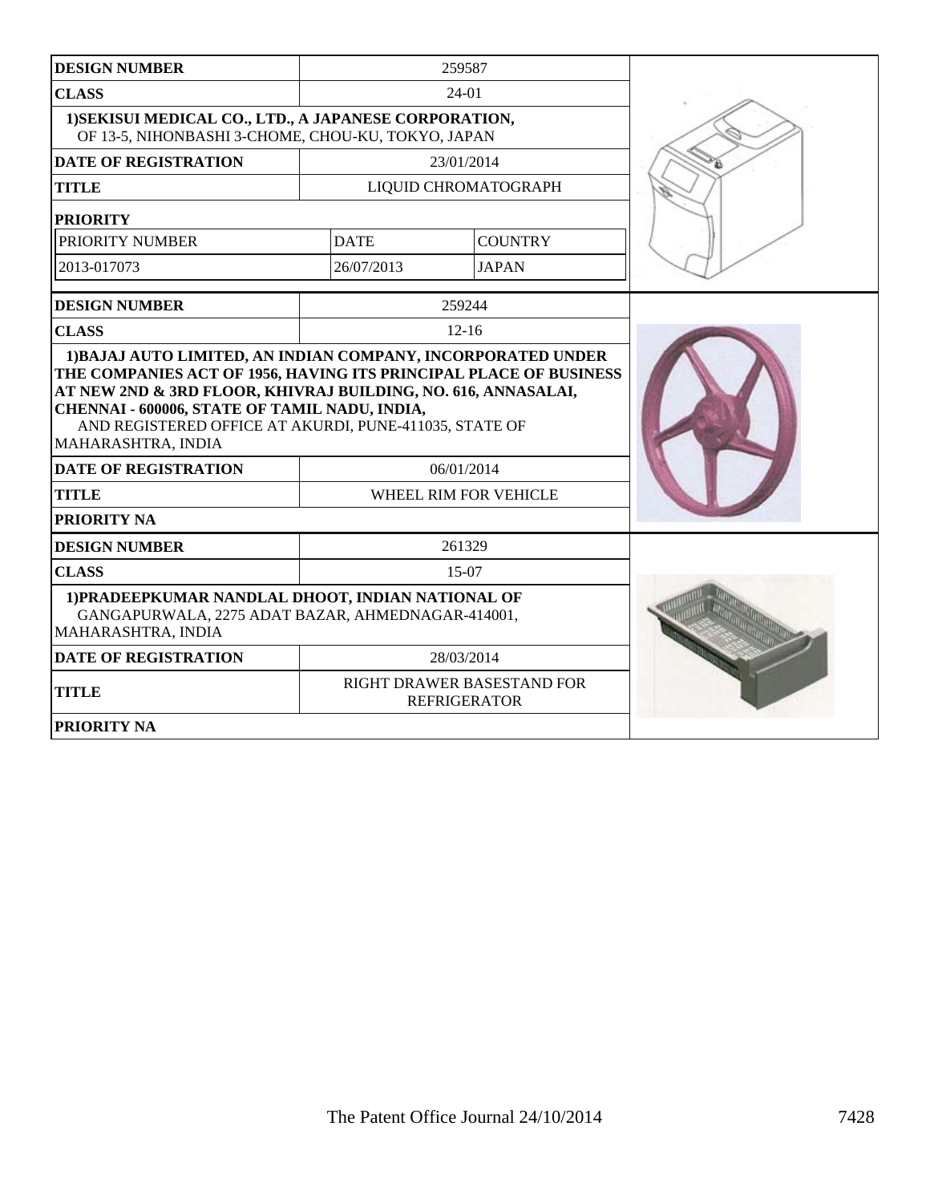| DESIGN NUMBER | 259587 | |
|---|---|---|
| CLASS | 24-01 | |
| 1)SEKISUI MEDICAL CO., LTD., A JAPANESE CORPORATION, OF 13-5, NIHONBASHI 3-CHOME, CHOU-KU, TOKYO, JAPAN | | |
| DATE OF REGISTRATION | 23/01/2014 | |
| TITLE | LIQUID CHROMATOGRAPH | |
| PRIORITY | | |
| PRIORITY NUMBER | DATE | COUNTRY |
| 2013-017073 | 26/07/2013 | JAPAN |

| DESIGN NUMBER | 259244 |
|---|---|
| CLASS | 12-16 |
| 1)BAJAJ AUTO LIMITED, AN INDIAN COMPANY, INCORPORATED UNDER THE COMPANIES ACT OF 1956, HAVING ITS PRINCIPAL PLACE OF BUSINESS AT NEW 2ND & 3RD FLOOR, KHIVRAJ BUILDING, NO. 616, ANNASALAI, CHENNAI - 600006, STATE OF TAMIL NADU, INDIA, AND REGISTERED OFFICE AT AKURDI, PUNE-411035, STATE OF MAHARASHTRA, INDIA | |
| DATE OF REGISTRATION | 06/01/2014 |
| TITLE | WHEEL RIM FOR VEHICLE |
| PRIORITY NA | |

| DESIGN NUMBER | 261329 |
|---|---|
| CLASS | 15-07 |
| 1)PRADEEPKUMAR NANDLAL DHOOT, INDIAN NATIONAL OF GANGAPURWALA, 2275 ADAT BAZAR, AHMEDNAGAR-414001, MAHARASHTRA, INDIA | |
| DATE OF REGISTRATION | 28/03/2014 |
| TITLE | RIGHT DRAWER BASESTAND FOR REFRIGERATOR |
| PRIORITY NA | |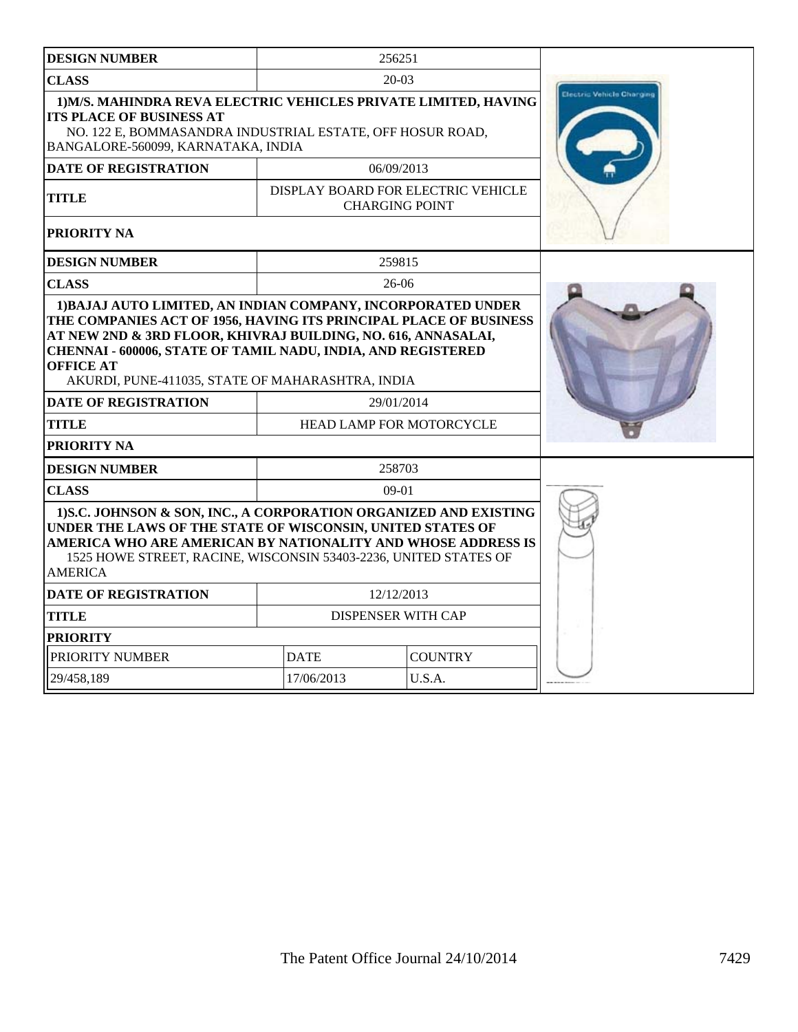| DESIGN NUMBER | 256251 |
|---|---|
| CLASS | 20-03 |
| 1)M/S. MAHINDRA REVA ELECTRIC VEHICLES PRIVATE LIMITED, HAVING ITS PLACE OF BUSINESS AT NO. 122 E, BOMMASANDRA INDUSTRIAL ESTATE, OFF HOSUR ROAD, BANGALORE-560099, KARNATAKA, INDIA | |
| DATE OF REGISTRATION | 06/09/2013 |
| TITLE | DISPLAY BOARD FOR ELECTRIC VEHICLE CHARGING POINT |
| PRIORITY NA | |

| DESIGN NUMBER | 259815 |
|---|---|
| CLASS | 26-06 |
| 1)BAJAJ AUTO LIMITED, AN INDIAN COMPANY, INCORPORATED UNDER THE COMPANIES ACT OF 1956, HAVING ITS PRINCIPAL PLACE OF BUSINESS AT NEW 2ND & 3RD FLOOR, KHIVRAJ BUILDING, NO. 616, ANNASALAI, CHENNAI - 600006, STATE OF TAMIL NADU, INDIA, AND REGISTERED OFFICE AT AKURDI, PUNE-411035, STATE OF MAHARASHTRA, INDIA | |
| DATE OF REGISTRATION | 29/01/2014 |
| TITLE | HEAD LAMP FOR MOTORCYCLE |
| PRIORITY NA | |

| DESIGN NUMBER | 258703 | |
|---|---|---|
| CLASS | 09-01 | |
| 1)S.C. JOHNSON & SON, INC., A CORPORATION ORGANIZED AND EXISTING UNDER THE LAWS OF THE STATE OF WISCONSIN, UNITED STATES OF AMERICA WHO ARE AMERICAN BY NATIONALITY AND WHOSE ADDRESS IS 1525 HOWE STREET, RACINE, WISCONSIN 53403-2236, UNITED STATES OF AMERICA | | |
| DATE OF REGISTRATION | 12/12/2013 | |
| TITLE | DISPENSER WITH CAP | |
| PRIORITY | | |
| PRIORITY NUMBER | DATE | COUNTRY |
| 29/458,189 | 17/06/2013 | U.S.A. |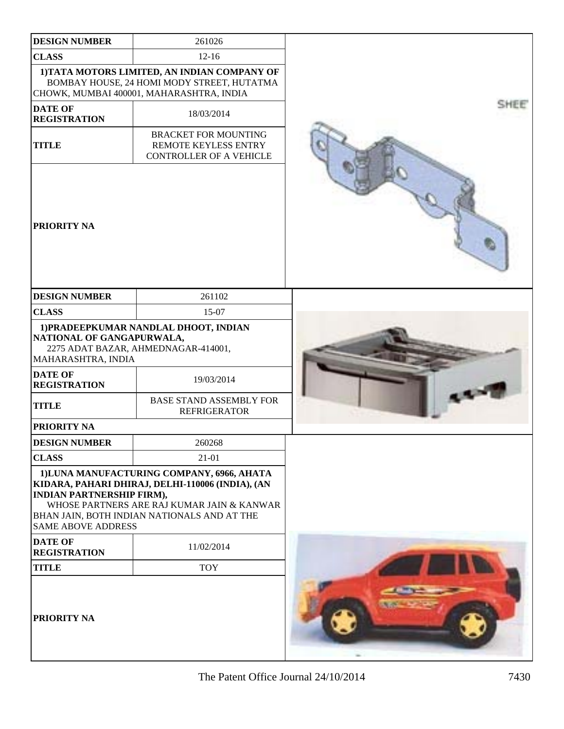| DESIGN NUMBER | 261026 |
| --- | --- |
| CLASS | 12-16 |
| 1)TATA MOTORS LIMITED, AN INDIAN COMPANY OF BOMBAY HOUSE, 24 HOMI MODY STREET, HUTATMA CHOWK, MUMBAI 400001, MAHARASHTRA, INDIA | |
| DATE OF REGISTRATION | 18/03/2014 |
| TITLE | BRACKET FOR MOUNTING REMOTE KEYLESS ENTRY CONTROLLER OF A VEHICLE |
| PRIORITY NA | |

| DESIGN NUMBER | 261102 |
| --- | --- |
| CLASS | 15-07 |
| 1)PRADEEPKUMAR NANDLAL DHOOT, INDIAN NATIONAL OF GANGAPURWALA, 2275 ADAT BAZAR, AHMEDNAGAR-414001, MAHARASHTRA, INDIA | |
| DATE OF REGISTRATION | 19/03/2014 |
| TITLE | BASE STAND ASSEMBLY FOR REFRIGERATOR |
| PRIORITY NA | |

| DESIGN NUMBER | 260268 |
| --- | --- |
| CLASS | 21-01 |
| 1)LUNA MANUFACTURING COMPANY, 6966, AHATA KIDARA, PAHARI DHIRAJ, DELHI-110006 (INDIA), (AN INDIAN PARTNERSHIP FIRM), WHOSE PARTNERS ARE RAJ KUMAR JAIN & KANWAR BHAN JAIN, BOTH INDIAN NATIONALS AND AT THE SAME ABOVE ADDRESS | |
| DATE OF REGISTRATION | 11/02/2014 |
| TITLE | TOY |
| PRIORITY NA | |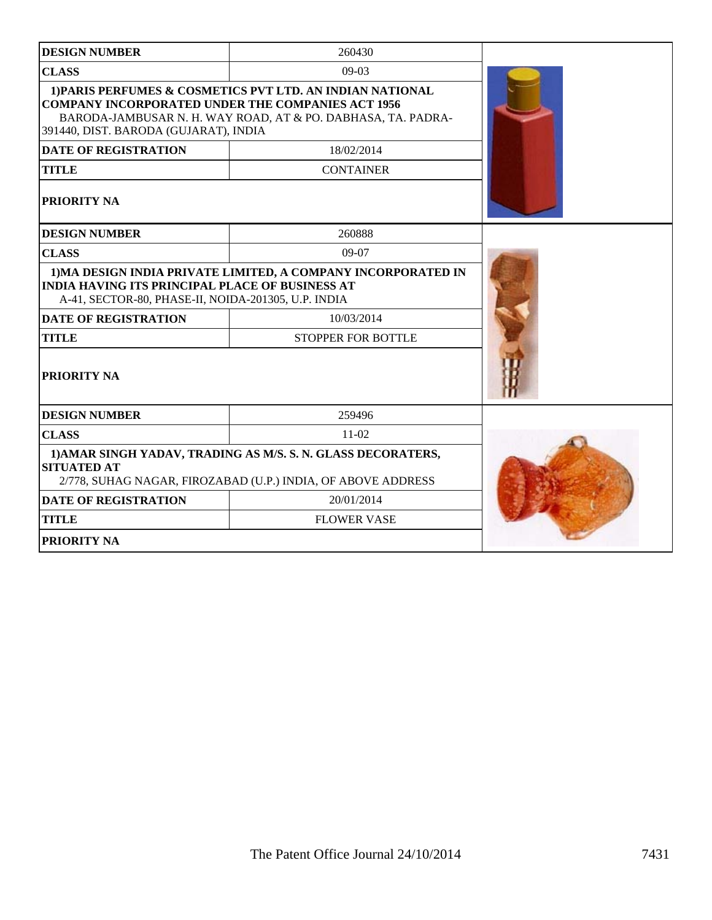| DESIGN NUMBER | 260430 |
| --- | --- |
| CLASS | 09-03 |
| **1)PARIS PERFUMES & COSMETICS PVT LTD. AN INDIAN NATIONAL COMPANY INCORPORATED UNDER THE COMPANIES ACT 1956** BARODA-JAMBUSAR N. H. WAY ROAD, AT & PO. DABHASA, TA. PADRA-391440, DIST. BARODA (GUJARAT), INDIA | |
| DATE OF REGISTRATION | 18/02/2014 |
| TITLE | CONTAINER |
| PRIORITY NA | |

| DESIGN NUMBER | 260888 |
| --- | --- |
| CLASS | 09-07 |
| **1)MA DESIGN INDIA PRIVATE LIMITED, A COMPANY INCORPORATED IN INDIA HAVING ITS PRINCIPAL PLACE OF BUSINESS AT** A-41, SECTOR-80, PHASE-II, NOIDA-201305, U.P. INDIA | |
| DATE OF REGISTRATION | 10/03/2014 |
| TITLE | STOPPER FOR BOTTLE |
| PRIORITY NA | |

| DESIGN NUMBER | 259496 |
| --- | --- |
| CLASS | 11-02 |
| **1)AMAR SINGH YADAV, TRADING AS M/S. S. N. GLASS DECORATERS, SITUATED AT** 2/778, SUHAG NAGAR, FIROZABAD (U.P.) INDIA, OF ABOVE ADDRESS | |
| DATE OF REGISTRATION | 20/01/2014 |
| TITLE | FLOWER VASE |
| PRIORITY NA | |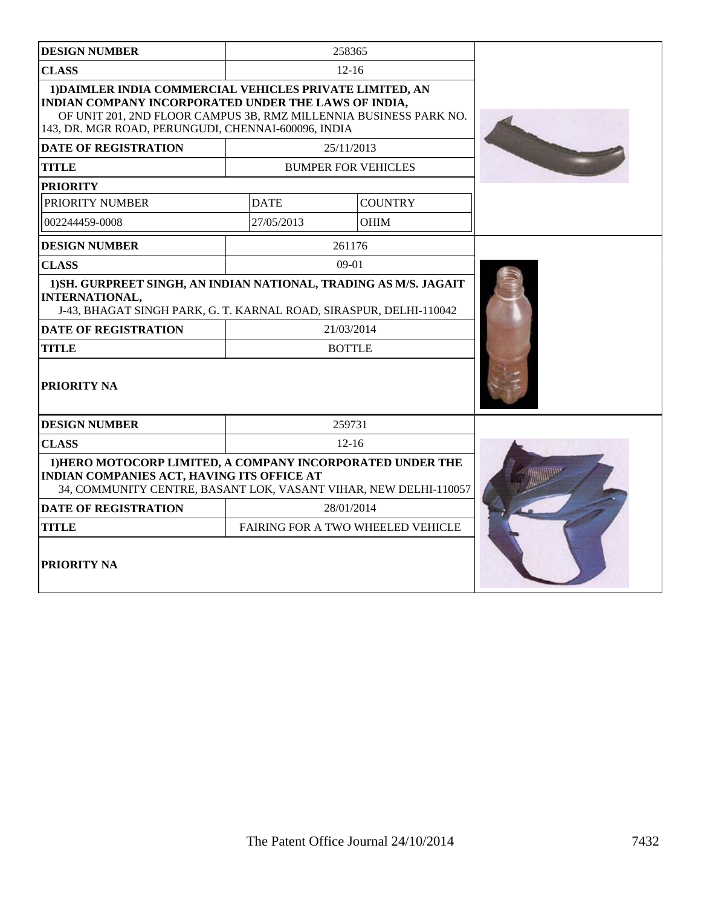| DESIGN NUMBER | 258365 | |
|---|---|---|
| CLASS | 12-16 | |
| 1)DAIMLER INDIA COMMERCIAL VEHICLES PRIVATE LIMITED, AN INDIAN COMPANY INCORPORATED UNDER THE LAWS OF INDIA, OF UNIT 201, 2ND FLOOR CAMPUS 3B, RMZ MILLENNIA BUSINESS PARK NO. 143, DR. MGR ROAD, PERUNGUDI, CHENNAI-600096, INDIA | | |
| DATE OF REGISTRATION | 25/11/2013 | |
| TITLE | BUMPER FOR VEHICLES | |
| PRIORITY | | |
| PRIORITY NUMBER | DATE | COUNTRY |
| 002244459-0008 | 27/05/2013 | OHIM |

| DESIGN NUMBER | 261176 |
|---|---|
| CLASS | 09-01 |
| 1)SH. GURPREET SINGH, AN INDIAN NATIONAL, TRADING AS M/S. JAGAIT INTERNATIONAL, J-43, BHAGAT SINGH PARK, G. T. KARNAL ROAD, SIRASPUR, DELHI-110042 | |
| DATE OF REGISTRATION | 21/03/2014 |
| TITLE | BOTTLE |
| PRIORITY NA | |

| DESIGN NUMBER | 259731 |
|---|---|
| CLASS | 12-16 |
| 1)HERO MOTOCORP LIMITED, A COMPANY INCORPORATED UNDER THE INDIAN COMPANIES ACT, HAVING ITS OFFICE AT 34, COMMUNITY CENTRE, BASANT LOK, VASANT VIHAR, NEW DELHI-110057 | |
| DATE OF REGISTRATION | 28/01/2014 |
| TITLE | FAIRING FOR A TWO WHEELED VEHICLE |
| PRIORITY NA | |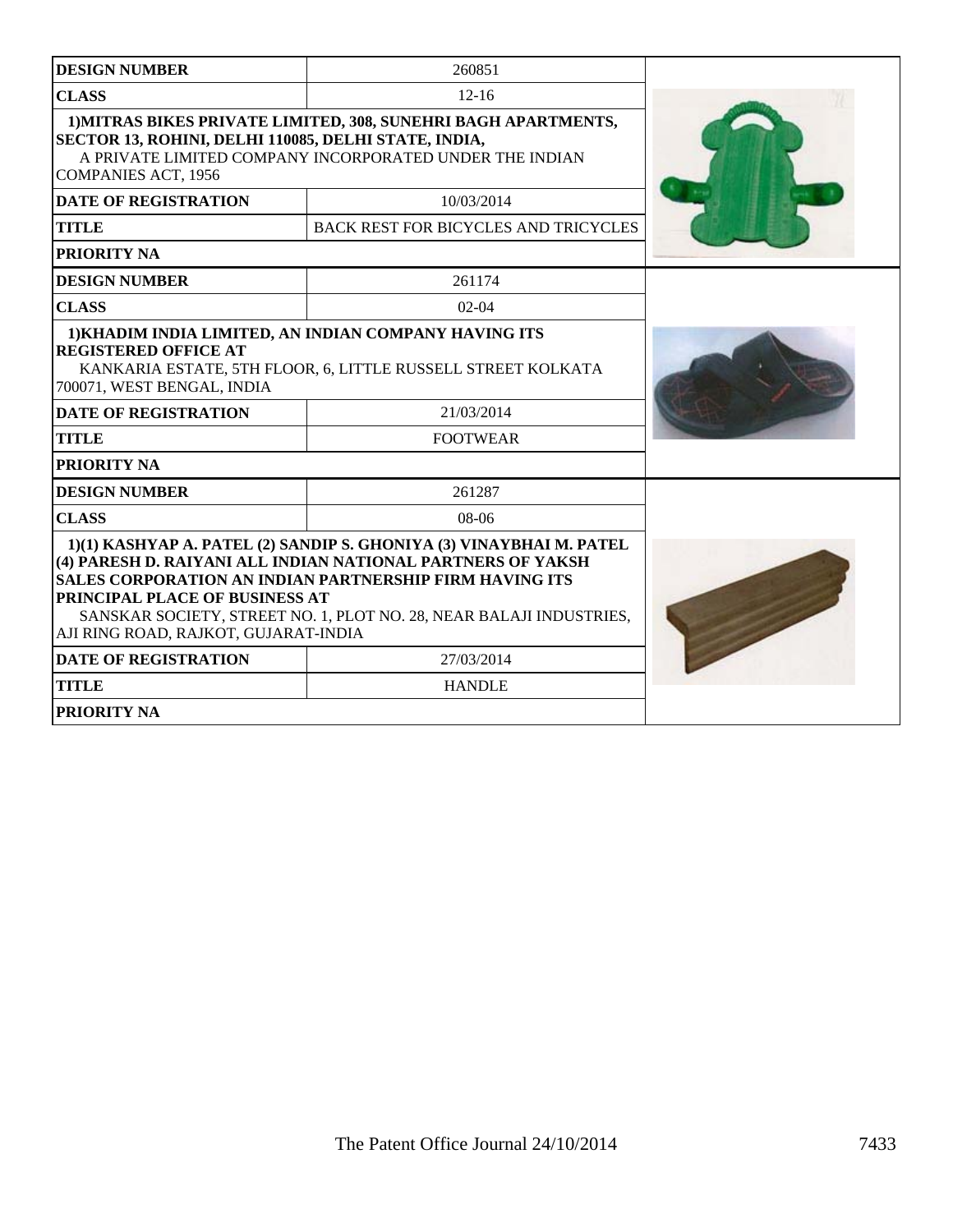| DESIGN NUMBER | 260851 |
| --- | --- |
| CLASS | 12-16 |
| **1)MITRAS BIKES PRIVATE LIMITED, 308, SUNEHRI BAGH APARTMENTS, SECTOR 13, ROHINI, DELHI 110085, DELHI STATE, INDIA,** A PRIVATE LIMITED COMPANY INCORPORATED UNDER THE INDIAN COMPANIES ACT, 1956 | |
| DATE OF REGISTRATION | 10/03/2014 |
| TITLE | BACK REST FOR BICYCLES AND TRICYCLES |
| PRIORITY NA | |

| DESIGN NUMBER | 261174 |
| --- | --- |
| CLASS | 02-04 |
| **1)KHADIM INDIA LIMITED, AN INDIAN COMPANY HAVING ITS REGISTERED OFFICE AT** KANKARIA ESTATE, 5TH FLOOR, 6, LITTLE RUSSELL STREET KOLKATA 700071, WEST BENGAL, INDIA | |
| DATE OF REGISTRATION | 21/03/2014 |
| TITLE | FOOTWEAR |
| PRIORITY NA | |

| DESIGN NUMBER | 261287 |
| --- | --- |
| CLASS | 08-06 |
| **1)(1) KASHYAP A. PATEL (2) SANDIP S. GHONIYA (3) VINAYBHAI M. PATEL (4) PARESH D. RAIYANI ALL INDIAN NATIONAL PARTNERS OF YAKSH SALES CORPORATION AN INDIAN PARTNERSHIP FIRM HAVING ITS PRINCIPAL PLACE OF BUSINESS AT** SANSKAR SOCIETY, STREET NO. 1, PLOT NO. 28, NEAR BALAJI INDUSTRIES, AJI RING ROAD, RAJKOT, GUJARAT-INDIA | |
| DATE OF REGISTRATION | 27/03/2014 |
| TITLE | HANDLE |
| PRIORITY NA | |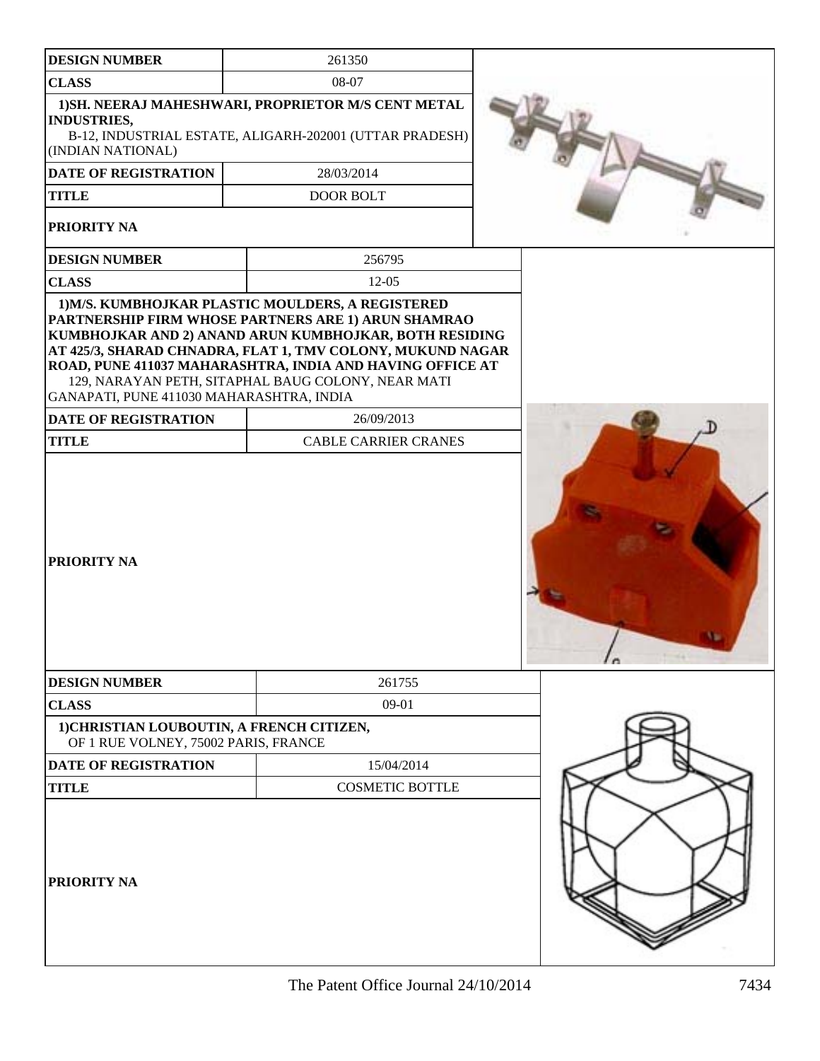| DESIGN NUMBER | 261350 |
|---|---|
| CLASS | 08-07 |
| 1)SH. NEERAJ MAHESHWARI, PROPRIETOR M/S CENT METAL INDUSTRIES, B-12, INDUSTRIAL ESTATE, ALIGARH-202001 (UTTAR PRADESH) (INDIAN NATIONAL) | |
| DATE OF REGISTRATION | 28/03/2014 |
| TITLE | DOOR BOLT |
| PRIORITY NA | |

| DESIGN NUMBER | 256795 |
|---|---|
| CLASS | 12-05 |
| 1)M/S. KUMBHOJKAR PLASTIC MOULDERS, A REGISTERED PARTNERSHIP FIRM WHOSE PARTNERS ARE 1) ARUN SHAMRAO KUMBHOJKAR AND 2) ANAND ARUN KUMBHOJKAR, BOTH RESIDING AT 425/3, SHARAD CHNADRA, FLAT 1, TMV COLONY, MUKUND NAGAR ROAD, PUNE 411037 MAHARASHTRA, INDIA AND HAVING OFFICE AT 129, NARAYAN PETH, SITAPHAL BAUG COLONY, NEAR MATI GANAPATI, PUNE 411030 MAHARASHTRA, INDIA | |
| DATE OF REGISTRATION | 26/09/2013 |
| TITLE | CABLE CARRIER CRANES |
| PRIORITY NA | |

| DESIGN NUMBER | 261755 |
|---|---|
| CLASS | 09-01 |
| 1)CHRISTIAN LOUBOUTIN, A FRENCH CITIZEN, OF 1 RUE VOLNEY, 75002 PARIS, FRANCE | |
| DATE OF REGISTRATION | 15/04/2014 |
| TITLE | COSMETIC BOTTLE |
| PRIORITY NA | |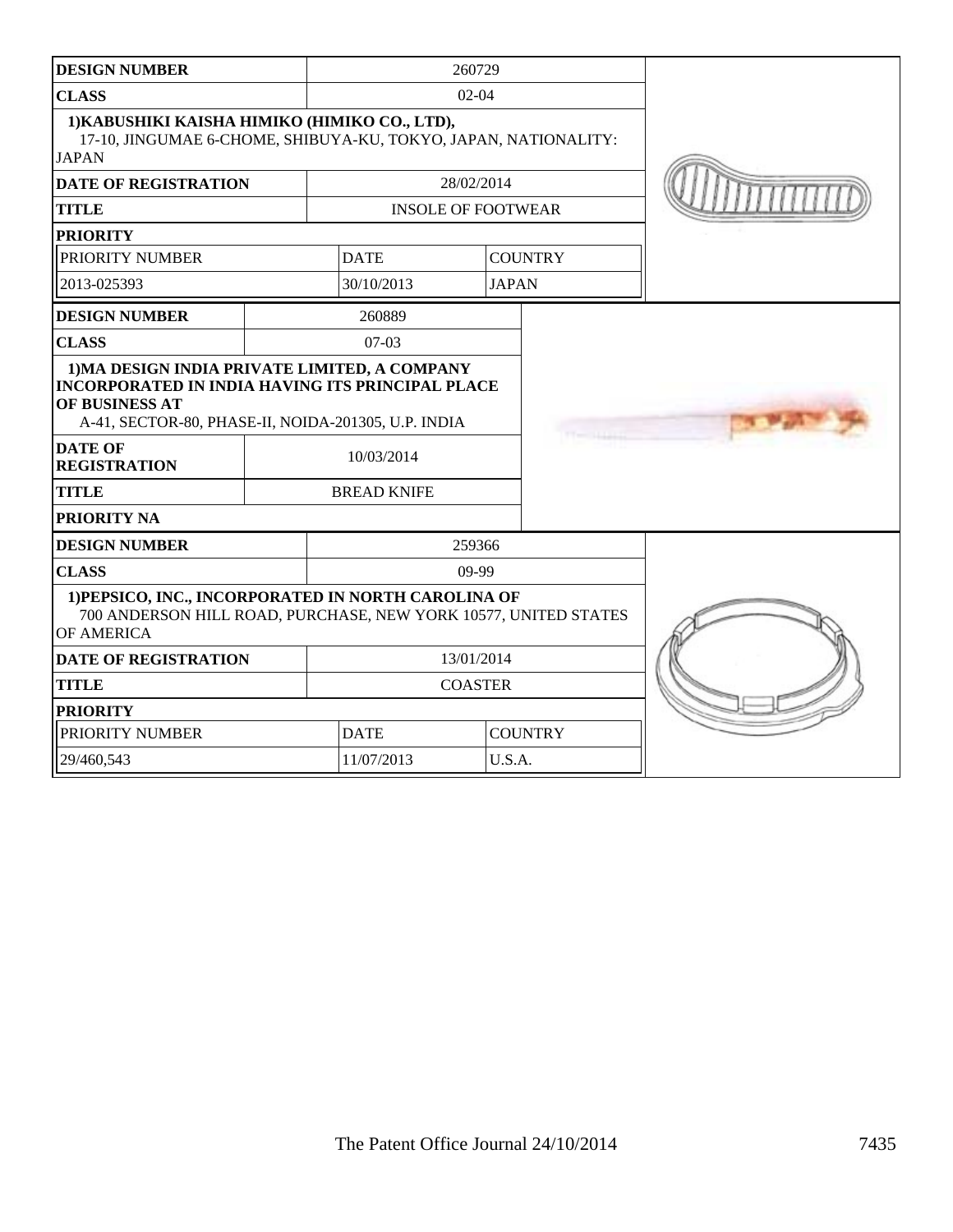| **DESIGN NUMBER** | 260729 | |
|---|---|---|
| **CLASS** | 02-04 | |
| **1)KABUSHIKI KAISHA HIMIKO (HIMIKO CO., LTD),** 17-10, JINGUMAE 6-CHOME, SHIBUYA-KU, TOKYO, JAPAN, NATIONALITY: JAPAN | | |
| **DATE OF REGISTRATION** | 28/02/2014 | |
| **TITLE** | INSOLE OF FOOTWEAR | |
| **PRIORITY** | | |
| PRIORITY NUMBER | DATE | COUNTRY |
| 2013-025393 | 30/10/2013 | JAPAN |

| **DESIGN NUMBER** | 260889 |
|---|---|
| **CLASS** | 07-03 |
| **1)MA DESIGN INDIA PRIVATE LIMITED, A COMPANY INCORPORATED IN INDIA HAVING ITS PRINCIPAL PLACE OF BUSINESS AT** A-41, SECTOR-80, PHASE-II, NOIDA-201305, U.P. INDIA | |
| **DATE OF REGISTRATION** | 10/03/2014 |
| **TITLE** | BREAD KNIFE |
| **PRIORITY NA** | |

| **DESIGN NUMBER** | 259366 | |
|---|---|---|
| **CLASS** | 09-99 | |
| **1)PEPSICO, INC., INCORPORATED IN NORTH CAROLINA OF** 700 ANDERSON HILL ROAD, PURCHASE, NEW YORK 10577, UNITED STATES OF AMERICA | | |
| **DATE OF REGISTRATION** | 13/01/2014 | |
| **TITLE** | COASTER | |
| **PRIORITY** | | |
| PRIORITY NUMBER | DATE | COUNTRY |
| 29/460,543 | 11/07/2013 | U.S.A. |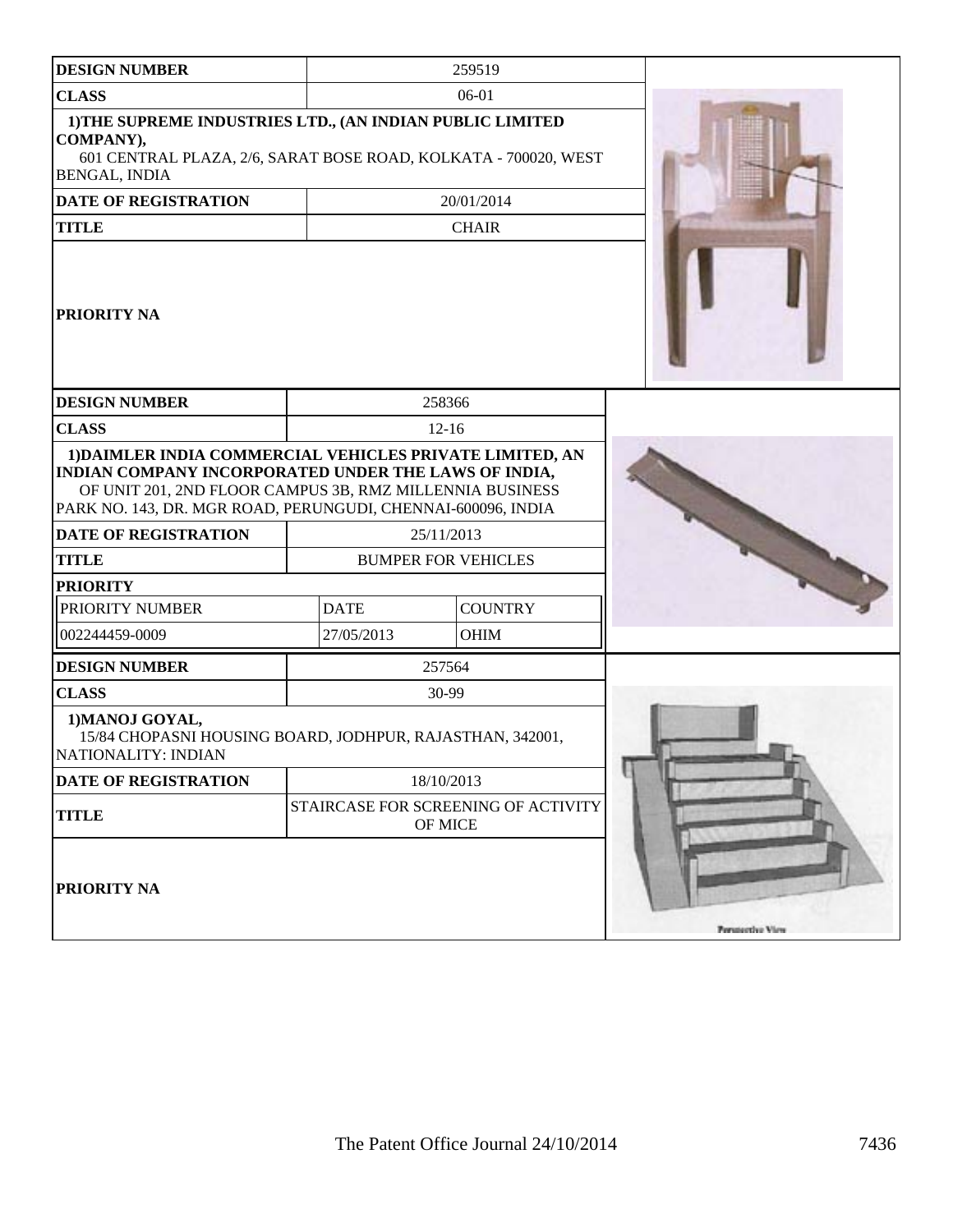| DESIGN NUMBER | 259519 |
|---|---|
| CLASS | 06-01 |
| 1)THE SUPREME INDUSTRIES LTD., (AN INDIAN PUBLIC LIMITED COMPANY), 601 CENTRAL PLAZA, 2/6, SARAT BOSE ROAD, KOLKATA - 700020, WEST BENGAL, INDIA | |
| DATE OF REGISTRATION | 20/01/2014 |
| TITLE | CHAIR |
| PRIORITY NA | |

| DESIGN NUMBER | 258366 | |
|---|---|---|
| CLASS | 12-16 | |
| 1)DAIMLER INDIA COMMERCIAL VEHICLES PRIVATE LIMITED, AN INDIAN COMPANY INCORPORATED UNDER THE LAWS OF INDIA, OF UNIT 201, 2ND FLOOR CAMPUS 3B, RMZ MILLENNIA BUSINESS PARK NO. 143, DR. MGR ROAD, PERUNGUDI, CHENNAI-600096, INDIA | | |
| DATE OF REGISTRATION | 25/11/2013 | |
| TITLE | BUMPER FOR VEHICLES | |
| PRIORITY | | |
| PRIORITY NUMBER | DATE | COUNTRY |
| 002244459-0009 | 27/05/2013 | OHIM |

| DESIGN NUMBER | 257564 |
|---|---|
| CLASS | 30-99 |
| 1)MANOJ GOYAL, 15/84 CHOPASNI HOUSING BOARD, JODHPUR, RAJASTHAN, 342001, NATIONALITY: INDIAN | |
| DATE OF REGISTRATION | 18/10/2013 |
| TITLE | STAIRCASE FOR SCREENING OF ACTIVITY OF MICE |
| PRIORITY NA | |

Perspective View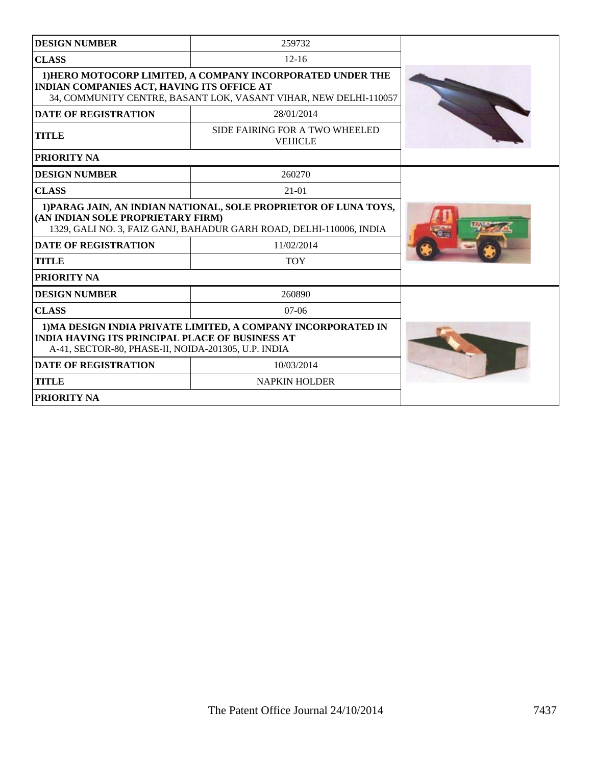| DESIGN NUMBER | 259732 |
|---|---|
| CLASS | 12-16 |
| 1)HERO MOTOCORP LIMITED, A COMPANY INCORPORATED UNDER THE INDIAN COMPANIES ACT, HAVING ITS OFFICE AT<br>34, COMMUNITY CENTRE, BASANT LOK, VASANT VIHAR, NEW DELHI-110057 | |
| DATE OF REGISTRATION | 28/01/2014 |
| TITLE | SIDE FAIRING FOR A TWO WHEELED VEHICLE |
| PRIORITY NA | |

| DESIGN NUMBER | 260270 |
|---|---|
| CLASS | 21-01 |
| 1)PARAG JAIN, AN INDIAN NATIONAL, SOLE PROPRIETOR OF LUNA TOYS, (AN INDIAN SOLE PROPRIETARY FIRM)<br>1329, GALI NO. 3, FAIZ GANJ, BAHADUR GARH ROAD, DELHI-110006, INDIA | |
| DATE OF REGISTRATION | 11/02/2014 |
| TITLE | TOY |
| PRIORITY NA | |

| DESIGN NUMBER | 260890 |
|---|---|
| CLASS | 07-06 |
| 1)MA DESIGN INDIA PRIVATE LIMITED, A COMPANY INCORPORATED IN INDIA HAVING ITS PRINCIPAL PLACE OF BUSINESS AT<br>A-41, SECTOR-80, PHASE-II, NOIDA-201305, U.P. INDIA | |
| DATE OF REGISTRATION | 10/03/2014 |
| TITLE | NAPKIN HOLDER |
| PRIORITY NA | |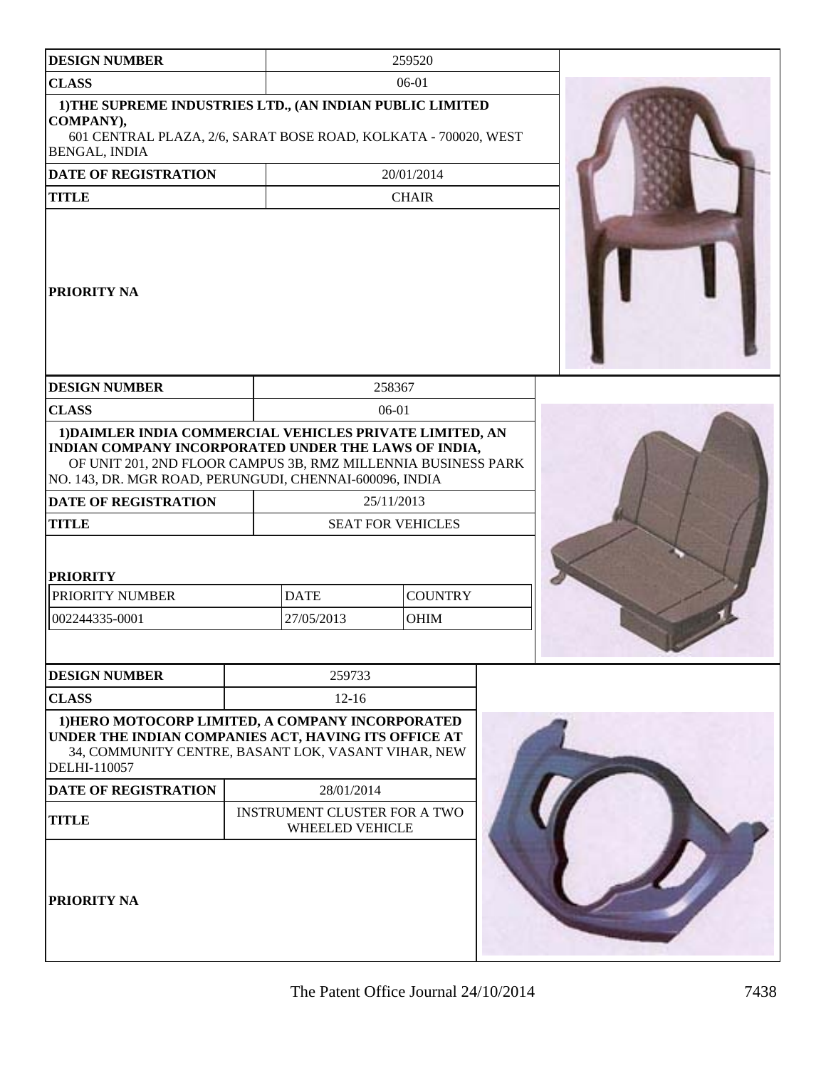| DESIGN NUMBER | 259520 |
|---|---|
| CLASS | 06-01 |
| 1)THE SUPREME INDUSTRIES LTD., (AN INDIAN PUBLIC LIMITED COMPANY), 601 CENTRAL PLAZA, 2/6, SARAT BOSE ROAD, KOLKATA - 700020, WEST BENGAL, INDIA | |
| DATE OF REGISTRATION | 20/01/2014 |
| TITLE | CHAIR |
| PRIORITY NA | |

| DESIGN NUMBER | 258367 | |
|---|---|---|
| CLASS | 06-01 | |
| 1)DAIMLER INDIA COMMERCIAL VEHICLES PRIVATE LIMITED, AN INDIAN COMPANY INCORPORATED UNDER THE LAWS OF INDIA, OF UNIT 201, 2ND FLOOR CAMPUS 3B, RMZ MILLENNIA BUSINESS PARK NO. 143, DR. MGR ROAD, PERUNGUDI, CHENNAI-600096, INDIA | | |
| DATE OF REGISTRATION | 25/11/2013 | |
| TITLE | SEAT FOR VEHICLES | |
| PRIORITY | | |
| PRIORITY NUMBER | DATE | COUNTRY |
| 002244335-0001 | 27/05/2013 | OHIM |

| DESIGN NUMBER | 259733 |
|---|---|
| CLASS | 12-16 |
| 1)HERO MOTOCORP LIMITED, A COMPANY INCORPORATED UNDER THE INDIAN COMPANIES ACT, HAVING ITS OFFICE AT 34, COMMUNITY CENTRE, BASANT LOK, VASANT VIHAR, NEW DELHI-110057 | |
| DATE OF REGISTRATION | 28/01/2014 |
| TITLE | INSTRUMENT CLUSTER FOR A TWO WHEELED VEHICLE |
| PRIORITY NA | |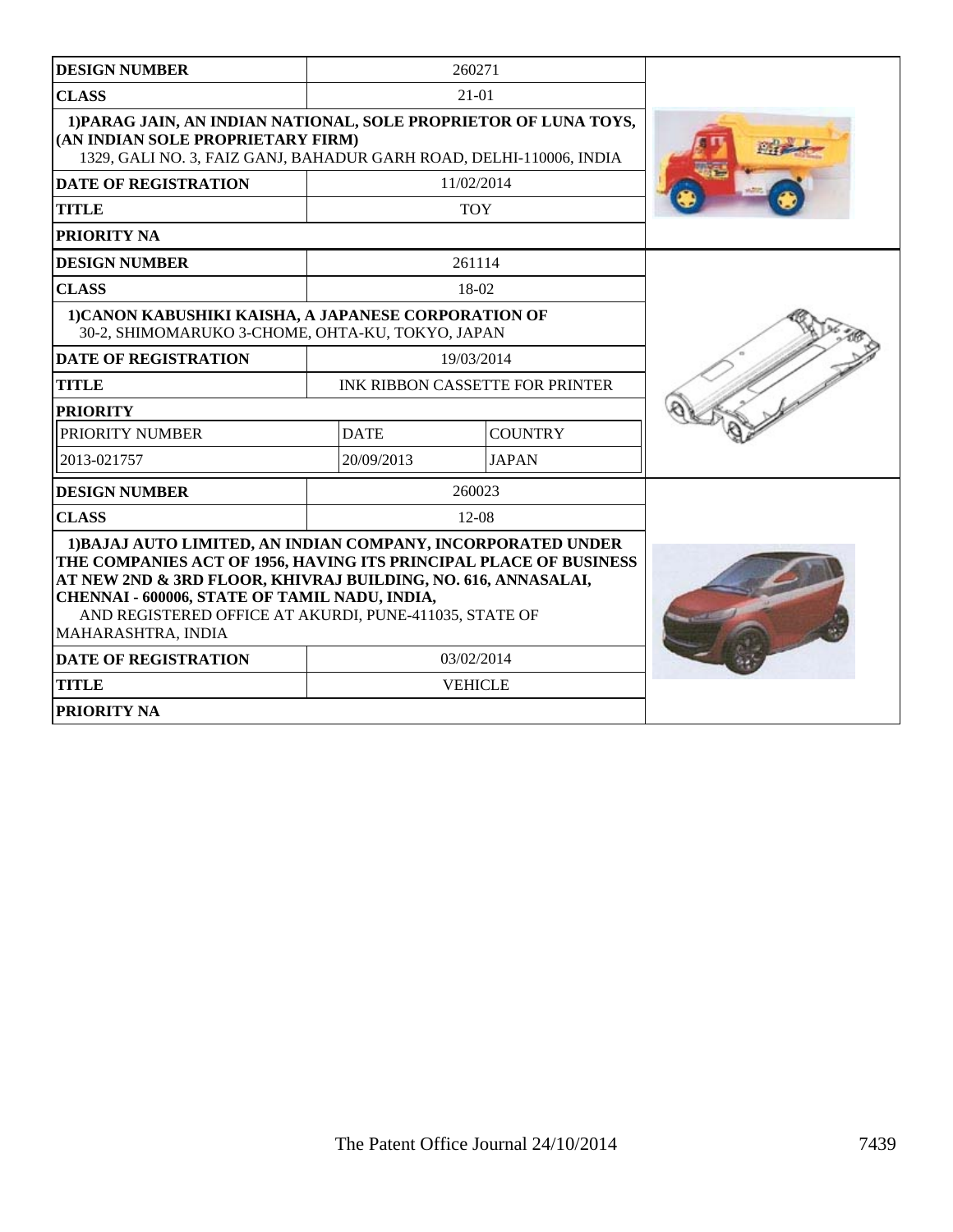| DESIGN NUMBER | 260271 | |
|---|---|---|
| CLASS | 21-01 | |
| **1)PARAG JAIN, AN INDIAN NATIONAL, SOLE PROPRIETOR OF LUNA TOYS, (AN INDIAN SOLE PROPRIETARY FIRM)** 1329, GALI NO. 3, FAIZ GANJ, BAHADUR GARH ROAD, DELHI-110006, INDIA | | |
| DATE OF REGISTRATION | 11/02/2014 | |
| TITLE | TOY | |
| PRIORITY NA | | |

| DESIGN NUMBER | 261114 | |
|---|---|---|
| CLASS | 18-02 | |
| **1)CANON KABUSHIKI KAISHA, A JAPANESE CORPORATION OF** 30-2, SHIMOMARUKO 3-CHOME, OHTA-KU, TOKYO, JAPAN | | |
| DATE OF REGISTRATION | 19/03/2014 | |
| TITLE | INK RIBBON CASSETTE FOR PRINTER | |
| PRIORITY | | |
| PRIORITY NUMBER | DATE | COUNTRY |
| 2013-021757 | 20/09/2013 | JAPAN |

| DESIGN NUMBER | 260023 | |
|---|---|---|
| CLASS | 12-08 | |
| **1)BAJAJ AUTO LIMITED, AN INDIAN COMPANY, INCORPORATED UNDER THE COMPANIES ACT OF 1956, HAVING ITS PRINCIPAL PLACE OF BUSINESS AT NEW 2ND & 3RD FLOOR, KHIVRAJ BUILDING, NO. 616, ANNASALAI, CHENNAI - 600006, STATE OF TAMIL NADU, INDIA,** AND REGISTERED OFFICE AT AKURDI, PUNE-411035, STATE OF MAHARASHTRA, INDIA | | |
| DATE OF REGISTRATION | 03/02/2014 | |
| TITLE | VEHICLE | |
| PRIORITY NA | | |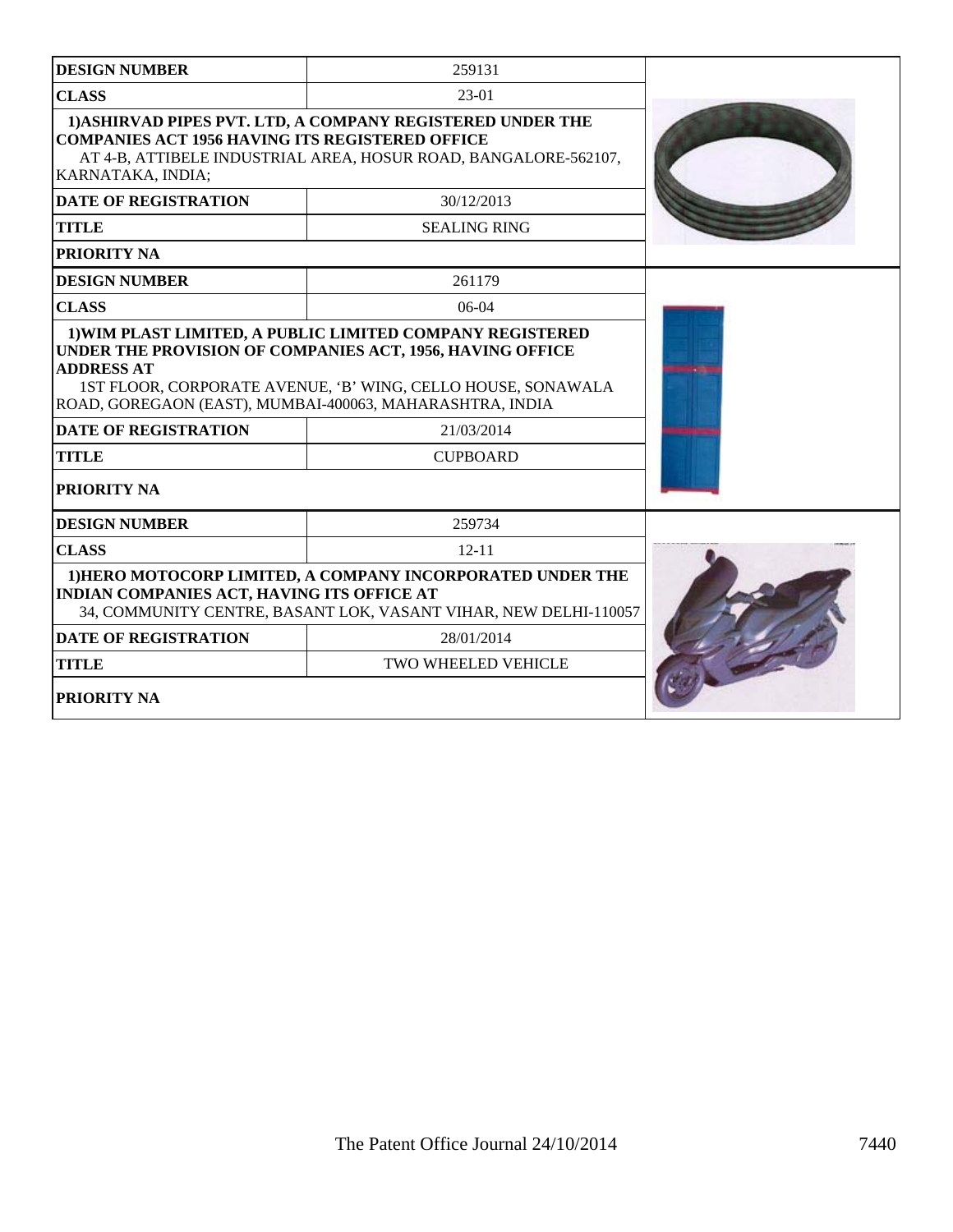| DESIGN NUMBER | 259131 |
|---|---|
| CLASS | 23-01 |
| 1)ASHIRVAD PIPES PVT. LTD, A COMPANY REGISTERED UNDER THE COMPANIES ACT 1956 HAVING ITS REGISTERED OFFICE AT 4-B, ATTIBELE INDUSTRIAL AREA, HOSUR ROAD, BANGALORE-562107, KARNATAKA, INDIA; | |
| DATE OF REGISTRATION | 30/12/2013 |
| TITLE | SEALING RING |
| PRIORITY NA | |

| DESIGN NUMBER | 261179 |
|---|---|
| CLASS | 06-04 |
| 1)WIM PLAST LIMITED, A PUBLIC LIMITED COMPANY REGISTERED UNDER THE PROVISION OF COMPANIES ACT, 1956, HAVING OFFICE ADDRESS AT 1ST FLOOR, CORPORATE AVENUE, 'B' WING, CELLO HOUSE, SONAWALA ROAD, GOREGAON (EAST), MUMBAI-400063, MAHARASHTRA, INDIA | |
| DATE OF REGISTRATION | 21/03/2014 |
| TITLE | CUPBOARD |
| PRIORITY NA | |

| DESIGN NUMBER | 259734 |
|---|---|
| CLASS | 12-11 |
| 1)HERO MOTOCORP LIMITED, A COMPANY INCORPORATED UNDER THE INDIAN COMPANIES ACT, HAVING ITS OFFICE AT 34, COMMUNITY CENTRE, BASANT LOK, VASANT VIHAR, NEW DELHI-110057 | |
| DATE OF REGISTRATION | 28/01/2014 |
| TITLE | TWO WHEELED VEHICLE |
| PRIORITY NA | |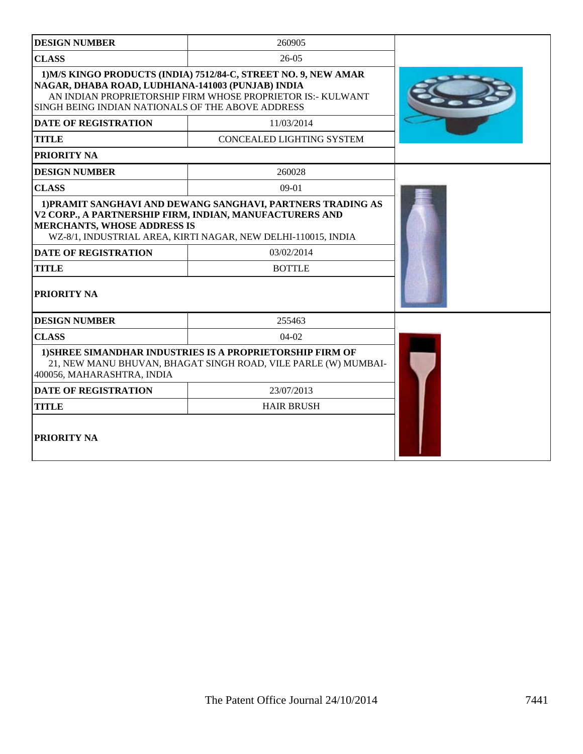| DESIGN NUMBER | 260905 |
|---|---|
| CLASS | 26-05 |
| **1)M/S KINGO PRODUCTS (INDIA) 7512/84-C, STREET NO. 9, NEW AMAR NAGAR, DHABA ROAD, LUDHIANA-141003 (PUNJAB) INDIA** AN INDIAN PROPRIETORSHIP FIRM WHOSE PROPRIETOR IS:- KULWANT SINGH BEING INDIAN NATIONALS OF THE ABOVE ADDRESS | |
| DATE OF REGISTRATION | 11/03/2014 |
| TITLE | CONCEALED LIGHTING SYSTEM |
| PRIORITY NA | |

| DESIGN NUMBER | 260028 |
|---|---|
| CLASS | 09-01 |
| **1)PRAMIT SANGHAVI AND DEWANG SANGHAVI, PARTNERS TRADING AS V2 CORP., A PARTNERSHIP FIRM, INDIAN, MANUFACTURERS AND MERCHANTS, WHOSE ADDRESS IS** WZ-8/1, INDUSTRIAL AREA, KIRTI NAGAR, NEW DELHI-110015, INDIA | |
| DATE OF REGISTRATION | 03/02/2014 |
| TITLE | BOTTLE |
| PRIORITY NA | |

| DESIGN NUMBER | 255463 |
|---|---|
| CLASS | 04-02 |
| **1)SHREE SIMANDHAR INDUSTRIES IS A PROPRIETORSHIP FIRM OF** 21, NEW MANU BHUVAN, BHAGAT SINGH ROAD, VILE PARLE (W) MUMBAI-400056, MAHARASHTRA, INDIA | |
| DATE OF REGISTRATION | 23/07/2013 |
| TITLE | HAIR BRUSH |
| PRIORITY NA | |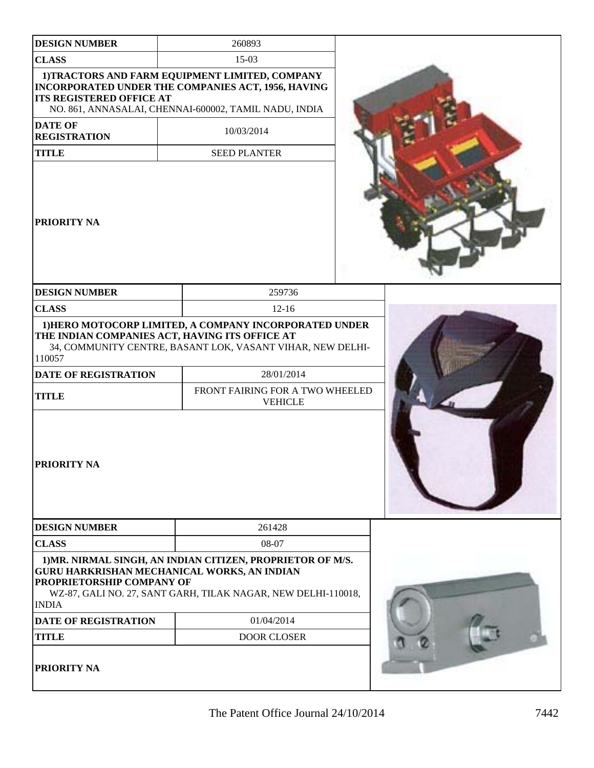| DESIGN NUMBER | 260893 |
| --- | --- |
| CLASS | 15-03 |
| 1)TRACTORS AND FARM EQUIPMENT LIMITED, COMPANY INCORPORATED UNDER THE COMPANIES ACT, 1956, HAVING ITS REGISTERED OFFICE AT NO. 861, ANNASALAI, CHENNAI-600002, TAMIL NADU, INDIA | |
| DATE OF REGISTRATION | 10/03/2014 |
| TITLE | SEED PLANTER |
| PRIORITY NA | |

| DESIGN NUMBER | 259736 |
| --- | --- |
| CLASS | 12-16 |
| 1)HERO MOTOCORP LIMITED, A COMPANY INCORPORATED UNDER THE INDIAN COMPANIES ACT, HAVING ITS OFFICE AT 34, COMMUNITY CENTRE, BASANT LOK, VASANT VIHAR, NEW DELHI-110057 | |
| DATE OF REGISTRATION | 28/01/2014 |
| TITLE | FRONT FAIRING FOR A TWO WHEELED VEHICLE |
| PRIORITY NA | |

| DESIGN NUMBER | 261428 |
| --- | --- |
| CLASS | 08-07 |
| 1)MR. NIRMAL SINGH, AN INDIAN CITIZEN, PROPRIETOR OF M/S. GURU HARKRISHAN MECHANICAL WORKS, AN INDIAN PROPRIETORSHIP COMPANY OF WZ-87, GALI NO. 27, SANT GARH, TILAK NAGAR, NEW DELHI-110018, INDIA | |
| DATE OF REGISTRATION | 01/04/2014 |
| TITLE | DOOR CLOSER |
| PRIORITY NA | |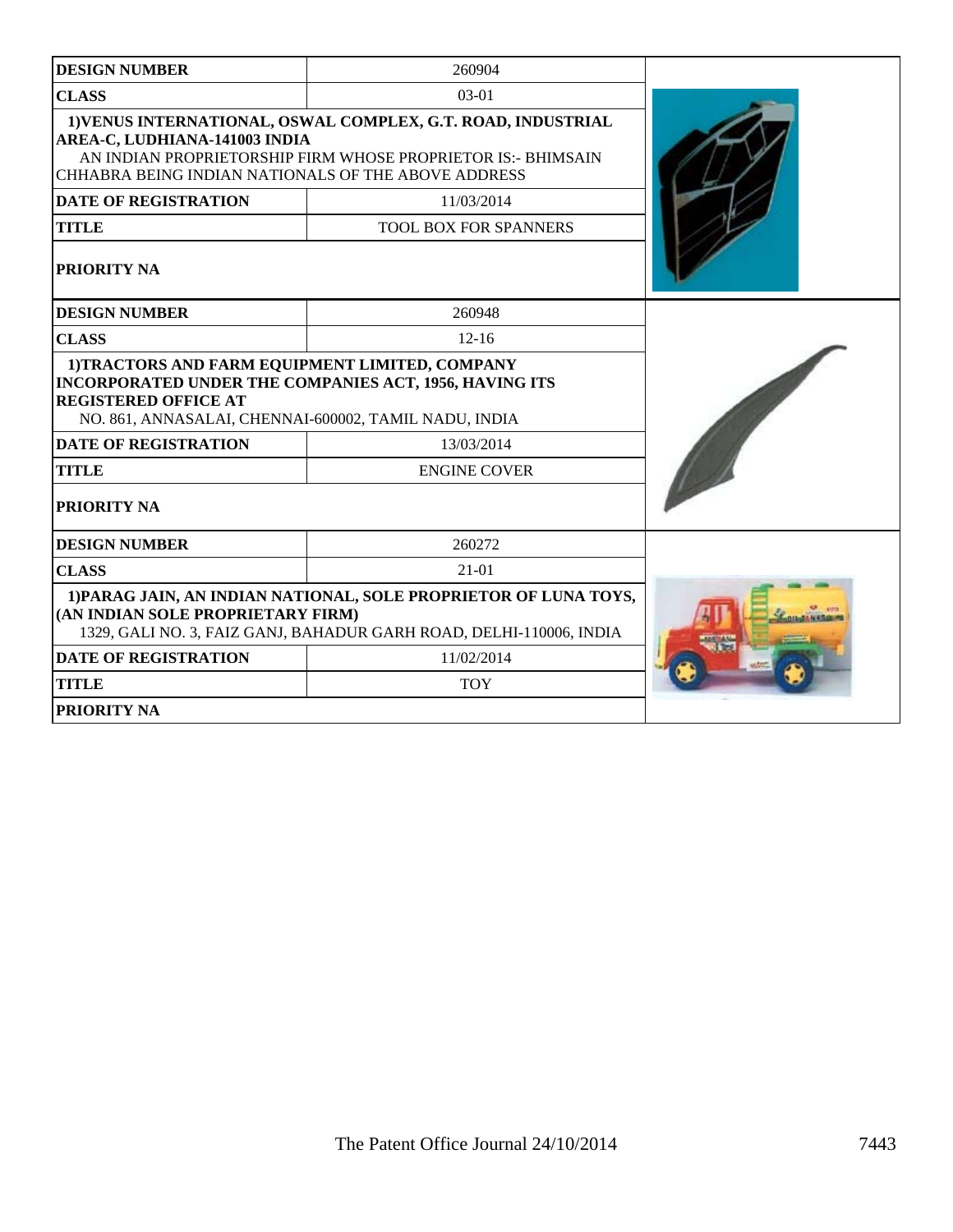| DESIGN NUMBER | 260904 |
|---|---|
| CLASS | 03-01 |
| 1)VENUS INTERNATIONAL, OSWAL COMPLEX, G.T. ROAD, INDUSTRIAL AREA-C, LUDHIANA-141003 INDIA<br>AN INDIAN PROPRIETORSHIP FIRM WHOSE PROPRIETOR IS:- BHIMSAIN CHHABRA BEING INDIAN NATIONALS OF THE ABOVE ADDRESS | |
| DATE OF REGISTRATION | 11/03/2014 |
| TITLE | TOOL BOX FOR SPANNERS |
| PRIORITY NA | |

| DESIGN NUMBER | 260948 |
|---|---|
| CLASS | 12-16 |
| 1)TRACTORS AND FARM EQUIPMENT LIMITED, COMPANY INCORPORATED UNDER THE COMPANIES ACT, 1956, HAVING ITS REGISTERED OFFICE AT<br>NO. 861, ANNASALAI, CHENNAI-600002, TAMIL NADU, INDIA | |
| DATE OF REGISTRATION | 13/03/2014 |
| TITLE | ENGINE COVER |
| PRIORITY NA | |

| DESIGN NUMBER | 260272 |
|---|---|
| CLASS | 21-01 |
| 1)PARAG JAIN, AN INDIAN NATIONAL, SOLE PROPRIETOR OF LUNA TOYS, (AN INDIAN SOLE PROPRIETARY FIRM)<br>1329, GALI NO. 3, FAIZ GANJ, BAHADUR GARH ROAD, DELHI-110006, INDIA | |
| DATE OF REGISTRATION | 11/02/2014 |
| TITLE | TOY |
| PRIORITY NA | |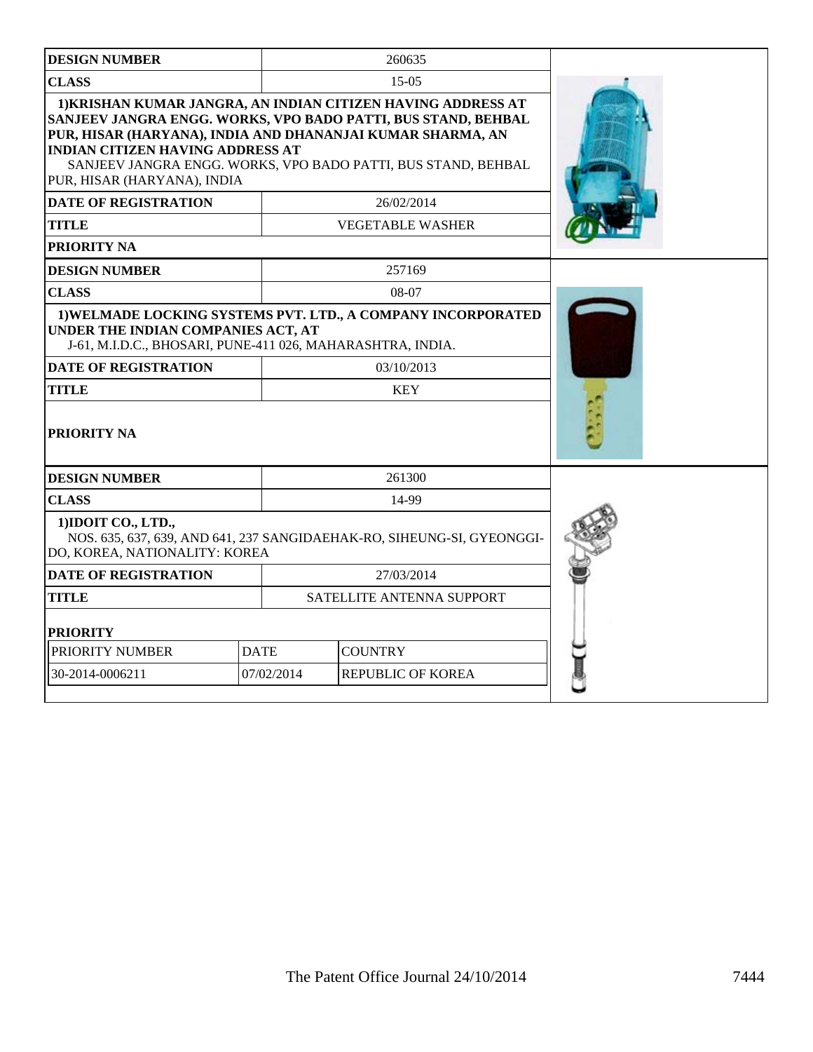| DESIGN NUMBER | 260635 |
|---|---|
| CLASS | 15-05 |
| 1)KRISHAN KUMAR JANGRA, AN INDIAN CITIZEN HAVING ADDRESS AT SANJEEV JANGRA ENGG. WORKS, VPO BADO PATTI, BUS STAND, BEHBAL PUR, HISAR (HARYANA), INDIA AND DHANANJAI KUMAR SHARMA, AN INDIAN CITIZEN HAVING ADDRESS AT SANJEEV JANGRA ENGG. WORKS, VPO BADO PATTI, BUS STAND, BEHBAL PUR, HISAR (HARYANA), INDIA | |
| DATE OF REGISTRATION | 26/02/2014 |
| TITLE | VEGETABLE WASHER |
| PRIORITY NA | |

| DESIGN NUMBER | 257169 |
|---|---|
| CLASS | 08-07 |
| 1)WELMADE LOCKING SYSTEMS PVT. LTD., A COMPANY INCORPORATED UNDER THE INDIAN COMPANIES ACT, AT J-61, M.I.D.C., BHOSARI, PUNE-411 026, MAHARASHTRA, INDIA. | |
| DATE OF REGISTRATION | 03/10/2013 |
| TITLE | KEY |
| PRIORITY NA | |

| DESIGN NUMBER | 261300 |
|---|---|
| CLASS | 14-99 |
| 1)IDOIT CO., LTD., NOS. 635, 637, 639, AND 641, 237 SANGIDAEHAK-RO, SIHEUNG-SI, GYEONGGI-DO, KOREA, NATIONALITY: KOREA | |
| DATE OF REGISTRATION | 27/03/2014 |
| TITLE | SATELLITE ANTENNA SUPPORT |

**PRIORITY**

| PRIORITY NUMBER | DATE | COUNTRY |
|---|---|---|
| 30-2014-0006211 | 07/02/2014 | REPUBLIC OF KOREA |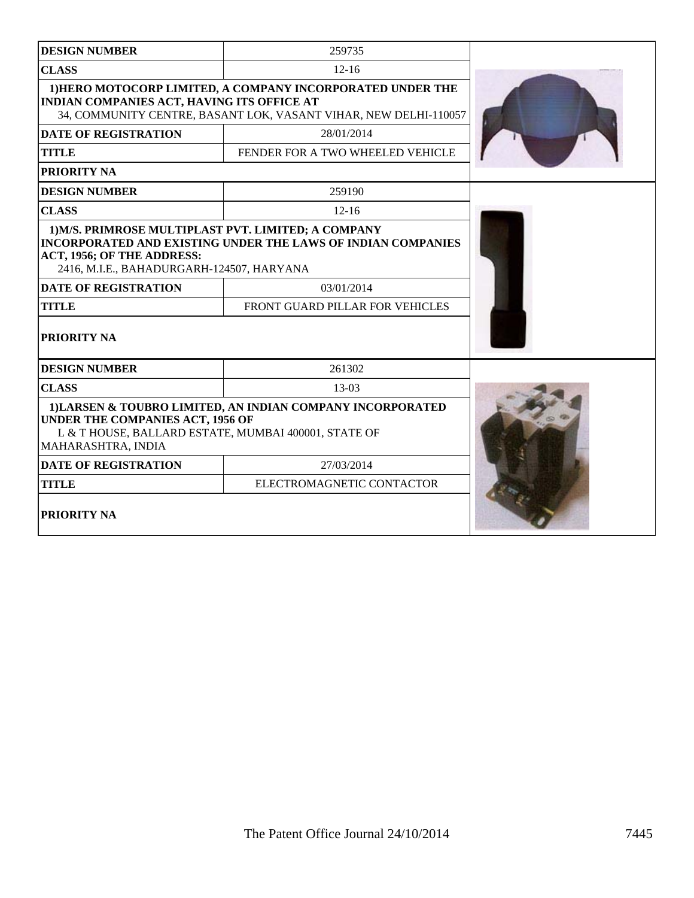| DESIGN NUMBER | 259735 |
| --- | --- |
| CLASS | 12-16 |
| 1)HERO MOTOCORP LIMITED, A COMPANY INCORPORATED UNDER THE INDIAN COMPANIES ACT, HAVING ITS OFFICE AT 34, COMMUNITY CENTRE, BASANT LOK, VASANT VIHAR, NEW DELHI-110057 | |
| DATE OF REGISTRATION | 28/01/2014 |
| TITLE | FENDER FOR A TWO WHEELED VEHICLE |
| PRIORITY NA | |

| DESIGN NUMBER | 259190 |
| --- | --- |
| CLASS | 12-16 |
| 1)M/S. PRIMROSE MULTIPLAST PVT. LIMITED; A COMPANY INCORPORATED AND EXISTING UNDER THE LAWS OF INDIAN COMPANIES ACT, 1956; OF THE ADDRESS: 2416, M.I.E., BAHADURGARH-124507, HARYANA | |
| DATE OF REGISTRATION | 03/01/2014 |
| TITLE | FRONT GUARD PILLAR FOR VEHICLES |
| PRIORITY NA | |

| DESIGN NUMBER | 261302 |
| --- | --- |
| CLASS | 13-03 |
| 1)LARSEN & TOUBRO LIMITED, AN INDIAN COMPANY INCORPORATED UNDER THE COMPANIES ACT, 1956 OF L & T HOUSE, BALLARD ESTATE, MUMBAI 400001, STATE OF MAHARASHTRA, INDIA | |
| DATE OF REGISTRATION | 27/03/2014 |
| TITLE | ELECTROMAGNETIC CONTACTOR |
| PRIORITY NA | |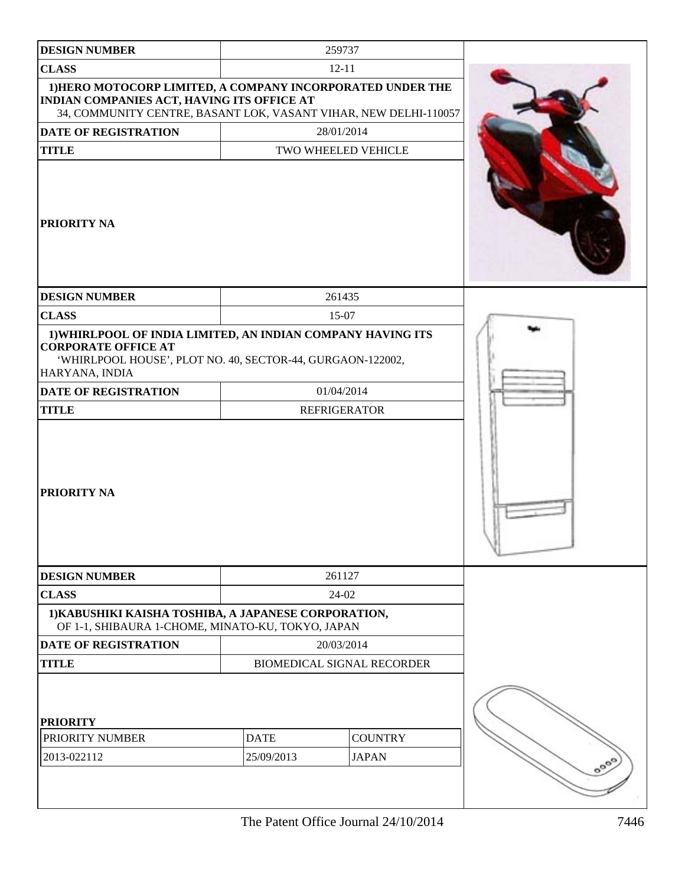| DESIGN NUMBER | 259737 |
|---|---|
| CLASS | 12-11 |
| 1)HERO MOTOCORP LIMITED, A COMPANY INCORPORATED UNDER THE INDIAN COMPANIES ACT, HAVING ITS OFFICE AT 34, COMMUNITY CENTRE, BASANT LOK, VASANT VIHAR, NEW DELHI-110057 | |
| DATE OF REGISTRATION | 28/01/2014 |
| TITLE | TWO WHEELED VEHICLE |
| PRIORITY NA | |

| DESIGN NUMBER | 261435 |
|---|---|
| CLASS | 15-07 |
| 1)WHIRLPOOL OF INDIA LIMITED, AN INDIAN COMPANY HAVING ITS CORPORATE OFFICE AT 'WHIRLPOOL HOUSE', PLOT NO. 40, SECTOR-44, GURGAON-122002, HARYANA, INDIA | |
| DATE OF REGISTRATION | 01/04/2014 |
| TITLE | REFRIGERATOR |
| PRIORITY NA | |

| DESIGN NUMBER | 261127 |
|---|---|
| CLASS | 24-02 |
| 1)KABUSHIKI KAISHA TOSHIBA, A JAPANESE CORPORATION, OF 1-1, SHIBAURA 1-CHOME, MINATO-KU, TOKYO, JAPAN | |
| DATE OF REGISTRATION | 20/03/2014 |
| TITLE | BIOMEDICAL SIGNAL RECORDER |

**PRIORITY**

| PRIORITY NUMBER | DATE | COUNTRY |
|---|---|---|
| 2013-022112 | 25/09/2013 | JAPAN |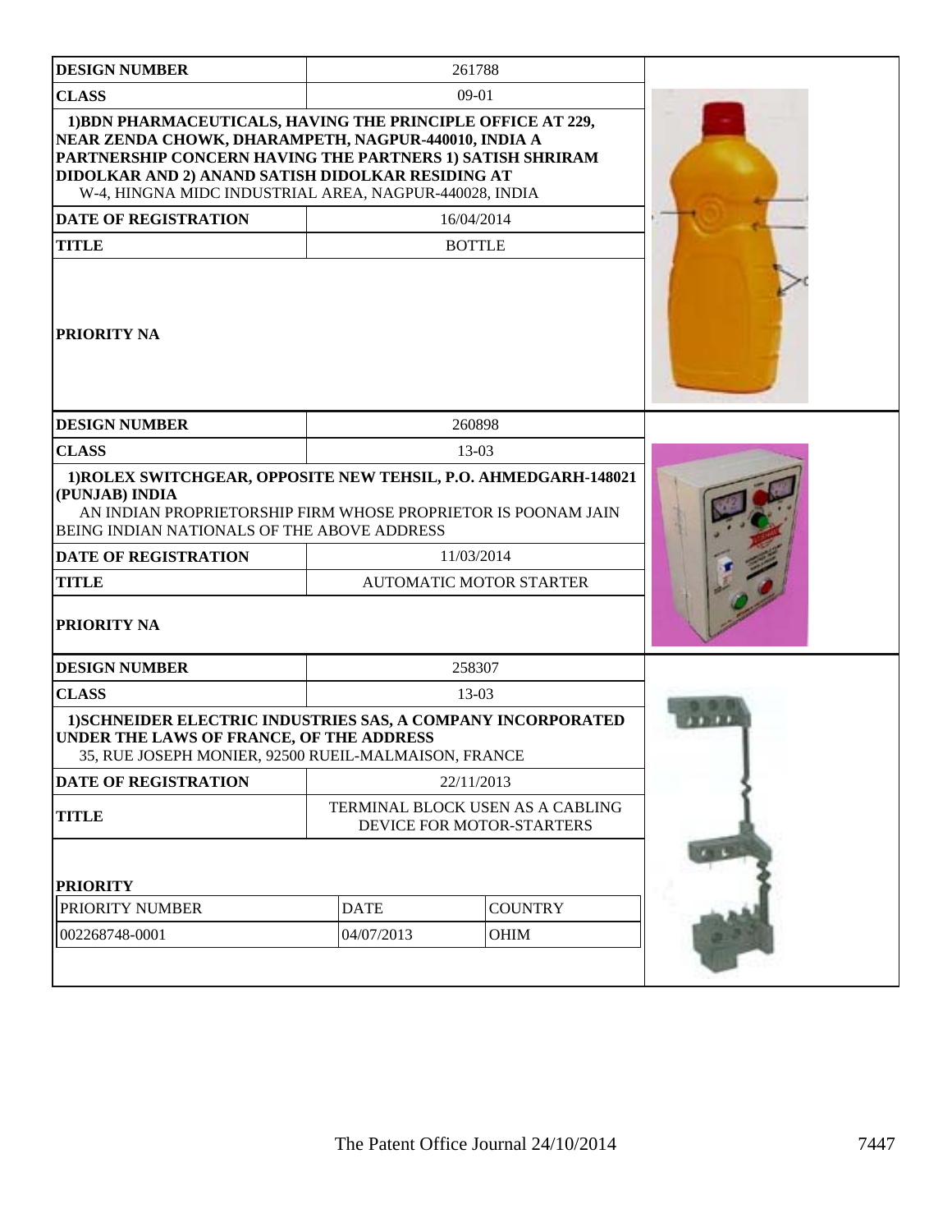| DESIGN NUMBER | 261788 |
|---|---|
| CLASS | 09-01 |
| 1)BDN PHARMACEUTICALS, HAVING THE PRINCIPLE OFFICE AT 229, NEAR ZENDA CHOWK, DHARAMPETH, NAGPUR-440010, INDIA A PARTNERSHIP CONCERN HAVING THE PARTNERS 1) SATISH SHRIRAM DIDOLKAR AND 2) ANAND SATISH DIDOLKAR RESIDING AT W-4, HINGNA MIDC INDUSTRIAL AREA, NAGPUR-440028, INDIA | |
| DATE OF REGISTRATION | 16/04/2014 |
| TITLE | BOTTLE |
| PRIORITY NA | |

| DESIGN NUMBER | 260898 |
|---|---|
| CLASS | 13-03 |
| 1)ROLEX SWITCHGEAR, OPPOSITE NEW TEHSIL, P.O. AHMEDGARH-148021 (PUNJAB) INDIA AN INDIAN PROPRIETORSHIP FIRM WHOSE PROPRIETOR IS POONAM JAIN BEING INDIAN NATIONALS OF THE ABOVE ADDRESS | |
| DATE OF REGISTRATION | 11/03/2014 |
| TITLE | AUTOMATIC MOTOR STARTER |
| PRIORITY NA | |

| DESIGN NUMBER | 258307 |
|---|---|
| CLASS | 13-03 |
| 1)SCHNEIDER ELECTRIC INDUSTRIES SAS, A COMPANY INCORPORATED UNDER THE LAWS OF FRANCE, OF THE ADDRESS 35, RUE JOSEPH MONIER, 92500 RUEIL-MALMAISON, FRANCE | |
| DATE OF REGISTRATION | 22/11/2013 |
| TITLE | TERMINAL BLOCK USEN AS A CABLING DEVICE FOR MOTOR-STARTERS |

**PRIORITY**

| PRIORITY NUMBER | DATE | COUNTRY |
|---|---|---|
| 002268748-0001 | 04/07/2013 | OHIM |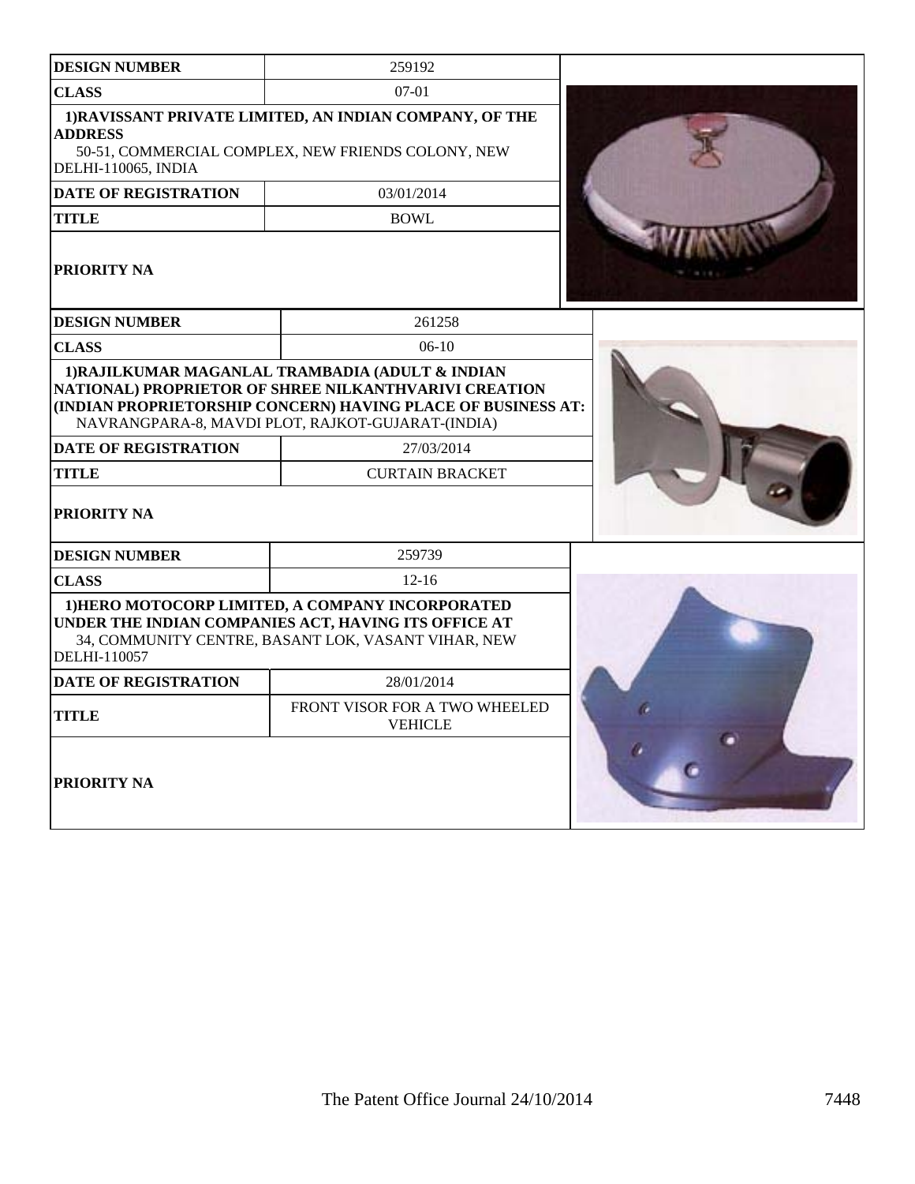| DESIGN NUMBER | 259192 |
| --- | --- |
| CLASS | 07-01 |
| 1)RAVISSANT PRIVATE LIMITED, AN INDIAN COMPANY, OF THE ADDRESS 50-51, COMMERCIAL COMPLEX, NEW FRIENDS COLONY, NEW DELHI-110065, INDIA | |
| DATE OF REGISTRATION | 03/01/2014 |
| TITLE | BOWL |
| PRIORITY NA | |

| DESIGN NUMBER | 261258 |
| --- | --- |
| CLASS | 06-10 |
| 1)RAJILKUMAR MAGANLAL TRAMBADIA (ADULT & INDIAN NATIONAL) PROPRIETOR OF SHREE NILKANTHVARIVI CREATION (INDIAN PROPRIETORSHIP CONCERN) HAVING PLACE OF BUSINESS AT: NAVRANGPARA-8, MAVDI PLOT, RAJKOT-GUJARAT-(INDIA) | |
| DATE OF REGISTRATION | 27/03/2014 |
| TITLE | CURTAIN BRACKET |
| PRIORITY NA | |

| DESIGN NUMBER | 259739 |
| --- | --- |
| CLASS | 12-16 |
| 1)HERO MOTOCORP LIMITED, A COMPANY INCORPORATED UNDER THE INDIAN COMPANIES ACT, HAVING ITS OFFICE AT 34, COMMUNITY CENTRE, BASANT LOK, VASANT VIHAR, NEW DELHI-110057 | |
| DATE OF REGISTRATION | 28/01/2014 |
| TITLE | FRONT VISOR FOR A TWO WHEELED VEHICLE |
| PRIORITY NA | |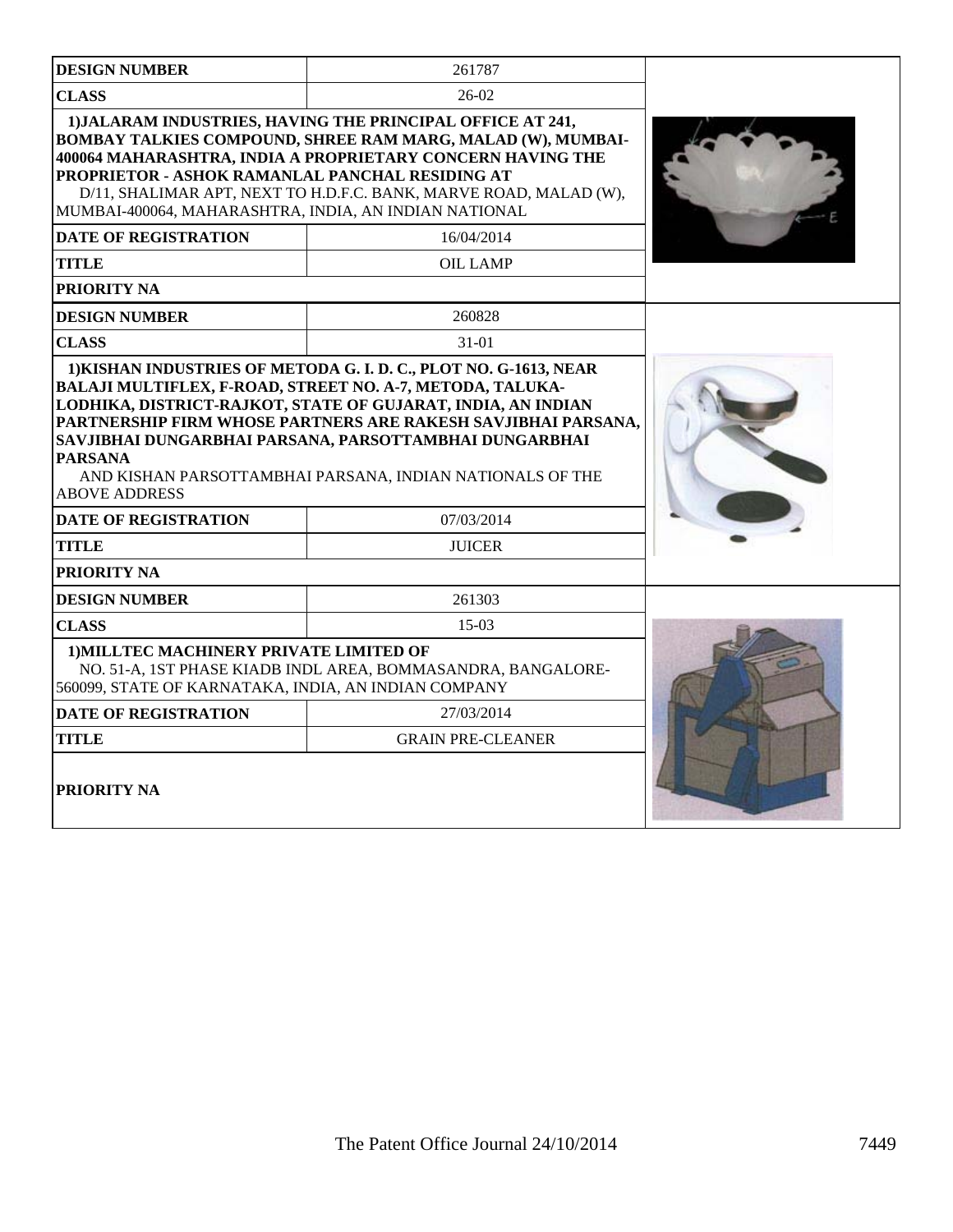| DESIGN NUMBER | 261787 |
| --- | --- |
| CLASS | 26-02 |
| **1)JALARAM INDUSTRIES, HAVING THE PRINCIPAL OFFICE AT 241, BOMBAY TALKIES COMPOUND, SHREE RAM MARG, MALAD (W), MUMBAI-400064 MAHARASHTRA, INDIA A PROPRIETARY CONCERN HAVING THE PROPRIETOR - ASHOK RAMANLAL PANCHAL RESIDING AT** D/11, SHALIMAR APT, NEXT TO H.D.F.C. BANK, MARVE ROAD, MALAD (W), MUMBAI-400064, MAHARASHTRA, INDIA, AN INDIAN NATIONAL | |
| DATE OF REGISTRATION | 16/04/2014 |
| TITLE | OIL LAMP |
| PRIORITY NA | |

| DESIGN NUMBER | 260828 |
| --- | --- |
| CLASS | 31-01 |
| **1)KISHAN INDUSTRIES OF METODA G. I. D. C., PLOT NO. G-1613, NEAR BALAJI MULTIFLEX, F-ROAD, STREET NO. A-7, METODA, TALUKA-LODHIKA, DISTRICT-RAJKOT, STATE OF GUJARAT, INDIA, AN INDIAN PARTNERSHIP FIRM WHOSE PARTNERS ARE RAKESH SAVJIBHAI PARSANA, SAVJIBHAI DUNGARBHAI PARSANA, PARSOTTAMBHAI DUNGARBHAI PARSANA** AND KISHAN PARSOTTAMBHAI PARSANA, INDIAN NATIONALS OF THE ABOVE ADDRESS | |
| DATE OF REGISTRATION | 07/03/2014 |
| TITLE | JUICER |
| PRIORITY NA | |

| DESIGN NUMBER | 261303 |
| --- | --- |
| CLASS | 15-03 |
| **1)MILLTEC MACHINERY PRIVATE LIMITED OF** NO. 51-A, 1ST PHASE KIADB INDL AREA, BOMMASANDRA, BANGALORE-560099, STATE OF KARNATAKA, INDIA, AN INDIAN COMPANY | |
| DATE OF REGISTRATION | 27/03/2014 |
| TITLE | GRAIN PRE-CLEANER |
| PRIORITY NA | |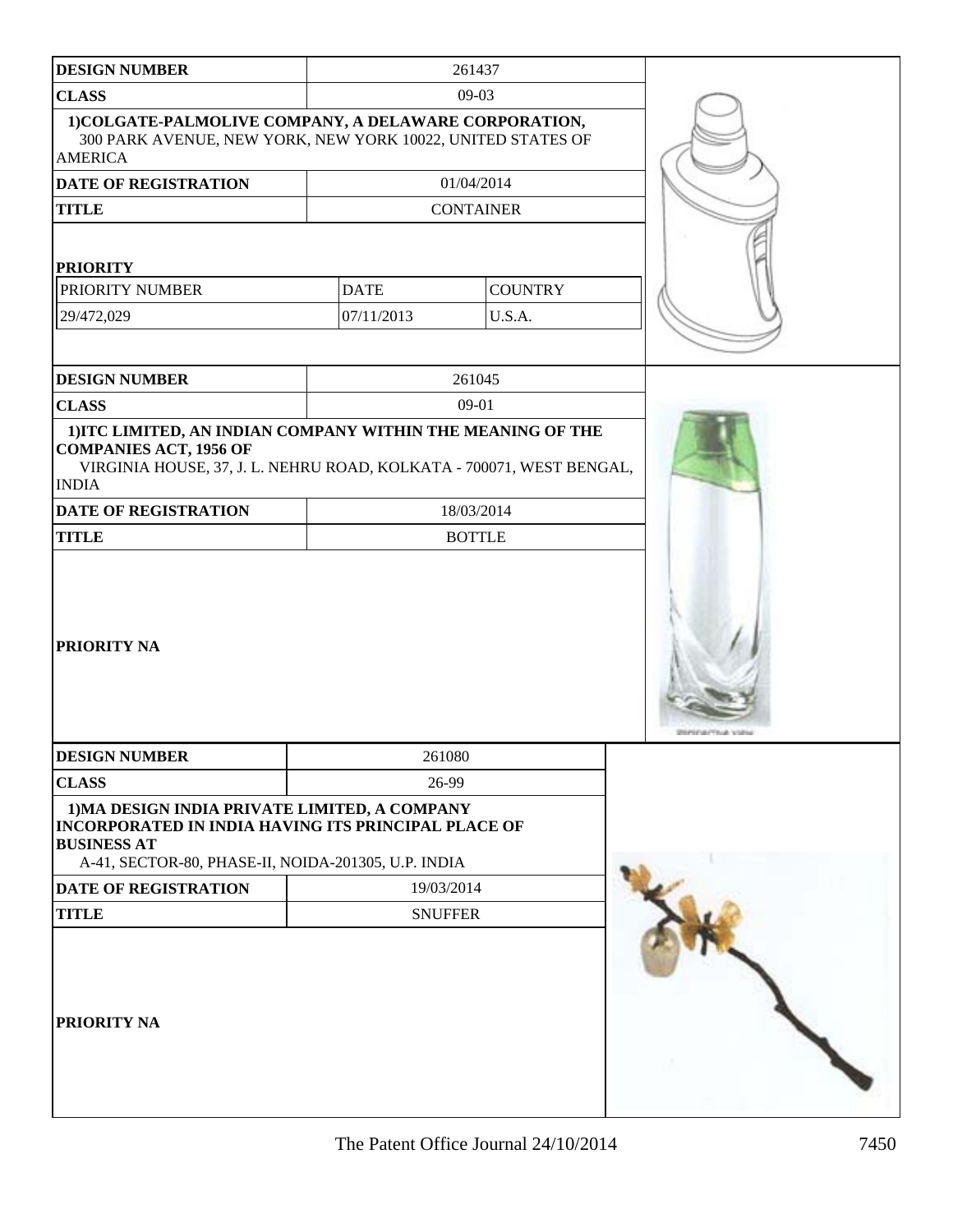| DESIGN NUMBER | 261437 | |
|---|---|---|
| CLASS | 09-03 | |
| 1)COLGATE-PALMOLIVE COMPANY, A DELAWARE CORPORATION, 300 PARK AVENUE, NEW YORK, NEW YORK 10022, UNITED STATES OF AMERICA | | |
| DATE OF REGISTRATION | 01/04/2014 | |
| TITLE | CONTAINER | |

**PRIORITY**

| PRIORITY NUMBER | DATE | COUNTRY |
|---|---|---|
| 29/472,029 | 07/11/2013 | U.S.A. |

| DESIGN NUMBER | 261045 |
|---|---|
| CLASS | 09-01 |
| 1)ITC LIMITED, AN INDIAN COMPANY WITHIN THE MEANING OF THE COMPANIES ACT, 1956 OF VIRGINIA HOUSE, 37, J. L. NEHRU ROAD, KOLKATA - 700071, WEST BENGAL, INDIA | |
| DATE OF REGISTRATION | 18/03/2014 |
| TITLE | BOTTLE |
| PRIORITY NA | |

| DESIGN NUMBER | 261080 |
|---|---|
| CLASS | 26-99 |
| 1)MA DESIGN INDIA PRIVATE LIMITED, A COMPANY INCORPORATED IN INDIA HAVING ITS PRINCIPAL PLACE OF BUSINESS AT A-41, SECTOR-80, PHASE-II, NOIDA-201305, U.P. INDIA | |
| DATE OF REGISTRATION | 19/03/2014 |
| TITLE | SNUFFER |
| PRIORITY NA | |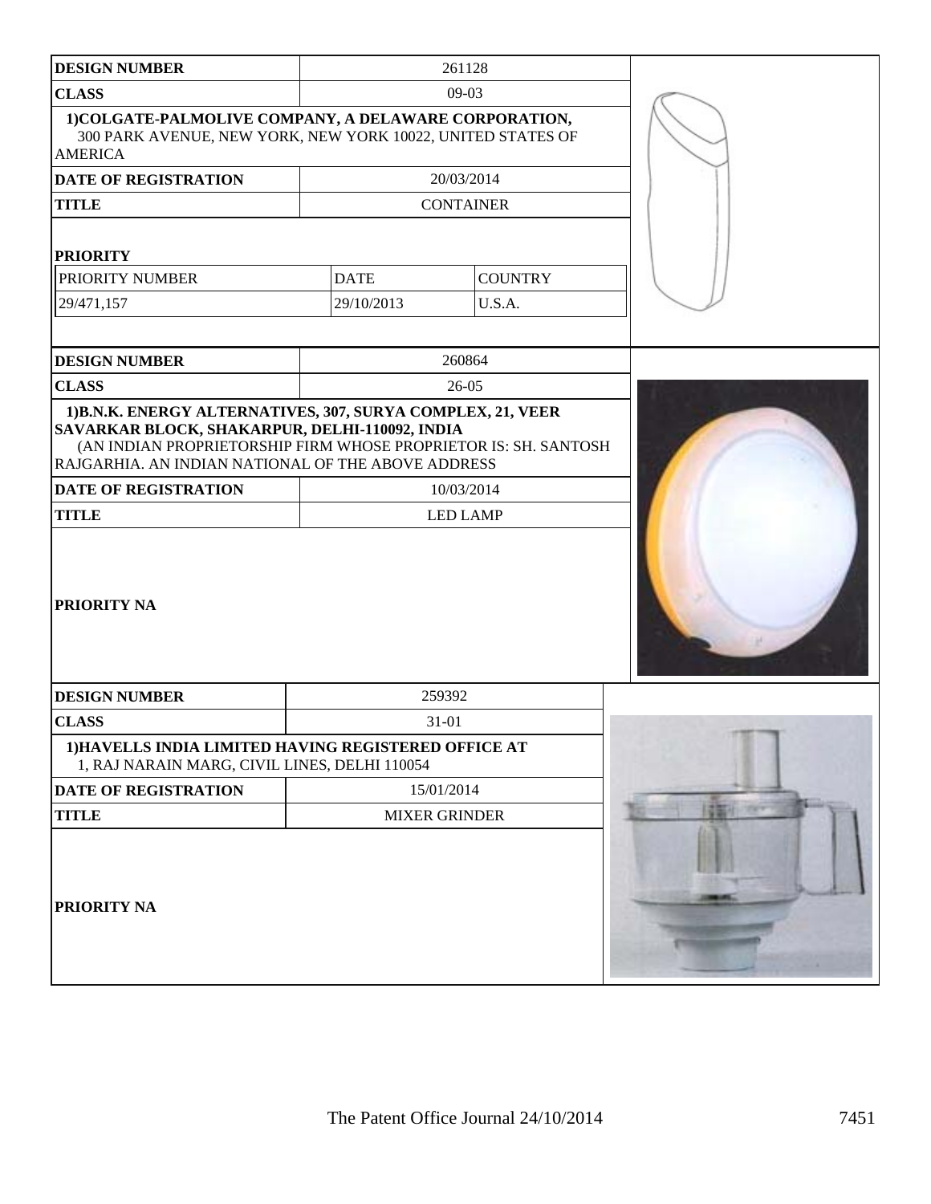| DESIGN NUMBER | 261128 | |
|---|---|---|
| CLASS | 09-03 | |
| 1)COLGATE-PALMOLIVE COMPANY, A DELAWARE CORPORATION, 300 PARK AVENUE, NEW YORK, NEW YORK 10022, UNITED STATES OF AMERICA | | |
| DATE OF REGISTRATION | 20/03/2014 | |
| TITLE | CONTAINER | |
| PRIORITY | | |
| PRIORITY NUMBER | DATE | COUNTRY |
| 29/471,157 | 29/10/2013 | U.S.A. |

| DESIGN NUMBER | 260864 |
|---|---|
| CLASS | 26-05 |
| 1)B.N.K. ENERGY ALTERNATIVES, 307, SURYA COMPLEX, 21, VEER SAVARKAR BLOCK, SHAKARPUR, DELHI-110092, INDIA (AN INDIAN PROPRIETORSHIP FIRM WHOSE PROPRIETOR IS: SH. SANTOSH RAJGARHIA. AN INDIAN NATIONAL OF THE ABOVE ADDRESS | |
| DATE OF REGISTRATION | 10/03/2014 |
| TITLE | LED LAMP |
| PRIORITY NA | |

| DESIGN NUMBER | 259392 |
|---|---|
| CLASS | 31-01 |
| 1)HAVELLS INDIA LIMITED HAVING REGISTERED OFFICE AT 1, RAJ NARAIN MARG, CIVIL LINES, DELHI 110054 | |
| DATE OF REGISTRATION | 15/01/2014 |
| TITLE | MIXER GRINDER |
| PRIORITY NA | |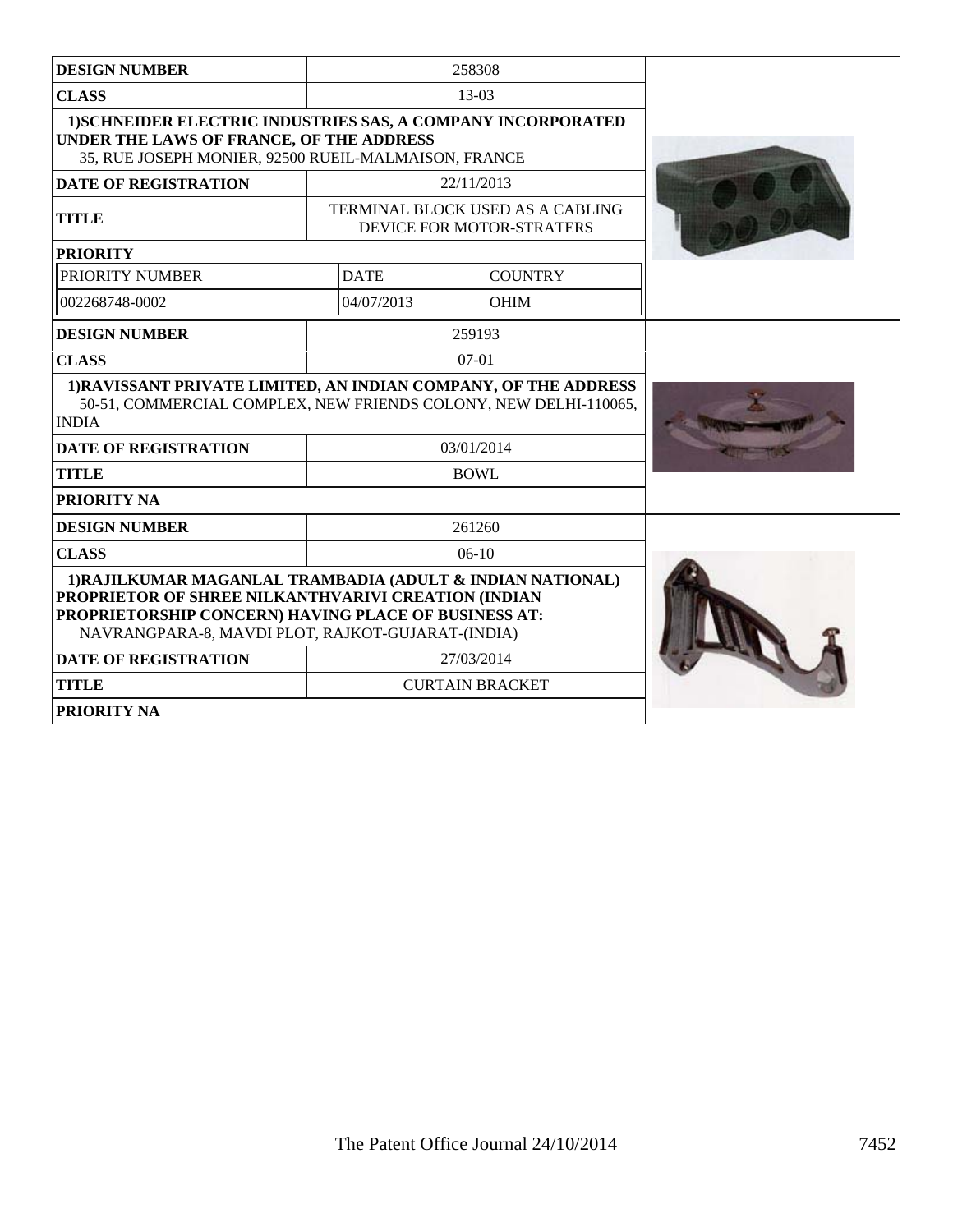| DESIGN NUMBER | 258308 | |
|---|---|---|
| CLASS | 13-03 | |
| 1)SCHNEIDER ELECTRIC INDUSTRIES SAS, A COMPANY INCORPORATED UNDER THE LAWS OF FRANCE, OF THE ADDRESS 35, RUE JOSEPH MONIER, 92500 RUEIL-MALMAISON, FRANCE | | |
| DATE OF REGISTRATION | 22/11/2013 | |
| TITLE | TERMINAL BLOCK USED AS A CABLING DEVICE FOR MOTOR-STRATERS | |
| PRIORITY | | |
| PRIORITY NUMBER | DATE | COUNTRY |
| 002268748-0002 | 04/07/2013 | OHIM |

| DESIGN NUMBER | 259193 |
|---|---|
| CLASS | 07-01 |
| 1)RAVISSANT PRIVATE LIMITED, AN INDIAN COMPANY, OF THE ADDRESS 50-51, COMMERCIAL COMPLEX, NEW FRIENDS COLONY, NEW DELHI-110065, INDIA | |
| DATE OF REGISTRATION | 03/01/2014 |
| TITLE | BOWL |
| PRIORITY NA | |

| DESIGN NUMBER | 261260 |
|---|---|
| CLASS | 06-10 |
| 1)RAJILKUMAR MAGANLAL TRAMBADIA (ADULT & INDIAN NATIONAL) PROPRIETOR OF SHREE NILKANTHVARIVI CREATION (INDIAN PROPRIETORSHIP CONCERN) HAVING PLACE OF BUSINESS AT: NAVRANGPARA-8, MAVDI PLOT, RAJKOT-GUJARAT-(INDIA) | |
| DATE OF REGISTRATION | 27/03/2014 |
| TITLE | CURTAIN BRACKET |
| PRIORITY NA | |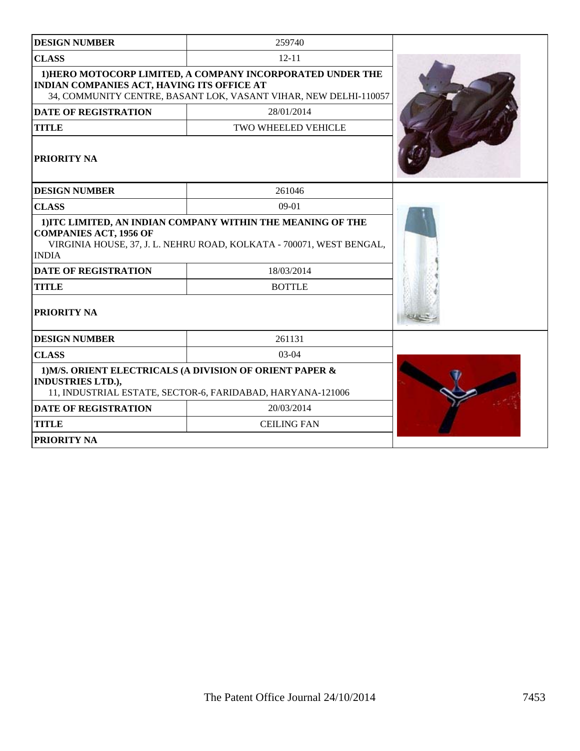| DESIGN NUMBER | 259740 |
|---|---|
| CLASS | 12-11 |
| 1)HERO MOTOCORP LIMITED, A COMPANY INCORPORATED UNDER THE INDIAN COMPANIES ACT, HAVING ITS OFFICE AT 34, COMMUNITY CENTRE, BASANT LOK, VASANT VIHAR, NEW DELHI-110057 | |
| DATE OF REGISTRATION | 28/01/2014 |
| TITLE | TWO WHEELED VEHICLE |
| PRIORITY NA | |

| DESIGN NUMBER | 261046 |
|---|---|
| CLASS | 09-01 |
| 1)ITC LIMITED, AN INDIAN COMPANY WITHIN THE MEANING OF THE COMPANIES ACT, 1956 OF VIRGINIA HOUSE, 37, J. L. NEHRU ROAD, KOLKATA - 700071, WEST BENGAL, INDIA | |
| DATE OF REGISTRATION | 18/03/2014 |
| TITLE | BOTTLE |
| PRIORITY NA | |

| DESIGN NUMBER | 261131 |
|---|---|
| CLASS | 03-04 |
| 1)M/S. ORIENT ELECTRICALS (A DIVISION OF ORIENT PAPER & INDUSTRIES LTD.), 11, INDUSTRIAL ESTATE, SECTOR-6, FARIDABAD, HARYANA-121006 | |
| DATE OF REGISTRATION | 20/03/2014 |
| TITLE | CEILING FAN |
| PRIORITY NA | |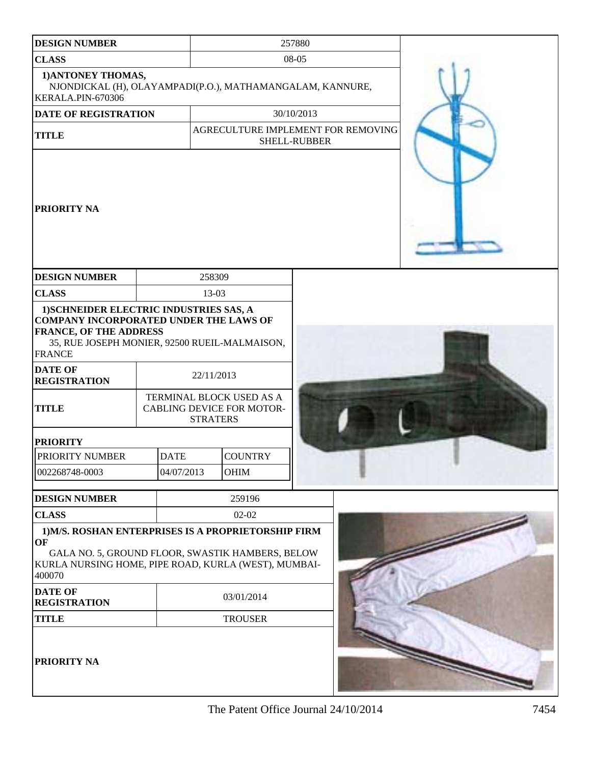| DESIGN NUMBER | 257880 |
|---|---|
| CLASS | 08-05 |
| 1)ANTONEY THOMAS, NJONDICKAL (H), OLAYAMPADI(P.O.), MATHAMANGALAM, KANNURE, KERALA.PIN-670306 | |
| DATE OF REGISTRATION | 30/10/2013 |
| TITLE | AGRECULTURE IMPLEMENT FOR REMOVING SHELL-RUBBER |
| PRIORITY NA | |

| DESIGN NUMBER | 258309 | |
|---|---|---|
| CLASS | 13-03 | |
| 1)SCHNEIDER ELECTRIC INDUSTRIES SAS, A COMPANY INCORPORATED UNDER THE LAWS OF FRANCE, OF THE ADDRESS 35, RUE JOSEPH MONIER, 92500 RUEIL-MALMAISON, FRANCE | | |
| DATE OF REGISTRATION | 22/11/2013 | |
| TITLE | TERMINAL BLOCK USED AS A CABLING DEVICE FOR MOTOR-STRATERS | |
| PRIORITY | | |
| PRIORITY NUMBER | DATE | COUNTRY |
| 002268748-0003 | 04/07/2013 | OHIM |

| DESIGN NUMBER | 259196 |
|---|---|
| CLASS | 02-02 |
| 1)M/S. ROSHAN ENTERPRISES IS A PROPRIETORSHIP FIRM OF GALA NO. 5, GROUND FLOOR, SWASTIK HAMBERS, BELOW KURLA NURSING HOME, PIPE ROAD, KURLA (WEST), MUMBAI-400070 | |
| DATE OF REGISTRATION | 03/01/2014 |
| TITLE | TROUSER |
| PRIORITY NA | |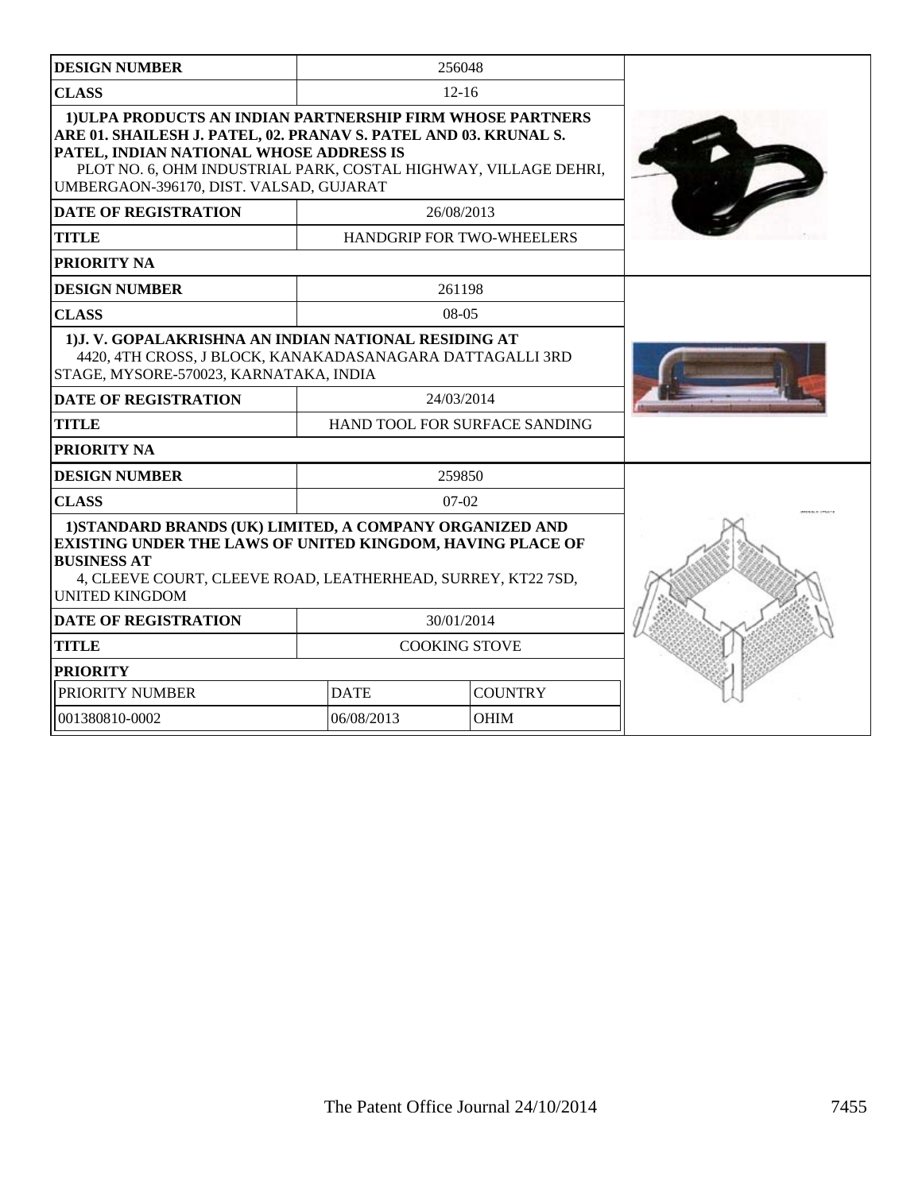| DESIGN NUMBER | 256048 |
| --- | --- |
| CLASS | 12-16 |
| 1)ULPA PRODUCTS AN INDIAN PARTNERSHIP FIRM WHOSE PARTNERS ARE 01. SHAILESH J. PATEL, 02. PRANAV S. PATEL AND 03. KRUNAL S. PATEL, INDIAN NATIONAL WHOSE ADDRESS IS PLOT NO. 6, OHM INDUSTRIAL PARK, COSTAL HIGHWAY, VILLAGE DEHRI, UMBERGAON-396170, DIST. VALSAD, GUJARAT | |
| DATE OF REGISTRATION | 26/08/2013 |
| TITLE | HANDGRIP FOR TWO-WHEELERS |
| PRIORITY NA | |

| DESIGN NUMBER | 261198 |
| --- | --- |
| CLASS | 08-05 |
| 1)J. V. GOPALAKRISHNA AN INDIAN NATIONAL RESIDING AT 4420, 4TH CROSS, J BLOCK, KANAKADASANAGARA DATTAGALLI 3RD STAGE, MYSORE-570023, KARNATAKA, INDIA | |
| DATE OF REGISTRATION | 24/03/2014 |
| TITLE | HAND TOOL FOR SURFACE SANDING |
| PRIORITY NA | |

| DESIGN NUMBER | 259850 | |
| --- | --- | --- |
| CLASS | 07-02 | |
| 1)STANDARD BRANDS (UK) LIMITED, A COMPANY ORGANIZED AND EXISTING UNDER THE LAWS OF UNITED KINGDOM, HAVING PLACE OF BUSINESS AT 4, CLEEVE COURT, CLEEVE ROAD, LEATHERHEAD, SURREY, KT22 7SD, UNITED KINGDOM | | |
| DATE OF REGISTRATION | 30/01/2014 | |
| TITLE | COOKING STOVE | |
| PRIORITY | | |
| PRIORITY NUMBER | DATE | COUNTRY |
| 001380810-0002 | 06/08/2013 | OHIM |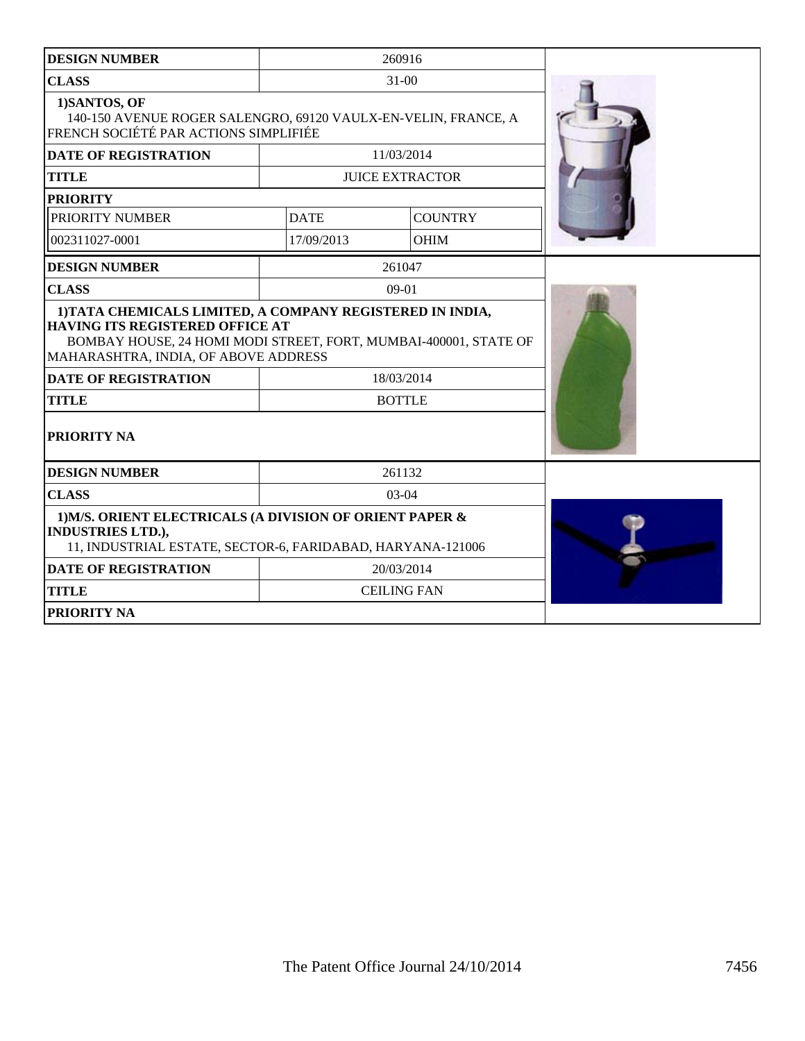| DESIGN NUMBER | 260916 | |
|---|---|---|
| CLASS | 31-00 | |
| 1)SANTOS, OF 140-150 AVENUE ROGER SALENGRO, 69120 VAULX-EN-VELIN, FRANCE, A FRENCH SOCIÉTÉ PAR ACTIONS SIMPLIFIÉE | | |
| DATE OF REGISTRATION | 11/03/2014 | |
| TITLE | JUICE EXTRACTOR | |
| PRIORITY | | |
| PRIORITY NUMBER | DATE | COUNTRY |
| 002311027-0001 | 17/09/2013 | OHIM |

| DESIGN NUMBER | 261047 |
|---|---|
| CLASS | 09-01 |
| 1)TATA CHEMICALS LIMITED, A COMPANY REGISTERED IN INDIA, HAVING ITS REGISTERED OFFICE AT BOMBAY HOUSE, 24 HOMI MODI STREET, FORT, MUMBAI-400001, STATE OF MAHARASHTRA, INDIA, OF ABOVE ADDRESS | |
| DATE OF REGISTRATION | 18/03/2014 |
| TITLE | BOTTLE |
| PRIORITY NA | |

| DESIGN NUMBER | 261132 |
|---|---|
| CLASS | 03-04 |
| 1)M/S. ORIENT ELECTRICALS (A DIVISION OF ORIENT PAPER & INDUSTRIES LTD.), 11, INDUSTRIAL ESTATE, SECTOR-6, FARIDABAD, HARYANA-121006 | |
| DATE OF REGISTRATION | 20/03/2014 |
| TITLE | CEILING FAN |
| PRIORITY NA | |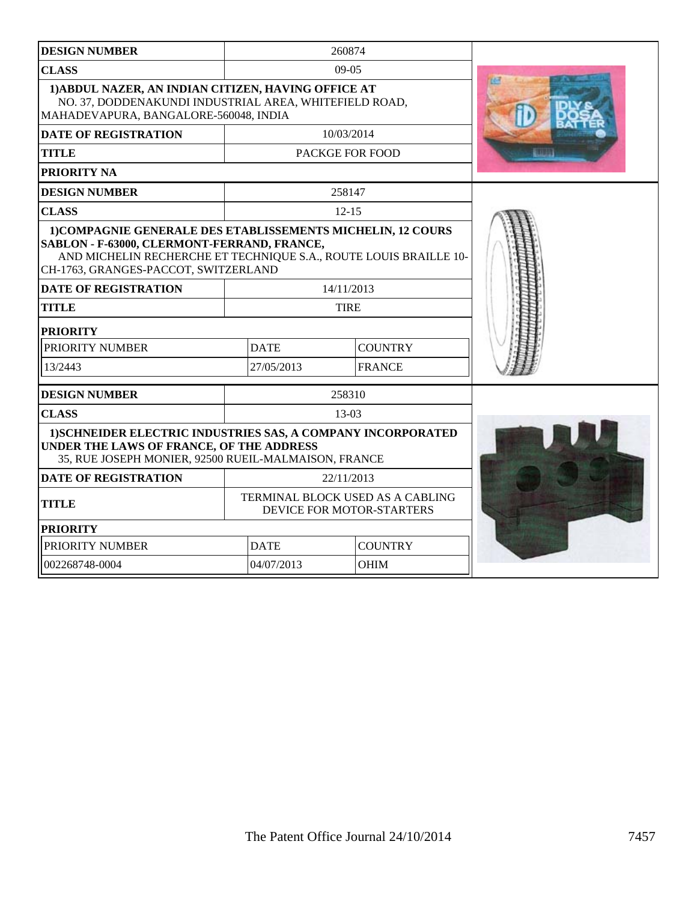| DESIGN NUMBER | 260874 | |
|---|---|---|
| CLASS | 09-05 | |
| 1)ABDUL NAZER, AN INDIAN CITIZEN, HAVING OFFICE AT NO. 37, DODDENAKUNDI INDUSTRIAL AREA, WHITEFIELD ROAD, MAHADEVAPURA, BANGALORE-560048, INDIA | | |
| DATE OF REGISTRATION | 10/03/2014 | |
| TITLE | PACKGE FOR FOOD | |
| PRIORITY NA | | |

| DESIGN NUMBER | 258147 | |
|---|---|---|
| CLASS | 12-15 | |
| 1)COMPAGNIE GENERALE DES ETABLISSEMENTS MICHELIN, 12 COURS SABLON - F-63000, CLERMONT-FERRAND, FRANCE, AND MICHELIN RECHERCHE ET TECHNIQUE S.A., ROUTE LOUIS BRAILLE 10-CH-1763, GRANGES-PACCOT, SWITZERLAND | | |
| DATE OF REGISTRATION | 14/11/2013 | |
| TITLE | TIRE | |
| PRIORITY | | |
| PRIORITY NUMBER | DATE | COUNTRY |
| 13/2443 | 27/05/2013 | FRANCE |

| DESIGN NUMBER | 258310 | |
|---|---|---|
| CLASS | 13-03 | |
| 1)SCHNEIDER ELECTRIC INDUSTRIES SAS, A COMPANY INCORPORATED UNDER THE LAWS OF FRANCE, OF THE ADDRESS 35, RUE JOSEPH MONIER, 92500 RUEIL-MALMAISON, FRANCE | | |
| DATE OF REGISTRATION | 22/11/2013 | |
| TITLE | TERMINAL BLOCK USED AS A CABLING DEVICE FOR MOTOR-STARTERS | |
| PRIORITY | | |
| PRIORITY NUMBER | DATE | COUNTRY |
| 002268748-0004 | 04/07/2013 | OHIM |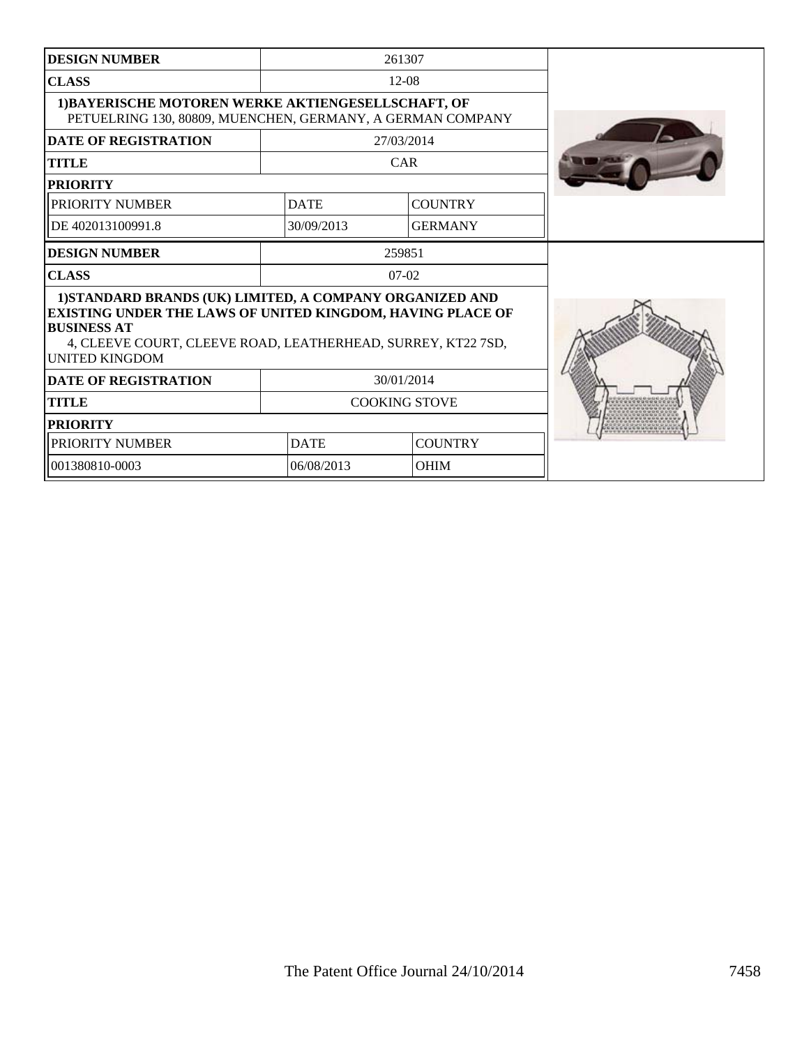| | | | |
|---|---|---|---|
| **DESIGN NUMBER** | 261307 | | |
| **CLASS** | 12-08 | | |
| **1)BAYERISCHE MOTOREN WERKE AKTIENGESELLSCHAFT, OF** PETUELRING 130, 80809, MUENCHEN, GERMANY, A GERMAN COMPANY | | | |
| **DATE OF REGISTRATION** | 27/03/2014 | | |
| **TITLE** | CAR | | |
| **PRIORITY** | | | |
| PRIORITY NUMBER | DATE | COUNTRY | |
| DE 402013100991.8 | 30/09/2013 | GERMANY | |

| | | | |
|---|---|---|---|
| **DESIGN NUMBER** | 259851 | | |
| **CLASS** | 07-02 | | |
| **1)STANDARD BRANDS (UK) LIMITED, A COMPANY ORGANIZED AND EXISTING UNDER THE LAWS OF UNITED KINGDOM, HAVING PLACE OF BUSINESS AT** 4, CLEEVE COURT, CLEEVE ROAD, LEATHERHEAD, SURREY, KT22 7SD, UNITED KINGDOM | | | |
| **DATE OF REGISTRATION** | 30/01/2014 | | |
| **TITLE** | COOKING STOVE | | |
| **PRIORITY** | | | |
| PRIORITY NUMBER | DATE | COUNTRY | |
| 001380810-0003 | 06/08/2013 | OHIM | |